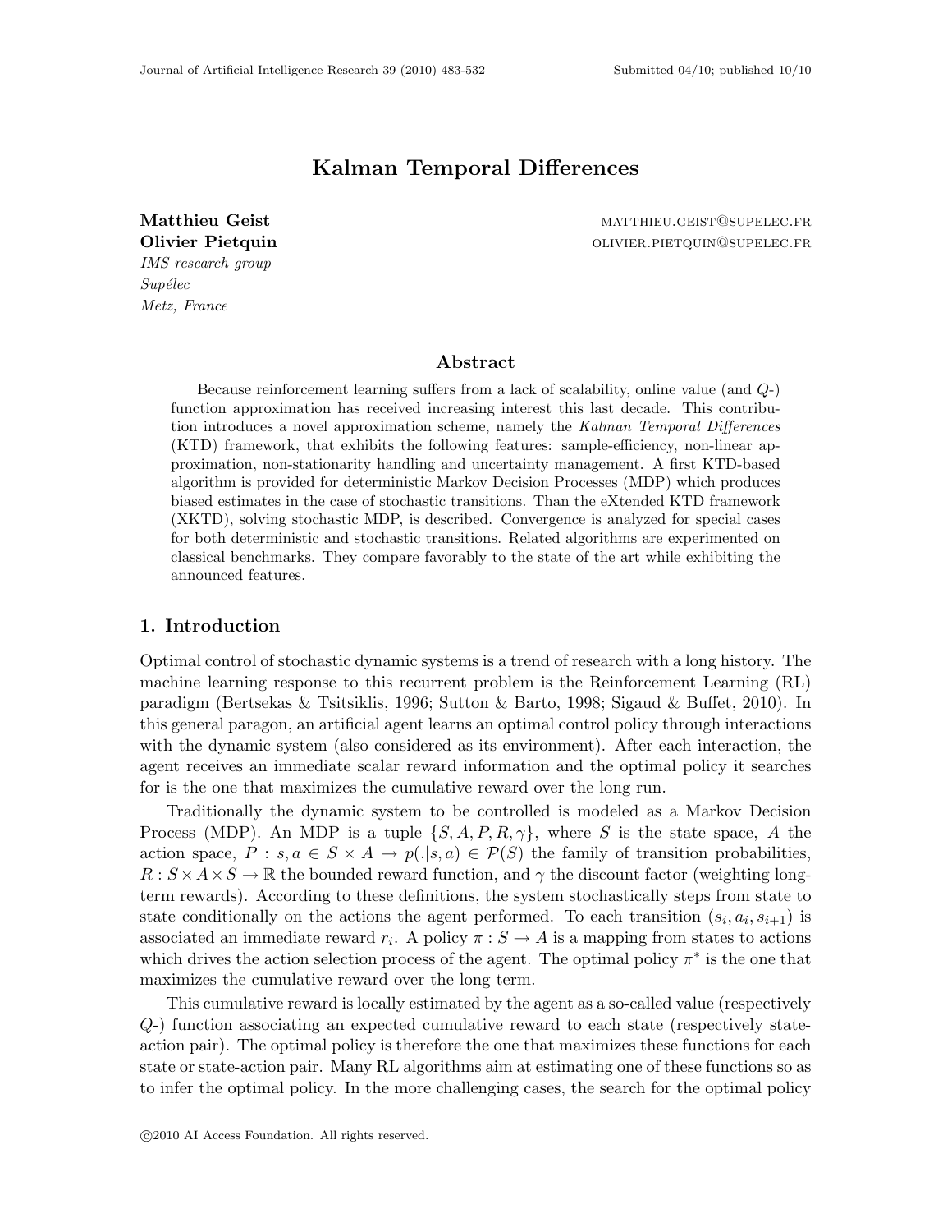# Kalman Temporal Differences

**Matthieu Geist** matthieu.geist@supelec.fr
**Olivier Pietquin** olivier.pietquin@supelec.fr
*IMS research group*
*Supélec*
*Metz, France*

## Abstract

Because reinforcement learning suffers from a lack of scalability, online value (and $Q$-) function approximation has received increasing interest this last decade. This contribution introduces a novel approximation scheme, namely the *Kalman Temporal Differences* (KTD) framework, that exhibits the following features: sample-efficiency, non-linear approximation, non-stationarity handling and uncertainty management. A first KTD-based algorithm is provided for deterministic Markov Decision Processes (MDP) which produces biased estimates in the case of stochastic transitions. Than the eXtended KTD framework (XKTD), solving stochastic MDP, is described. Convergence is analyzed for special cases for both deterministic and stochastic transitions. Related algorithms are experimented on classical benchmarks. They compare favorably to the state of the art while exhibiting the announced features.

## 1. Introduction

Optimal control of stochastic dynamic systems is a trend of research with a long history. The machine learning response to this recurrent problem is the Reinforcement Learning (RL) paradigm (Bertsekas & Tsitsiklis, 1996; Sutton & Barto, 1998; Sigaud & Buffet, 2010). In this general paragon, an artificial agent learns an optimal control policy through interactions with the dynamic system (also considered as its environment). After each interaction, the agent receives an immediate scalar reward information and the optimal policy it searches for is the one that maximizes the cumulative reward over the long run.

Traditionally the dynamic system to be controlled is modeled as a Markov Decision Process (MDP). An MDP is a tuple $\{S, A, P, R, \gamma\}$, where $S$ is the state space, $A$ the action space, $P : s, a \in S \times A \to p(.|s, a) \in \mathcal{P}(S)$ the family of transition probabilities, $R : S \times A \times S \to \mathbb{R}$ the bounded reward function, and $\gamma$ the discount factor (weighting long-term rewards). According to these definitions, the system stochastically steps from state to state conditionally on the actions the agent performed. To each transition $(s_i, a_i, s_{i+1})$ is associated an immediate reward $r_i$. A policy $\pi : S \to A$ is a mapping from states to actions which drives the action selection process of the agent. The optimal policy $\pi^*$ is the one that maximizes the cumulative reward over the long term.

This cumulative reward is locally estimated by the agent as a so-called value (respectively $Q$-) function associating an expected cumulative reward to each state (respectively state-action pair). The optimal policy is therefore the one that maximizes these functions for each state or state-action pair. Many RL algorithms aim at estimating one of these functions so as to infer the optimal policy. In the more challenging cases, the search for the optimal policy

©2010 AI Access Foundation. All rights reserved.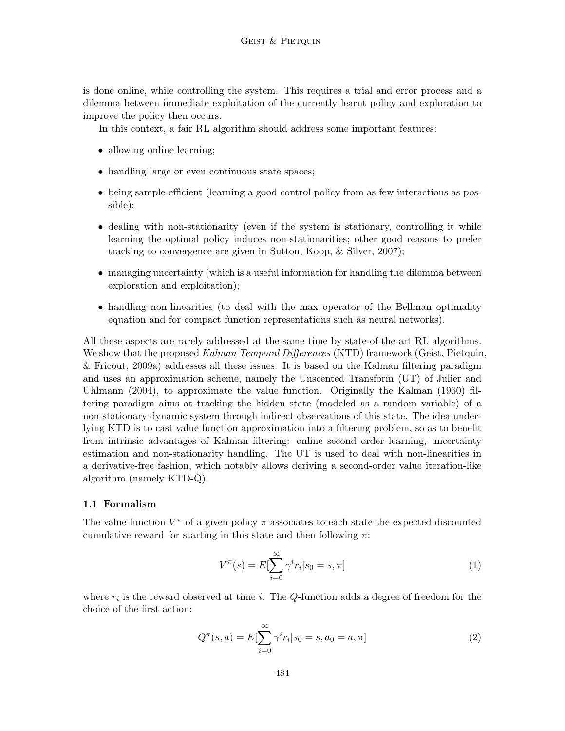is done online, while controlling the system. This requires a trial and error process and a dilemma between immediate exploitation of the currently learnt policy and exploration to improve the policy then occurs.

In this context, a fair RL algorithm should address some important features:

- allowing online learning;
- handling large or even continuous state spaces;
- being sample-efficient (learning a good control policy from as few interactions as possible);
- dealing with non-stationarity (even if the system is stationary, controlling it while learning the optimal policy induces non-stationarities; other good reasons to prefer tracking to convergence are given in Sutton, Koop, & Silver, 2007);
- managing uncertainty (which is a useful information for handling the dilemma between exploration and exploitation);
- handling non-linearities (to deal with the max operator of the Bellman optimality equation and for compact function representations such as neural networks).

All these aspects are rarely addressed at the same time by state-of-the-art RL algorithms. We show that the proposed *Kalman Temporal Differences* (KTD) framework (Geist, Pietquin, & Fricout, 2009a) addresses all these issues. It is based on the Kalman filtering paradigm and uses an approximation scheme, namely the Unscented Transform (UT) of Julier and Uhlmann (2004), to approximate the value function. Originally the Kalman (1960) filtering paradigm aims at tracking the hidden state (modeled as a random variable) of a non-stationary dynamic system through indirect observations of this state. The idea underlying KTD is to cast value function approximation into a filtering problem, so as to benefit from intrinsic advantages of Kalman filtering: online second order learning, uncertainty estimation and non-stationarity handling. The UT is used to deal with non-linearities in a derivative-free fashion, which notably allows deriving a second-order value iteration-like algorithm (namely KTD-Q).

### 1.1 Formalism

The value function $V^\pi$ of a given policy $\pi$ associates to each state the expected discounted cumulative reward for starting in this state and then following $\pi$:

$$V^\pi(s) = E[\sum_{i=0}^{\infty} \gamma^i r_i | s_0 = s, \pi] \tag{1}$$

where $r_i$ is the reward observed at time $i$. The $Q$-function adds a degree of freedom for the choice of the first action:

$$Q^\pi(s, a) = E[\sum_{i=0}^{\infty} \gamma^i r_i | s_0 = s, a_0 = a, \pi] \tag{2}$$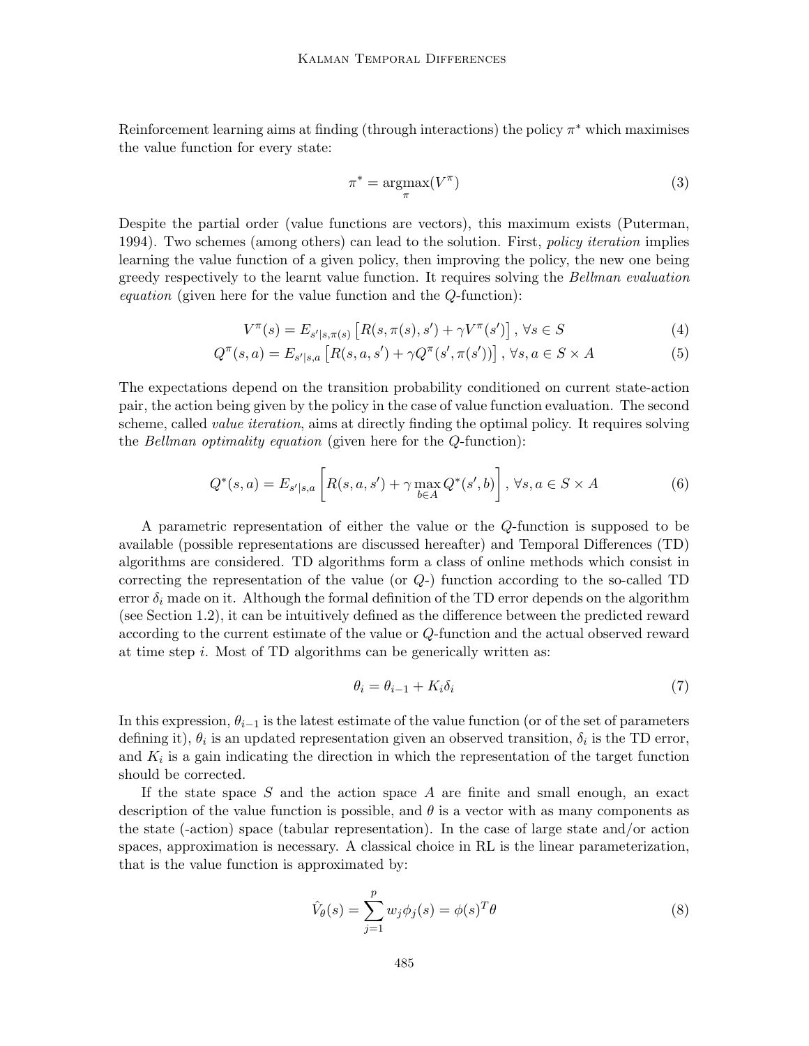Reinforcement learning aims at finding (through interactions) the policy $\pi^*$ which maximises the value function for every state:

$$\pi^* = \underset{\pi}{\operatorname{argmax}}(V^\pi) \tag{3}$$

Despite the partial order (value functions are vectors), this maximum exists (Puterman, 1994). Two schemes (among others) can lead to the solution. First, *policy iteration* implies learning the value function of a given policy, then improving the policy, the new one being greedy respectively to the learnt value function. It requires solving the *Bellman evaluation equation* (given here for the value function and the $Q$-function):

$$V^\pi(s) = E_{s'|s,\pi(s)}\left[R(s,\pi(s),s') + \gamma V^\pi(s')\right], \, \forall s \in S \tag{4}$$

$$Q^\pi(s,a) = E_{s'|s,a}\left[R(s,a,s') + \gamma Q^\pi(s',\pi(s'))\right], \, \forall s,a \in S \times A \tag{5}$$

The expectations depend on the transition probability conditioned on current state-action pair, the action being given by the policy in the case of value function evaluation. The second scheme, called *value iteration*, aims at directly finding the optimal policy. It requires solving the *Bellman optimality equation* (given here for the $Q$-function):

$$Q^*(s,a) = E_{s'|s,a}\left[R(s,a,s') + \gamma \max_{b \in A} Q^*(s',b)\right], \, \forall s,a \in S \times A \tag{6}$$

A parametric representation of either the value or the $Q$-function is supposed to be available (possible representations are discussed hereafter) and Temporal Differences (TD) algorithms are considered. TD algorithms form a class of online methods which consist in correcting the representation of the value (or $Q$-) function according to the so-called TD error $\delta_i$ made on it. Although the formal definition of the TD error depends on the algorithm (see Section 1.2), it can be intuitively defined as the difference between the predicted reward according to the current estimate of the value or $Q$-function and the actual observed reward at time step $i$. Most of TD algorithms can be generically written as:

$$\theta_i = \theta_{i-1} + K_i \delta_i \tag{7}$$

In this expression, $\theta_{i-1}$ is the latest estimate of the value function (or of the set of parameters defining it), $\theta_i$ is an updated representation given an observed transition, $\delta_i$ is the TD error, and $K_i$ is a gain indicating the direction in which the representation of the target function should be corrected.

If the state space $S$ and the action space $A$ are finite and small enough, an exact description of the value function is possible, and $\theta$ is a vector with as many components as the state (-action) space (tabular representation). In the case of large state and/or action spaces, approximation is necessary. A classical choice in RL is the linear parameterization, that is the value function is approximated by:

$$\hat{V}_\theta(s) = \sum_{j=1}^{p} w_j \phi_j(s) = \phi(s)^T \theta \tag{8}$$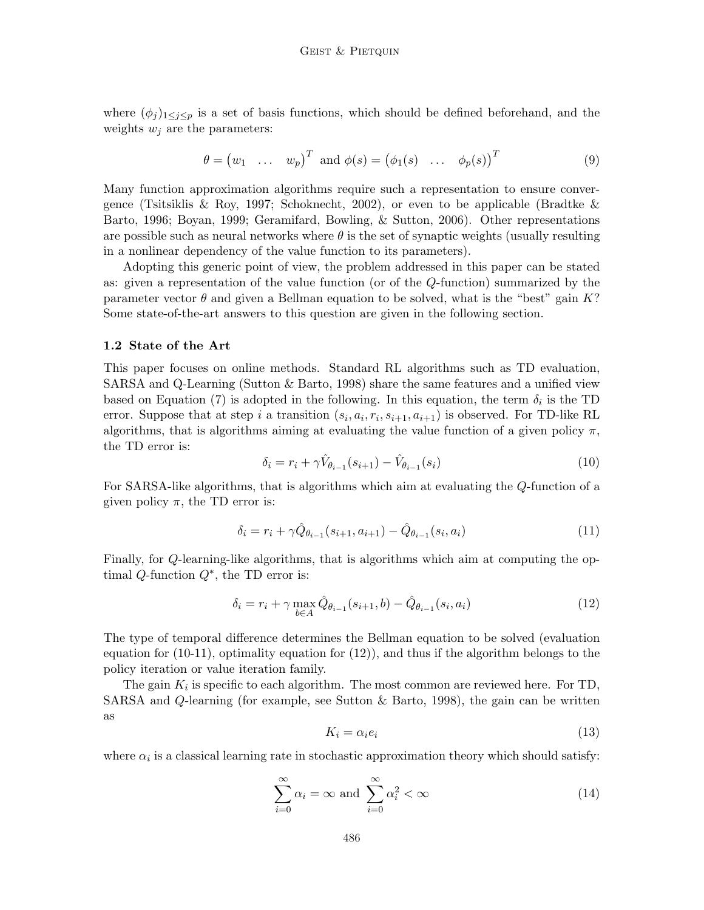where $(\phi_j)_{1 \leq j \leq p}$ is a set of basis functions, which should be defined beforehand, and the weights $w_j$ are the parameters:

$$\theta = \begin{pmatrix} w_1 & \dots & w_p \end{pmatrix}^T \text{ and } \phi(s) = \begin{pmatrix} \phi_1(s) & \dots & \phi_p(s) \end{pmatrix}^T \tag{9}$$

Many function approximation algorithms require such a representation to ensure convergence (Tsitsiklis & Roy, 1997; Schoknecht, 2002), or even to be applicable (Bradtke & Barto, 1996; Boyan, 1999; Geramifard, Bowling, & Sutton, 2006). Other representations are possible such as neural networks where $\theta$ is the set of synaptic weights (usually resulting in a nonlinear dependency of the value function to its parameters).

Adopting this generic point of view, the problem addressed in this paper can be stated as: given a representation of the value function (or of the $Q$-function) summarized by the parameter vector $\theta$ and given a Bellman equation to be solved, what is the "best" gain $K$? Some state-of-the-art answers to this question are given in the following section.

### 1.2 State of the Art

This paper focuses on online methods. Standard RL algorithms such as TD evaluation, SARSA and Q-Learning (Sutton & Barto, 1998) share the same features and a unified view based on Equation (7) is adopted in the following. In this equation, the term $\delta_i$ is the TD error. Suppose that at step $i$ a transition $(s_i, a_i, r_i, s_{i+1}, a_{i+1})$ is observed. For TD-like RL algorithms, that is algorithms aiming at evaluating the value function of a given policy $\pi$, the TD error is:

$$\delta_i = r_i + \gamma \hat{V}_{\theta_{i-1}}(s_{i+1}) - \hat{V}_{\theta_{i-1}}(s_i) \tag{10}$$

For SARSA-like algorithms, that is algorithms which aim at evaluating the $Q$-function of a given policy $\pi$, the TD error is:

$$\delta_i = r_i + \gamma \hat{Q}_{\theta_{i-1}}(s_{i+1}, a_{i+1}) - \hat{Q}_{\theta_{i-1}}(s_i, a_i) \tag{11}$$

Finally, for $Q$-learning-like algorithms, that is algorithms which aim at computing the optimal $Q$-function $Q^*$, the TD error is:

$$\delta_i = r_i + \gamma \max_{b \in A} \hat{Q}_{\theta_{i-1}}(s_{i+1}, b) - \hat{Q}_{\theta_{i-1}}(s_i, a_i) \tag{12}$$

The type of temporal difference determines the Bellman equation to be solved (evaluation equation for (10-11), optimality equation for (12)), and thus if the algorithm belongs to the policy iteration or value iteration family.

The gain $K_i$ is specific to each algorithm. The most common are reviewed here. For TD, SARSA and $Q$-learning (for example, see Sutton & Barto, 1998), the gain can be written as

$$K_i = \alpha_i e_i \tag{13}$$

where $\alpha_i$ is a classical learning rate in stochastic approximation theory which should satisfy:

$$\sum_{i=0}^{\infty} \alpha_i = \infty \text{ and } \sum_{i=0}^{\infty} \alpha_i^2 < \infty \tag{14}$$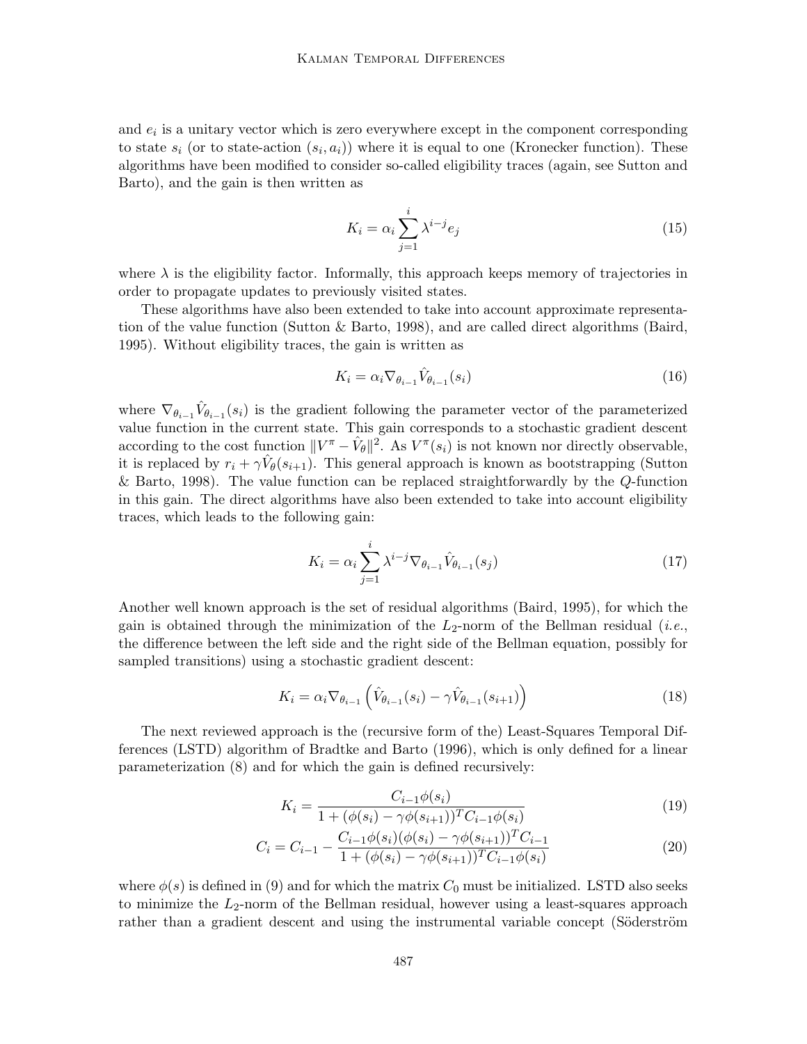and $e_i$ is a unitary vector which is zero everywhere except in the component corresponding to state $s_i$ (or to state-action $(s_i, a_i)$) where it is equal to one (Kronecker function). These algorithms have been modified to consider so-called eligibility traces (again, see Sutton and Barto), and the gain is then written as

$$K_i = \alpha_i \sum_{j=1}^{i} \lambda^{i-j} e_j \tag{15}$$

where $\lambda$ is the eligibility factor. Informally, this approach keeps memory of trajectories in order to propagate updates to previously visited states.

These algorithms have also been extended to take into account approximate representation of the value function (Sutton & Barto, 1998), and are called direct algorithms (Baird, 1995). Without eligibility traces, the gain is written as

$$K_i = \alpha_i \nabla_{\theta_{i-1}} \hat{V}_{\theta_{i-1}}(s_i) \tag{16}$$

where $\nabla_{\theta_{i-1}} \hat{V}_{\theta_{i-1}}(s_i)$ is the gradient following the parameter vector of the parameterized value function in the current state. This gain corresponds to a stochastic gradient descent according to the cost function $\|V^\pi - \hat{V}_\theta\|^2$. As $V^\pi(s_i)$ is not known nor directly observable, it is replaced by $r_i + \gamma \hat{V}_\theta(s_{i+1})$. This general approach is known as bootstrapping (Sutton & Barto, 1998). The value function can be replaced straightforwardly by the $Q$-function in this gain. The direct algorithms have also been extended to take into account eligibility traces, which leads to the following gain:

$$K_i = \alpha_i \sum_{j=1}^{i} \lambda^{i-j} \nabla_{\theta_{i-1}} \hat{V}_{\theta_{i-1}}(s_j) \tag{17}$$

Another well known approach is the set of residual algorithms (Baird, 1995), for which the gain is obtained through the minimization of the $L_2$-norm of the Bellman residual (*i.e.*, the difference between the left side and the right side of the Bellman equation, possibly for sampled transitions) using a stochastic gradient descent:

$$K_i = \alpha_i \nabla_{\theta_{i-1}} \left( \hat{V}_{\theta_{i-1}}(s_i) - \gamma \hat{V}_{\theta_{i-1}}(s_{i+1}) \right) \tag{18}$$

The next reviewed approach is the (recursive form of the) Least-Squares Temporal Differences (LSTD) algorithm of Bradtke and Barto (1996), which is only defined for a linear parameterization (8) and for which the gain is defined recursively:

$$K_i = \frac{C_{i-1}\phi(s_i)}{1 + (\phi(s_i) - \gamma\phi(s_{i+1}))^T C_{i-1}\phi(s_i)} \tag{19}$$

$$C_i = C_{i-1} - \frac{C_{i-1}\phi(s_i)(\phi(s_i) - \gamma\phi(s_{i+1}))^T C_{i-1}}{1 + (\phi(s_i) - \gamma\phi(s_{i+1}))^T C_{i-1}\phi(s_i)} \tag{20}$$

where $\phi(s)$ is defined in (9) and for which the matrix $C_0$ must be initialized. LSTD also seeks to minimize the $L_2$-norm of the Bellman residual, however using a least-squares approach rather than a gradient descent and using the instrumental variable concept (Söderström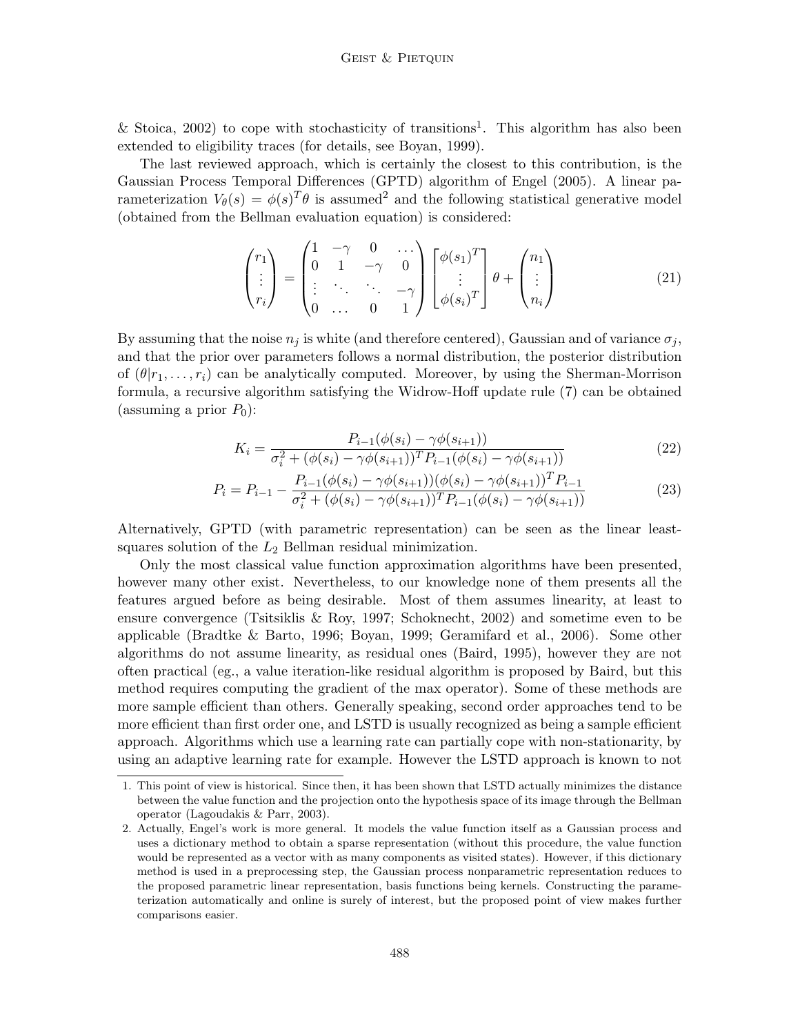& Stoica, 2002) to cope with stochasticity of transitions[1]. This algorithm has also been extended to eligibility traces (for details, see Boyan, 1999).

The last reviewed approach, which is certainly the closest to this contribution, is the Gaussian Process Temporal Differences (GPTD) algorithm of Engel (2005). A linear parameterization $V_\theta(s) = \phi(s)^T\theta$ is assumed[2] and the following statistical generative model (obtained from the Bellman evaluation equation) is considered:

$$\begin{pmatrix} r_1 \\ \vdots \\ r_i \end{pmatrix} = \begin{pmatrix} 1 & -\gamma & 0 & \dots \\ 0 & 1 & -\gamma & 0 \\ \vdots & \ddots & \ddots & -\gamma \\ 0 & \dots & 0 & 1 \end{pmatrix} \begin{bmatrix} \phi(s_1)^T \\ \vdots \\ \phi(s_i)^T \end{bmatrix} \theta + \begin{pmatrix} n_1 \\ \vdots \\ n_i \end{pmatrix} \tag{21}$$

By assuming that the noise $n_j$ is white (and therefore centered), Gaussian and of variance $\sigma_j$, and that the prior over parameters follows a normal distribution, the posterior distribution of $(\theta|r_1, \dots, r_i)$ can be analytically computed. Moreover, by using the Sherman-Morrison formula, a recursive algorithm satisfying the Widrow-Hoff update rule (7) can be obtained (assuming a prior $P_0$):

$$K_i = \frac{P_{i-1}(\phi(s_i) - \gamma\phi(s_{i+1}))}{\sigma_i^2 + (\phi(s_i) - \gamma\phi(s_{i+1}))^T P_{i-1}(\phi(s_i) - \gamma\phi(s_{i+1}))} \tag{22}$$

$$P_i = P_{i-1} - \frac{P_{i-1}(\phi(s_i) - \gamma\phi(s_{i+1}))(\phi(s_i) - \gamma\phi(s_{i+1}))^T P_{i-1}}{\sigma_i^2 + (\phi(s_i) - \gamma\phi(s_{i+1}))^T P_{i-1}(\phi(s_i) - \gamma\phi(s_{i+1}))} \tag{23}$$

Alternatively, GPTD (with parametric representation) can be seen as the linear least-squares solution of the $L_2$ Bellman residual minimization.

Only the most classical value function approximation algorithms have been presented, however many other exist. Nevertheless, to our knowledge none of them presents all the features argued before as being desirable. Most of them assumes linearity, at least to ensure convergence (Tsitsiklis & Roy, 1997; Schoknecht, 2002) and sometime even to be applicable (Bradtke & Barto, 1996; Boyan, 1999; Geramifard et al., 2006). Some other algorithms do not assume linearity, as residual ones (Baird, 1995), however they are not often practical (eg., a value iteration-like residual algorithm is proposed by Baird, but this method requires computing the gradient of the max operator). Some of these methods are more sample efficient than others. Generally speaking, second order approaches tend to be more efficient than first order one, and LSTD is usually recognized as being a sample efficient approach. Algorithms which use a learning rate can partially cope with non-stationarity, by using an adaptive learning rate for example. However the LSTD approach is known to not

1. This point of view is historical. Since then, it has been shown that LSTD actually minimizes the distance between the value function and the projection onto the hypothesis space of its image through the Bellman operator (Lagoudakis & Parr, 2003).

2. Actually, Engel's work is more general. It models the value function itself as a Gaussian process and uses a dictionary method to obtain a sparse representation (without this procedure, the value function would be represented as a vector with as many components as visited states). However, if this dictionary method is used in a preprocessing step, the Gaussian process nonparametric representation reduces to the proposed parametric linear representation, basis functions being kernels. Constructing the parameterization automatically and online is surely of interest, but the proposed point of view makes further comparisons easier.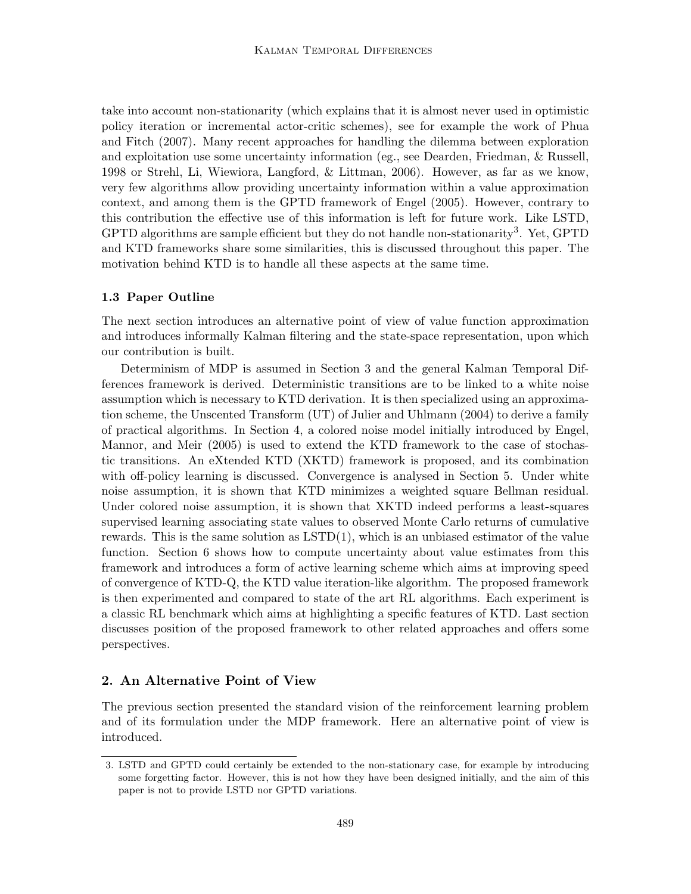take into account non-stationarity (which explains that it is almost never used in optimistic policy iteration or incremental actor-critic schemes), see for example the work of Phua and Fitch (2007). Many recent approaches for handling the dilemma between exploration and exploitation use some uncertainty information (eg., see Dearden, Friedman, & Russell, 1998 or Strehl, Li, Wiewiora, Langford, & Littman, 2006). However, as far as we know, very few algorithms allow providing uncertainty information within a value approximation context, and among them is the GPTD framework of Engel (2005). However, contrary to this contribution the effective use of this information is left for future work. Like LSTD, GPTD algorithms are sample efficient but they do not handle non-stationarity[3]. Yet, GPTD and KTD frameworks share some similarities, this is discussed throughout this paper. The motivation behind KTD is to handle all these aspects at the same time.

### 1.3 Paper Outline

The next section introduces an alternative point of view of value function approximation and introduces informally Kalman filtering and the state-space representation, upon which our contribution is built.

Determinism of MDP is assumed in Section 3 and the general Kalman Temporal Differences framework is derived. Deterministic transitions are to be linked to a white noise assumption which is necessary to KTD derivation. It is then specialized using an approximation scheme, the Unscented Transform (UT) of Julier and Uhlmann (2004) to derive a family of practical algorithms. In Section 4, a colored noise model initially introduced by Engel, Mannor, and Meir (2005) is used to extend the KTD framework to the case of stochastic transitions. An eXtended KTD (XKTD) framework is proposed, and its combination with off-policy learning is discussed. Convergence is analysed in Section 5. Under white noise assumption, it is shown that KTD minimizes a weighted square Bellman residual. Under colored noise assumption, it is shown that XKTD indeed performs a least-squares supervised learning associating state values to observed Monte Carlo returns of cumulative rewards. This is the same solution as LSTD(1), which is an unbiased estimator of the value function. Section 6 shows how to compute uncertainty about value estimates from this framework and introduces a form of active learning scheme which aims at improving speed of convergence of KTD-Q, the KTD value iteration-like algorithm. The proposed framework is then experimented and compared to state of the art RL algorithms. Each experiment is a classic RL benchmark which aims at highlighting a specific features of KTD. Last section discusses position of the proposed framework to other related approaches and offers some perspectives.

## 2. An Alternative Point of View

The previous section presented the standard vision of the reinforcement learning problem and of its formulation under the MDP framework. Here an alternative point of view is introduced.

---

3. LSTD and GPTD could certainly be extended to the non-stationary case, for example by introducing some forgetting factor. However, this is not how they have been designed initially, and the aim of this paper is not to provide LSTD nor GPTD variations.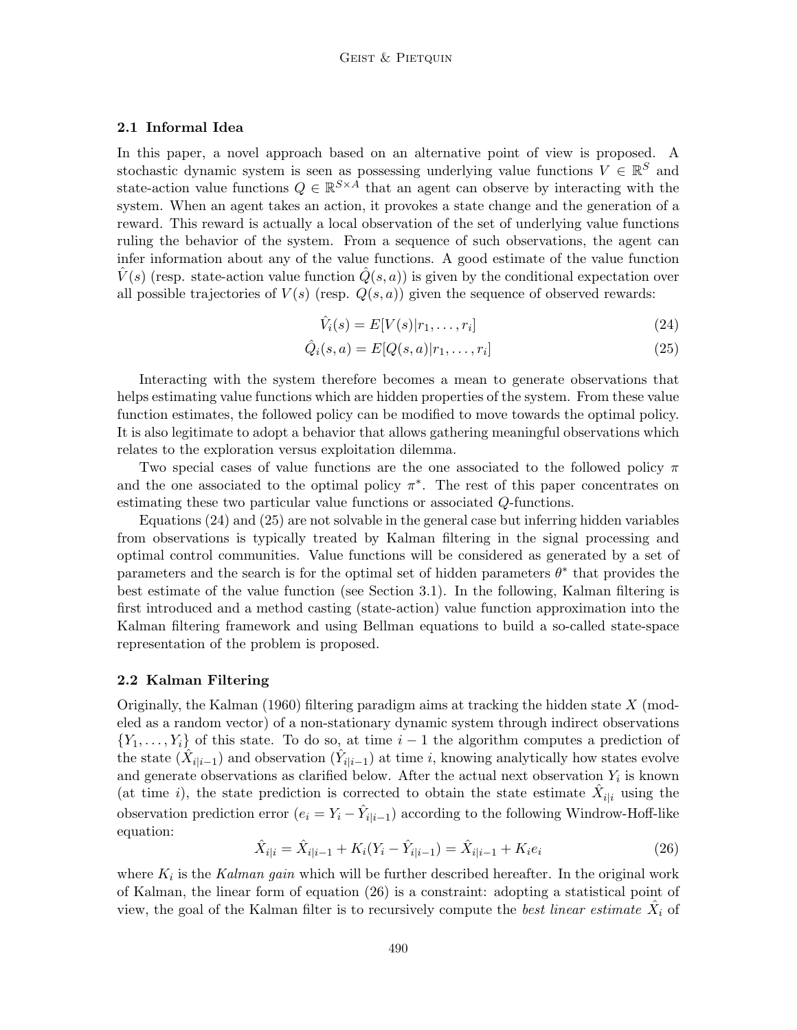### 2.1 Informal Idea

In this paper, a novel approach based on an alternative point of view is proposed. A stochastic dynamic system is seen as possessing underlying value functions $V \in \mathbb{R}^S$ and state-action value functions $Q \in \mathbb{R}^{S \times A}$ that an agent can observe by interacting with the system. When an agent takes an action, it provokes a state change and the generation of a reward. This reward is actually a local observation of the set of underlying value functions ruling the behavior of the system. From a sequence of such observations, the agent can infer information about any of the value functions. A good estimate of the value function $\hat{V}(s)$ (resp. state-action value function $\hat{Q}(s,a)$) is given by the conditional expectation over all possible trajectories of $V(s)$ (resp. $Q(s,a)$) given the sequence of observed rewards:

$$\hat{V}_i(s) = E[V(s)|r_1, \dots, r_i] \tag{24}$$

$$\hat{Q}_i(s,a) = E[Q(s,a)|r_1, \dots, r_i] \tag{25}$$

Interacting with the system therefore becomes a mean to generate observations that helps estimating value functions which are hidden properties of the system. From these value function estimates, the followed policy can be modified to move towards the optimal policy. It is also legitimate to adopt a behavior that allows gathering meaningful observations which relates to the exploration versus exploitation dilemma.

Two special cases of value functions are the one associated to the followed policy $\pi$ and the one associated to the optimal policy $\pi^*$. The rest of this paper concentrates on estimating these two particular value functions or associated $Q$-functions.

Equations (24) and (25) are not solvable in the general case but inferring hidden variables from observations is typically treated by Kalman filtering in the signal processing and optimal control communities. Value functions will be considered as generated by a set of parameters and the search is for the optimal set of hidden parameters $\theta^*$ that provides the best estimate of the value function (see Section 3.1). In the following, Kalman filtering is first introduced and a method casting (state-action) value function approximation into the Kalman filtering framework and using Bellman equations to build a so-called state-space representation of the problem is proposed.

### 2.2 Kalman Filtering

Originally, the Kalman (1960) filtering paradigm aims at tracking the hidden state $X$ (modeled as a random vector) of a non-stationary dynamic system through indirect observations $\{Y_1, \dots, Y_i\}$ of this state. To do so, at time $i-1$ the algorithm computes a prediction of the state ($\hat{X}_{i|i-1}$) and observation ($\hat{Y}_{i|i-1}$) at time $i$, knowing analytically how states evolve and generate observations as clarified below. After the actual next observation $\hat{Y}_i$ is known (at time $i$), the state prediction is corrected to obtain the state estimate $\hat{X}_{i|i}$ using the observation prediction error ($e_i = Y_i - \hat{Y}_{i|i-1}$) according to the following Windrow-Hoff-like equation:

$$\hat{X}_{i|i} = \hat{X}_{i|i-1} + K_i(Y_i - \hat{Y}_{i|i-1}) = \hat{X}_{i|i-1} + K_i e_i \tag{26}$$

where $K_i$ is the *Kalman gain* which will be further described hereafter. In the original work of Kalman, the linear form of equation (26) is a constraint: adopting a statistical point of view, the goal of the Kalman filter is to recursively compute the *best linear estimate* $\hat{X}_i$ of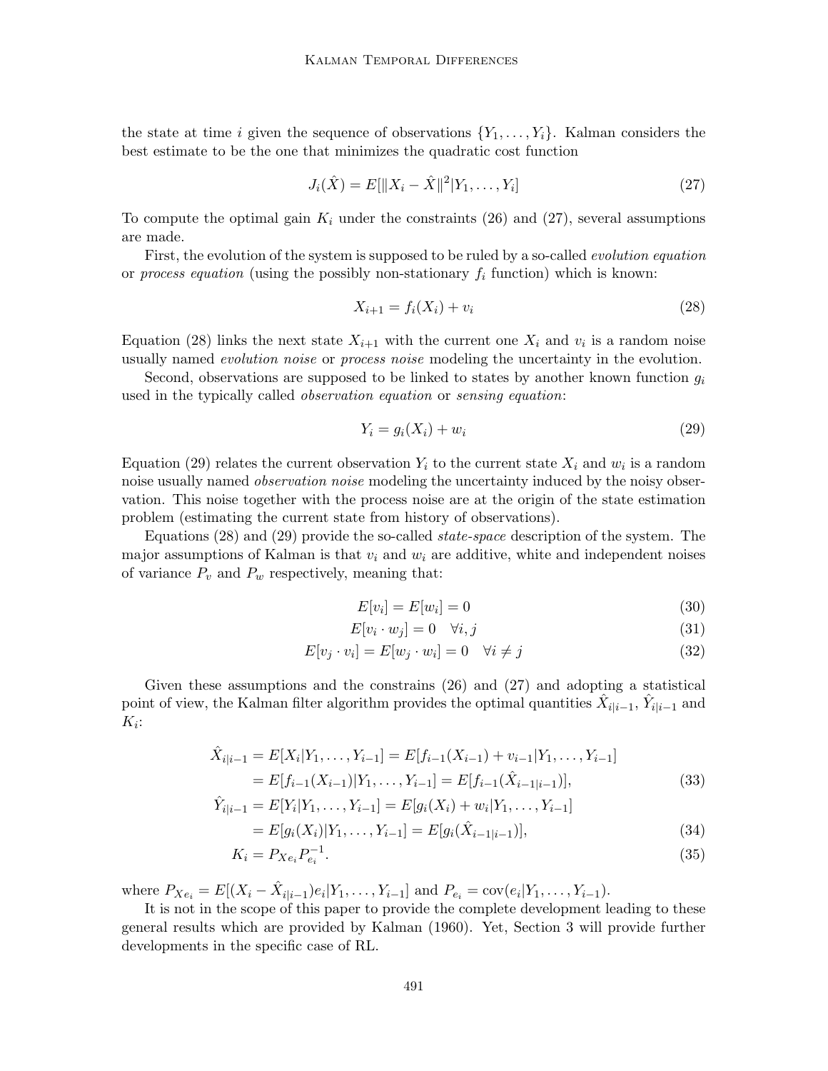the state at time $i$ given the sequence of observations $\{Y_1, \ldots, Y_i\}$. Kalman considers the best estimate to be the one that minimizes the quadratic cost function

$$J_i(\hat{X}) = E[\|X_i - \hat{X}\|^2 | Y_1, \ldots, Y_i] \tag{27}$$

To compute the optimal gain $K_i$ under the constraints (26) and (27), several assumptions are made.

First, the evolution of the system is supposed to be ruled by a so-called *evolution equation* or *process equation* (using the possibly non-stationary $f_i$ function) which is known:

$$X_{i+1} = f_i(X_i) + v_i \tag{28}$$

Equation (28) links the next state $X_{i+1}$ with the current one $X_i$ and $v_i$ is a random noise usually named *evolution noise* or *process noise* modeling the uncertainty in the evolution.

Second, observations are supposed to be linked to states by another known function $g_i$ used in the typically called *observation equation* or *sensing equation*:

$$Y_i = g_i(X_i) + w_i \tag{29}$$

Equation (29) relates the current observation $Y_i$ to the current state $X_i$ and $w_i$ is a random noise usually named *observation noise* modeling the uncertainty induced by the noisy observation. This noise together with the process noise are at the origin of the state estimation problem (estimating the current state from history of observations).

Equations (28) and (29) provide the so-called *state-space* description of the system. The major assumptions of Kalman is that $v_i$ and $w_i$ are additive, white and independent noises of variance $P_v$ and $P_w$ respectively, meaning that:

$$E[v_i] = E[w_i] = 0 \tag{30}$$

$$E[v_i \cdot w_j] = 0 \quad \forall i, j \tag{31}$$

$$E[v_j \cdot v_i] = E[w_j \cdot w_i] = 0 \quad \forall i \neq j \tag{32}$$

Given these assumptions and the constrains (26) and (27) and adopting a statistical point of view, the Kalman filter algorithm provides the optimal quantities $\hat{X}_{i|i-1}$, $\hat{Y}_{i|i-1}$ and $K_i$:

$$\begin{aligned}
\hat{X}_{i|i-1} &= E[X_i | Y_1, \ldots, Y_{i-1}] = E[f_{i-1}(X_{i-1}) + v_{i-1} | Y_1, \ldots, Y_{i-1}] \\
&= E[f_{i-1}(X_{i-1}) | Y_1, \ldots, Y_{i-1}] = E[f_{i-1}(\hat{X}_{i-1|i-1})],
\end{aligned} \tag{33}$$

$$\begin{aligned}
\hat{Y}_{i|i-1} &= E[Y_i | Y_1, \ldots, Y_{i-1}] = E[g_i(X_i) + w_i | Y_1, \ldots, Y_{i-1}] \\
&= E[g_i(X_i) | Y_1, \ldots, Y_{i-1}] = E[g_i(\hat{X}_{i-1|i-1})],
\end{aligned} \tag{34}$$

$$K_i = P_{Xe_i} P_{e_i}^{-1}. \tag{35}$$

where $P_{Xe_i} = E[(X_i - \hat{X}_{i|i-1})e_i | Y_1, \ldots, Y_{i-1}]$ and $P_{e_i} = \text{cov}(e_i | Y_1, \ldots, Y_{i-1})$.

It is not in the scope of this paper to provide the complete development leading to these general results which are provided by Kalman (1960). Yet, Section 3 will provide further developments in the specific case of RL.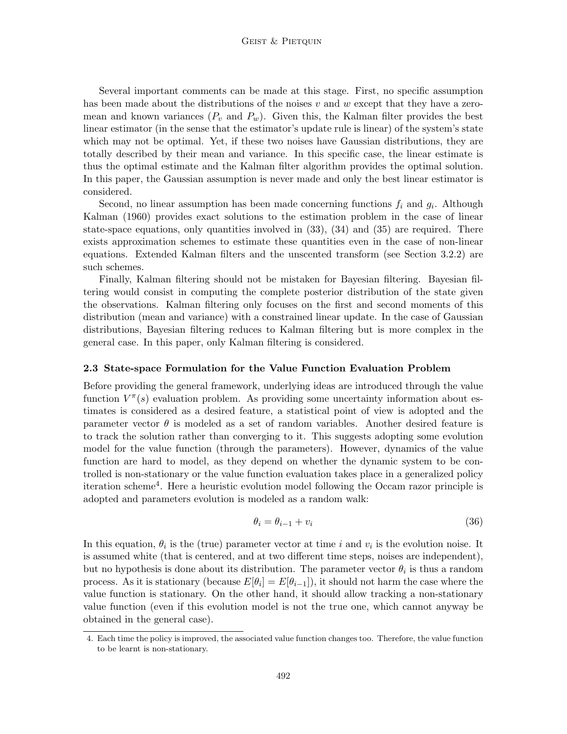Several important comments can be made at this stage. First, no specific assumption has been made about the distributions of the noises $v$ and $w$ except that they have a zero-mean and known variances ($P_v$ and $P_w$). Given this, the Kalman filter provides the best linear estimator (in the sense that the estimator's update rule is linear) of the system's state which may not be optimal. Yet, if these two noises have Gaussian distributions, they are totally described by their mean and variance. In this specific case, the linear estimate is thus the optimal estimate and the Kalman filter algorithm provides the optimal solution. In this paper, the Gaussian assumption is never made and only the best linear estimator is considered.

Second, no linear assumption has been made concerning functions $f_i$ and $g_i$. Although Kalman (1960) provides exact solutions to the estimation problem in the case of linear state-space equations, only quantities involved in (33), (34) and (35) are required. There exists approximation schemes to estimate these quantities even in the case of non-linear equations. Extended Kalman filters and the unscented transform (see Section 3.2.2) are such schemes.

Finally, Kalman filtering should not be mistaken for Bayesian filtering. Bayesian filtering would consist in computing the complete posterior distribution of the state given the observations. Kalman filtering only focuses on the first and second moments of this distribution (mean and variance) with a constrained linear update. In the case of Gaussian distributions, Bayesian filtering reduces to Kalman filtering but is more complex in the general case. In this paper, only Kalman filtering is considered.

### 2.3 State-space Formulation for the Value Function Evaluation Problem

Before providing the general framework, underlying ideas are introduced through the value function $V^\pi(s)$ evaluation problem. As providing some uncertainty information about estimates is considered as a desired feature, a statistical point of view is adopted and the parameter vector $\theta$ is modeled as a set of random variables. Another desired feature is to track the solution rather than converging to it. This suggests adopting some evolution model for the value function (through the parameters). However, dynamics of the value function are hard to model, as they depend on whether the dynamic system to be controlled is non-stationary or the value function evaluation takes place in a generalized policy iteration scheme[4]. Here a heuristic evolution model following the Occam razor principle is adopted and parameters evolution is modeled as a random walk:

$$\theta_i = \theta_{i-1} + v_i \tag{36}$$

In this equation, $\theta_i$ is the (true) parameter vector at time $i$ and $v_i$ is the evolution noise. It is assumed white (that is centered, and at two different time steps, noises are independent), but no hypothesis is done about its distribution. The parameter vector $\theta_i$ is thus a random process. As it is stationary (because $E[\theta_i] = E[\theta_{i-1}]$), it should not harm the case where the value function is stationary. On the other hand, it should allow tracking a non-stationary value function (even if this evolution model is not the true one, which cannot anyway be obtained in the general case).

4. Each time the policy is improved, the associated value function changes too. Therefore, the value function to be learnt is non-stationary.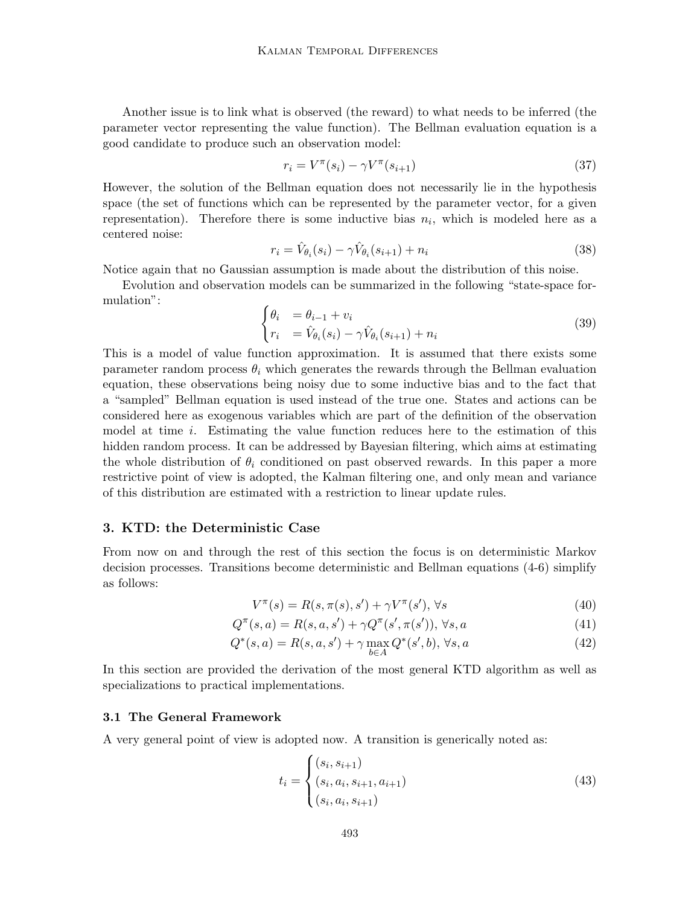Another issue is to link what is observed (the reward) to what needs to be inferred (the parameter vector representing the value function). The Bellman evaluation equation is a good candidate to produce such an observation model:

$$r_i = V^\pi(s_i) - \gamma V^\pi(s_{i+1}) \tag{37}$$

However, the solution of the Bellman equation does not necessarily lie in the hypothesis space (the set of functions which can be represented by the parameter vector, for a given representation). Therefore there is some inductive bias $n_i$, which is modeled here as a centered noise:

$$r_i = \hat{V}_{\theta_i}(s_i) - \gamma \hat{V}_{\theta_i}(s_{i+1}) + n_i \tag{38}$$

Notice again that no Gaussian assumption is made about the distribution of this noise.

Evolution and observation models can be summarized in the following "state-space formulation":

$$\begin{cases} \theta_i &= \theta_{i-1} + v_i \\ r_i &= \hat{V}_{\theta_i}(s_i) - \gamma \hat{V}_{\theta_i}(s_{i+1}) + n_i \end{cases} \tag{39}$$

This is a model of value function approximation. It is assumed that there exists some parameter random process $\theta_i$ which generates the rewards through the Bellman evaluation equation, these observations being noisy due to some inductive bias and to the fact that a "sampled" Bellman equation is used instead of the true one. States and actions can be considered here as exogenous variables which are part of the definition of the observation model at time $i$. Estimating the value function reduces here to the estimation of this hidden random process. It can be addressed by Bayesian filtering, which aims at estimating the whole distribution of $\theta_i$ conditioned on past observed rewards. In this paper a more restrictive point of view is adopted, the Kalman filtering one, and only mean and variance of this distribution are estimated with a restriction to linear update rules.

## 3. KTD: the Deterministic Case

From now on and through the rest of this section the focus is on deterministic Markov decision processes. Transitions become deterministic and Bellman equations (4-6) simplify as follows:

$$V^\pi(s) = R(s, \pi(s), s') + \gamma V^\pi(s'), \forall s \tag{40}$$

$$Q^\pi(s, a) = R(s, a, s') + \gamma Q^\pi(s', \pi(s')), \forall s, a \tag{41}$$

$$Q^*(s, a) = R(s, a, s') + \gamma \max_{b \in A} Q^*(s', b), \forall s, a \tag{42}$$

In this section are provided the derivation of the most general KTD algorithm as well as specializations to practical implementations.

### 3.1 The General Framework

A very general point of view is adopted now. A transition is generically noted as:

$$t_i = \begin{cases} (s_i, s_{i+1}) \\ (s_i, a_i, s_{i+1}, a_{i+1}) \\ (s_i, a_i, s_{i+1}) \end{cases} \tag{43}$$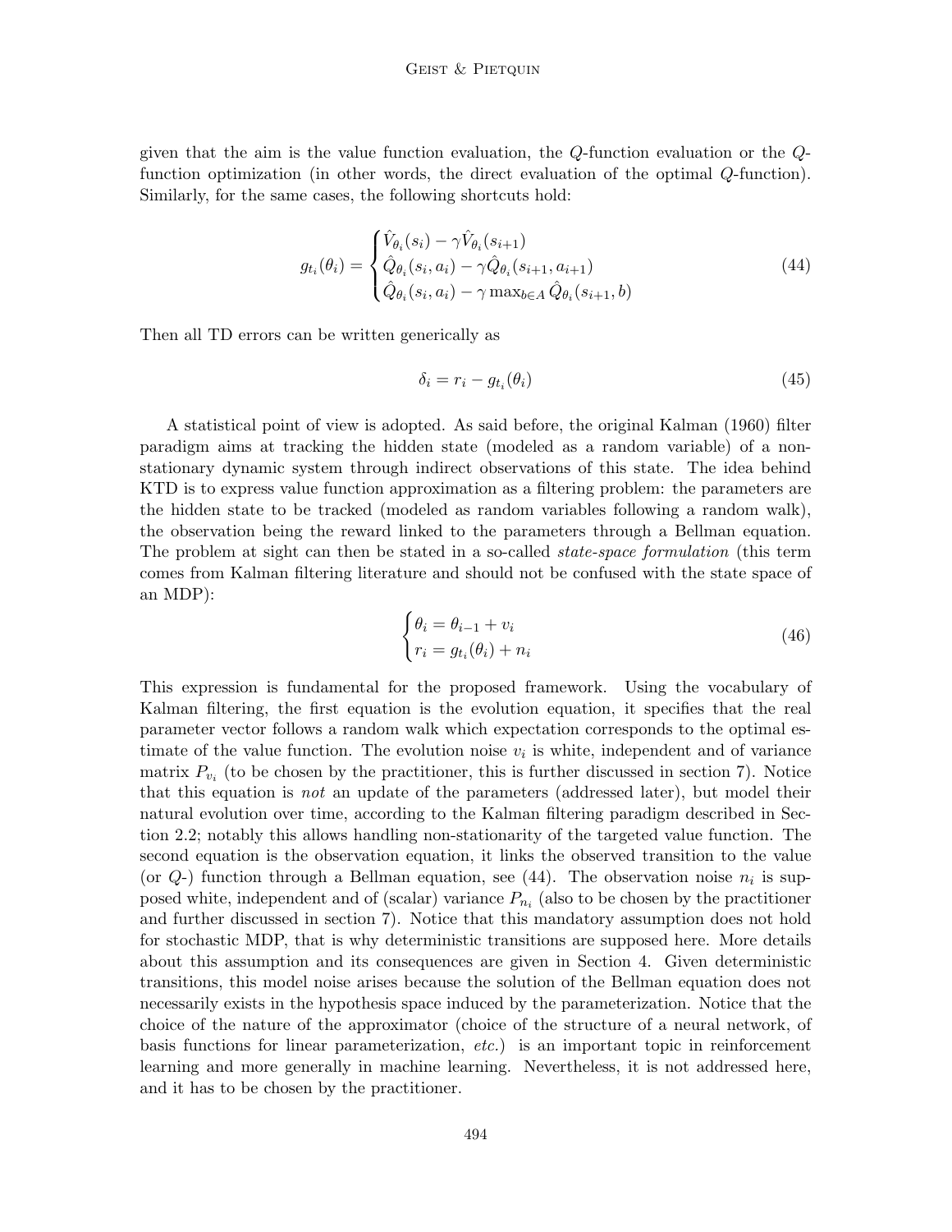given that the aim is the value function evaluation, the $Q$-function evaluation or the $Q$-function optimization (in other words, the direct evaluation of the optimal $Q$-function). Similarly, for the same cases, the following shortcuts hold:

$$
g_{t_i}(\theta_i) = \begin{cases} \hat{V}_{\theta_i}(s_i) - \gamma \hat{V}_{\theta_i}(s_{i+1}) \\ \hat{Q}_{\theta_i}(s_i, a_i) - \gamma \hat{Q}_{\theta_i}(s_{i+1}, a_{i+1}) \\ \hat{Q}_{\theta_i}(s_i, a_i) - \gamma \max_{b \in A} \hat{Q}_{\theta_i}(s_{i+1}, b) \end{cases} \tag{44}
$$

Then all TD errors can be written generically as

$$
\delta_i = r_i - g_{t_i}(\theta_i) \tag{45}
$$

A statistical point of view is adopted. As said before, the original Kalman (1960) filter paradigm aims at tracking the hidden state (modeled as a random variable) of a non-stationary dynamic system through indirect observations of this state. The idea behind KTD is to express value function approximation as a filtering problem: the parameters are the hidden state to be tracked (modeled as random variables following a random walk), the observation being the reward linked to the parameters through a Bellman equation. The problem at sight can then be stated in a so-called *state-space formulation* (this term comes from Kalman filtering literature and should not be confused with the state space of an MDP):

$$
\begin{cases} \theta_i = \theta_{i-1} + v_i \\ r_i = g_{t_i}(\theta_i) + n_i \end{cases} \tag{46}
$$

This expression is fundamental for the proposed framework. Using the vocabulary of Kalman filtering, the first equation is the evolution equation, it specifies that the real parameter vector follows a random walk which expectation corresponds to the optimal estimate of the value function. The evolution noise $v_i$ is white, independent and of variance matrix $P_{v_i}$ (to be chosen by the practitioner, this is further discussed in section 7). Notice that this equation is *not* an update of the parameters (addressed later), but model their natural evolution over time, according to the Kalman filtering paradigm described in Section 2.2; notably this allows handling non-stationarity of the targeted value function. The second equation is the observation equation, it links the observed transition to the value (or $Q$-) function through a Bellman equation, see (44). The observation noise $n_i$ is supposed white, independent and of (scalar) variance $P_{n_i}$ (also to be chosen by the practitioner and further discussed in section 7). Notice that this mandatory assumption does not hold for stochastic MDP, that is why deterministic transitions are supposed here. More details about this assumption and its consequences are given in Section 4. Given deterministic transitions, this model noise arises because the solution of the Bellman equation does not necessarily exists in the hypothesis space induced by the parameterization. Notice that the choice of the nature of the approximator (choice of the structure of a neural network, of basis functions for linear parameterization, *etc.*) is an important topic in reinforcement learning and more generally in machine learning. Nevertheless, it is not addressed here, and it has to be chosen by the practitioner.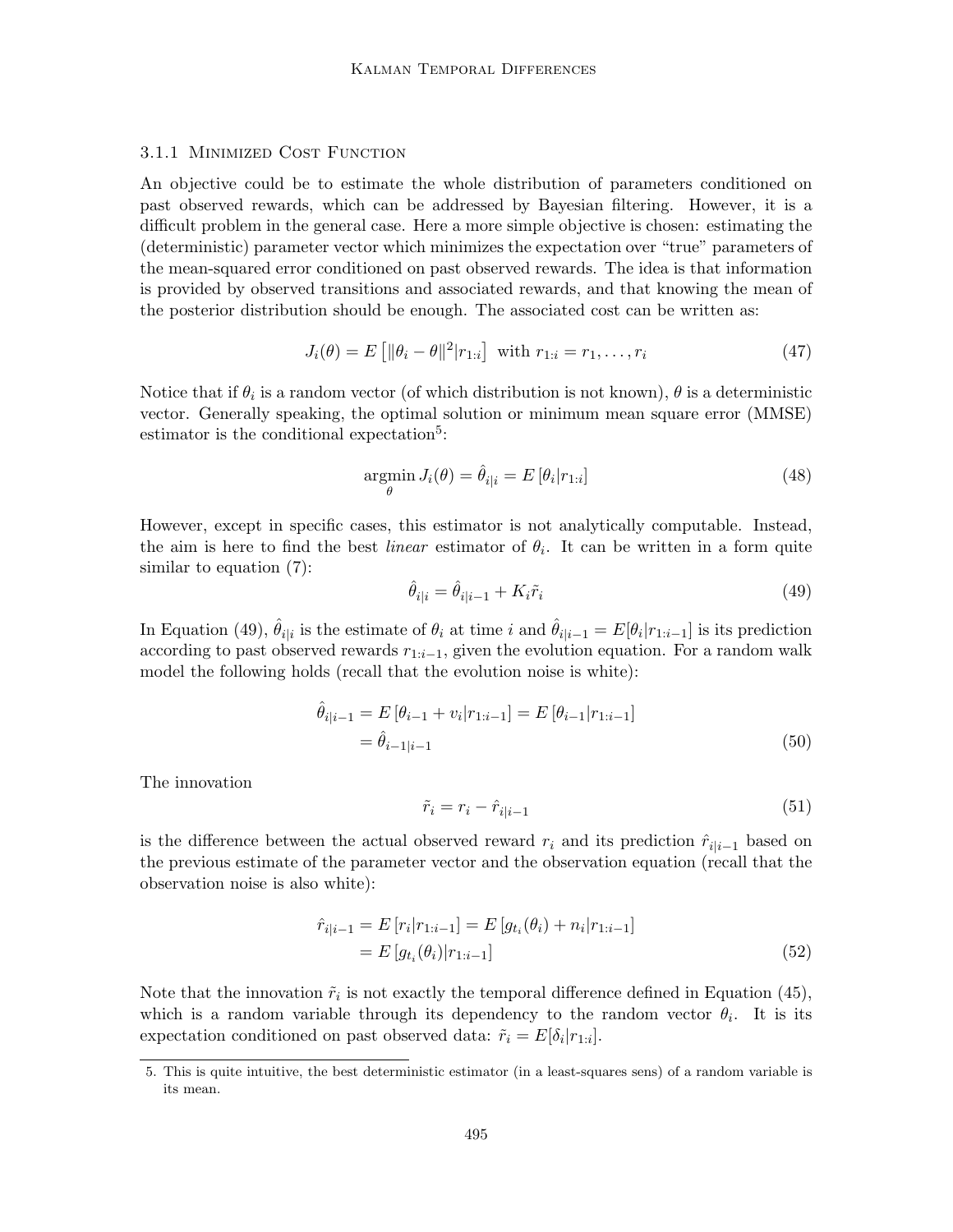#### 3.1.1 Minimized Cost Function

An objective could be to estimate the whole distribution of parameters conditioned on past observed rewards, which can be addressed by Bayesian filtering. However, it is a difficult problem in the general case. Here a more simple objective is chosen: estimating the (deterministic) parameter vector which minimizes the expectation over "true" parameters of the mean-squared error conditioned on past observed rewards. The idea is that information is provided by observed transitions and associated rewards, and that knowing the mean of the posterior distribution should be enough. The associated cost can be written as:

$$J_i(\theta) = E\left[\|\theta_i - \theta\|^2 | r_{1:i}\right] \text{ with } r_{1:i} = r_1, \dots, r_i \tag{47}$$

Notice that if $\theta_i$ is a random vector (of which distribution is not known), $\theta$ is a deterministic vector. Generally speaking, the optimal solution or minimum mean square error (MMSE) estimator is the conditional expectation[5]:

$$\underset{\theta}{\operatorname{argmin}}\, J_i(\theta) = \hat{\theta}_{i|i} = E\left[\theta_i | r_{1:i}\right] \tag{48}$$

However, except in specific cases, this estimator is not analytically computable. Instead, the aim is here to find the best *linear* estimator of $\theta_i$. It can be written in a form quite similar to equation (7):

$$\hat{\theta}_{i|i} = \hat{\theta}_{i|i-1} + K_i \tilde{r}_i \tag{49}$$

In Equation (49), $\hat{\theta}_{i|i}$ is the estimate of $\theta_i$ at time $i$ and $\hat{\theta}_{i|i-1} = E[\theta_i | r_{1:i-1}]$ is its prediction according to past observed rewards $r_{1:i-1}$, given the evolution equation. For a random walk model the following holds (recall that the evolution noise is white):

$$\begin{aligned}\hat{\theta}_{i|i-1} &= E\left[\theta_{i-1} + v_i | r_{1:i-1}\right] = E\left[\theta_{i-1} | r_{1:i-1}\right] \\ &= \hat{\theta}_{i-1|i-1}\end{aligned} \tag{50}$$

The innovation

$$\tilde{r}_i = r_i - \hat{r}_{i|i-1} \tag{51}$$

is the difference between the actual observed reward $r_i$ and its prediction $\hat{r}_{i|i-1}$ based on the previous estimate of the parameter vector and the observation equation (recall that the observation noise is also white):

$$\begin{aligned}\hat{r}_{i|i-1} &= E\left[r_i | r_{1:i-1}\right] = E\left[g_{t_i}(\theta_i) + n_i | r_{1:i-1}\right] \\ &= E\left[g_{t_i}(\theta_i) | r_{1:i-1}\right]\end{aligned} \tag{52}$$

Note that the innovation $\tilde{r}_i$ is not exactly the temporal difference defined in Equation (45), which is a random variable through its dependency to the random vector $\theta_i$. It is its expectation conditioned on past observed data: $\tilde{r}_i = E[\delta_i | r_{1:i}]$.

---

5. This is quite intuitive, the best deterministic estimator (in a least-squares sens) of a random variable is its mean.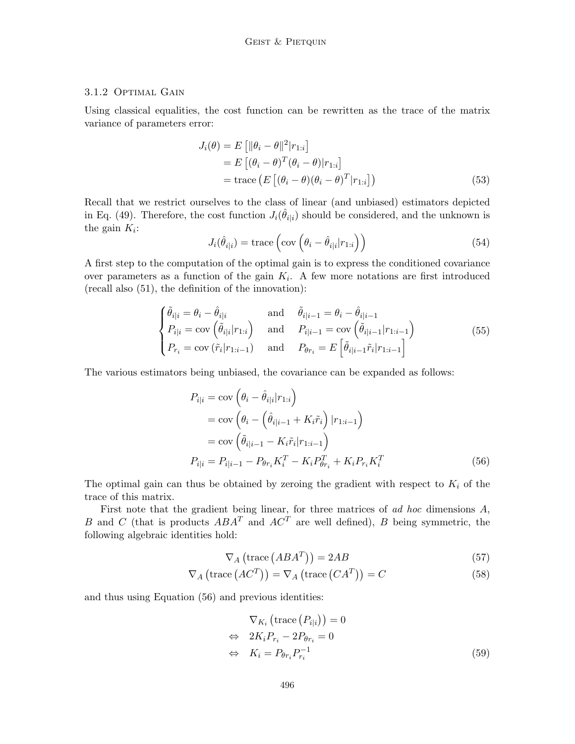### 3.1.2 Optimal Gain

Using classical equalities, the cost function can be rewritten as the trace of the matrix variance of parameters error:

$$
\begin{aligned}
J_i(\theta) &= E\left[\|\theta_i - \theta\|^2 | r_{1:i}\right] \\
&= E\left[(\theta_i - \theta)^T(\theta_i - \theta) | r_{1:i}\right] \\
&= \operatorname{trace}\left(E\left[(\theta_i - \theta)(\theta_i - \theta)^T | r_{1:i}\right]\right)
\end{aligned}
\tag{53}
$$

Recall that we restrict ourselves to the class of linear (and unbiased) estimators depicted in Eq. (49). Therefore, the cost function $J_i(\hat{\theta}_{i|i})$ should be considered, and the unknown is the gain $K_i$:

$$
J_i(\hat{\theta}_{i|i}) = \operatorname{trace}\left(\operatorname{cov}\left(\theta_i - \hat{\theta}_{i|i} | r_{1:i}\right)\right) \tag{54}
$$

A first step to the computation of the optimal gain is to express the conditioned covariance over parameters as a function of the gain $K_i$. A few more notations are first introduced (recall also (51), the definition of the innovation):

$$
\begin{cases}
\tilde{\theta}_{i|i} = \theta_i - \hat{\theta}_{i|i} & \text{and} \quad \tilde{\theta}_{i|i-1} = \theta_i - \hat{\theta}_{i|i-1} \\
P_{i|i} = \operatorname{cov}\left(\tilde{\theta}_{i|i} | r_{1:i}\right) & \text{and} \quad P_{i|i-1} = \operatorname{cov}\left(\tilde{\theta}_{i|i-1} | r_{1:i-1}\right) \\
P_{r_i} = \operatorname{cov}\left(\tilde{r}_i | r_{1:i-1}\right) & \text{and} \quad P_{\theta r_i} = E\left[\tilde{\theta}_{i|i-1} \tilde{r}_i | r_{1:i-1}\right]
\end{cases}
\tag{55}
$$

The various estimators being unbiased, the covariance can be expanded as follows:

$$
\begin{aligned}
P_{i|i} &= \operatorname{cov}\left(\theta_i - \hat{\theta}_{i|i} | r_{1:i}\right) \\
&= \operatorname{cov}\left(\theta_i - \left(\hat{\theta}_{i|i-1} + K_i \tilde{r}_i\right) | r_{1:i-1}\right) \\
&= \operatorname{cov}\left(\tilde{\theta}_{i|i-1} - K_i \tilde{r}_i | r_{1:i-1}\right) \\
P_{i|i} &= P_{i|i-1} - P_{\theta r_i} K_i^T - K_i P_{\theta r_i}^T + K_i P_{r_i} K_i^T
\end{aligned}
\tag{56}
$$

The optimal gain can thus be obtained by zeroing the gradient with respect to $K_i$ of the trace of this matrix.

First note that the gradient being linear, for three matrices of *ad hoc* dimensions $A$, $B$ and $C$ (that is products $ABA^T$ and $AC^T$ are well defined), $B$ being symmetric, the following algebraic identities hold:

$$
\nabla_A \left(\operatorname{trace}\left(ABA^T\right)\right) = 2AB \tag{57}
$$

$$
\nabla_A \left(\operatorname{trace}\left(AC^T\right)\right) = \nabla_A \left(\operatorname{trace}\left(CA^T\right)\right) = C \tag{58}
$$

and thus using Equation (56) and previous identities:

$$
\begin{aligned}
& \nabla_{K_i}\left(\operatorname{trace}\left(P_{i|i}\right)\right) = 0 \\
\Leftrightarrow \quad & 2K_i P_{r_i} - 2P_{\theta r_i} = 0 \\
\Leftrightarrow \quad & K_i = P_{\theta r_i} P_{r_i}^{-1}
\end{aligned}
\tag{59}
$$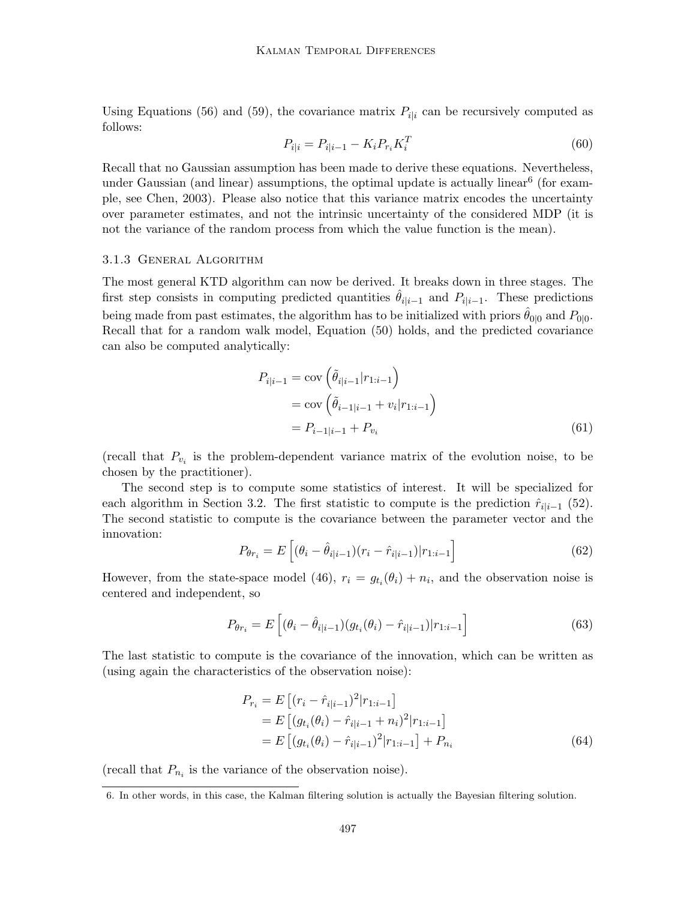Using Equations (56) and (59), the covariance matrix $P_{i|i}$ can be recursively computed as follows:

$$P_{i|i} = P_{i|i-1} - K_i P_{r_i} K_i^T \tag{60}$$

Recall that no Gaussian assumption has been made to derive these equations. Nevertheless, under Gaussian (and linear) assumptions, the optimal update is actually linear[6] (for example, see Chen, 2003). Please also notice that this variance matrix encodes the uncertainty over parameter estimates, and not the intrinsic uncertainty of the considered MDP (it is not the variance of the random process from which the value function is the mean).

#### 3.1.3 General Algorithm

The most general KTD algorithm can now be derived. It breaks down in three stages. The first step consists in computing predicted quantities $\hat{\theta}_{i|i-1}$ and $P_{i|i-1}$. These predictions being made from past estimates, the algorithm has to be initialized with priors $\hat{\theta}_{0|0}$ and $P_{0|0}$. Recall that for a random walk model, Equation (50) holds, and the predicted covariance can also be computed analytically:

$$\begin{aligned}
P_{i|i-1} &= \operatorname{cov}\left(\tilde{\theta}_{i|i-1} | r_{1:i-1}\right) \\
&= \operatorname{cov}\left(\tilde{\theta}_{i-1|i-1} + v_i | r_{1:i-1}\right) \\
&= P_{i-1|i-1} + P_{v_i}
\end{aligned} \tag{61}$$

(recall that $P_{v_i}$ is the problem-dependent variance matrix of the evolution noise, to be chosen by the practitioner).

The second step is to compute some statistics of interest. It will be specialized for each algorithm in Section 3.2. The first statistic to compute is the prediction $\hat{r}_{i|i-1}$ (52). The second statistic to compute is the covariance between the parameter vector and the innovation:

$$P_{\theta r_i} = E\left[(\theta_i - \hat{\theta}_{i|i-1})(r_i - \hat{r}_{i|i-1}) | r_{1:i-1}\right] \tag{62}$$

However, from the state-space model (46), $r_i = g_{t_i}(\theta_i) + n_i$, and the observation noise is centered and independent, so

$$P_{\theta r_i} = E\left[(\theta_i - \hat{\theta}_{i|i-1})(g_{t_i}(\theta_i) - \hat{r}_{i|i-1}) | r_{1:i-1}\right] \tag{63}$$

The last statistic to compute is the covariance of the innovation, which can be written as (using again the characteristics of the observation noise):

$$\begin{aligned}
P_{r_i} &= E\left[(r_i - \hat{r}_{i|i-1})^2 | r_{1:i-1}\right] \\
&= E\left[(g_{t_i}(\theta_i) - \hat{r}_{i|i-1} + n_i)^2 | r_{1:i-1}\right] \\
&= E\left[(g_{t_i}(\theta_i) - \hat{r}_{i|i-1})^2 | r_{1:i-1}\right] + P_{n_i}
\end{aligned} \tag{64}$$

(recall that $P_{n_i}$ is the variance of the observation noise).

6. In other words, in this case, the Kalman filtering solution is actually the Bayesian filtering solution.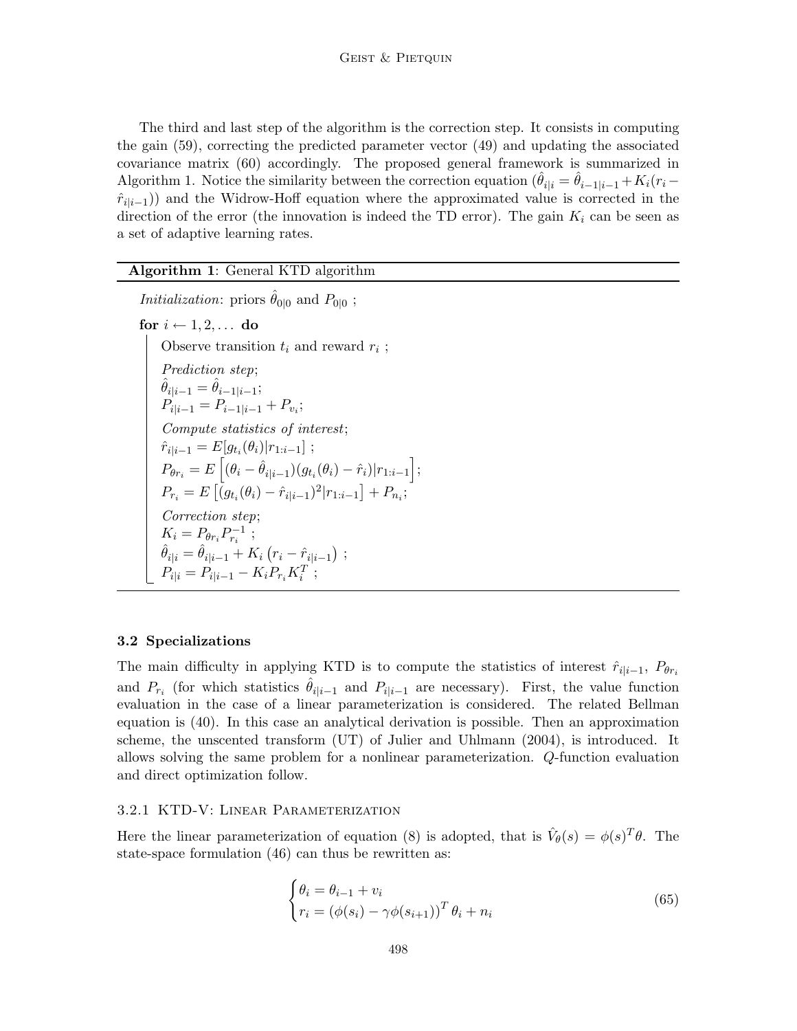The third and last step of the algorithm is the correction step. It consists in computing the gain (59), correcting the predicted parameter vector (49) and updating the associated covariance matrix (60) accordingly. The proposed general framework is summarized in Algorithm 1. Notice the similarity between the correction equation ($\hat{\theta}_{i|i} = \hat{\theta}_{i-1|i-1} + K_i(r_i - \hat{r}_{i|i-1})$) and the Widrow-Hoff equation where the approximated value is corrected in the direction of the error (the innovation is indeed the TD error). The gain $K_i$ can be seen as a set of adaptive learning rates.

---

**Algorithm 1**: General KTD algorithm

---

*Initialization*: priors $\hat{\theta}_{0|0}$ and $P_{0|0}$ ;

**for** $i \leftarrow 1, 2, \ldots$ **do**

Observe transition $t_i$ and reward $r_i$ ;

*Prediction step*;

$\hat{\theta}_{i|i-1} = \hat{\theta}_{i-1|i-1}$;

$P_{i|i-1} = P_{i-1|i-1} + P_{v_i}$;

*Compute statistics of interest*;

$\hat{r}_{i|i-1} = E[g_{t_i}(\theta_i)|r_{1:i-1}]$ ;

$P_{\theta r_i} = E\left[(\theta_i - \hat{\theta}_{i|i-1})(g_{t_i}(\theta_i) - \hat{r}_i)|r_{1:i-1}\right]$;

$P_{r_i} = E\left[(g_{t_i}(\theta_i) - \hat{r}_{i|i-1})^2|r_{1:i-1}\right] + P_{n_i}$;

*Correction step*;

$K_i = P_{\theta r_i} P_{r_i}^{-1}$ ;

$\hat{\theta}_{i|i} = \hat{\theta}_{i|i-1} + K_i\left(r_i - \hat{r}_{i|i-1}\right)$ ;

$P_{i|i} = P_{i|i-1} - K_i P_{r_i} K_i^T$ ;

---

### 3.2 Specializations

The main difficulty in applying KTD is to compute the statistics of interest $\hat{r}_{i|i-1}$, $P_{\theta r_i}$ and $P_{r_i}$ (for which statistics $\hat{\theta}_{i|i-1}$ and $P_{i|i-1}$ are necessary). First, the value function evaluation in the case of a linear parameterization is considered. The related Bellman equation is (40). In this case an analytical derivation is possible. Then an approximation scheme, the unscented transform (UT) of Julier and Uhlmann (2004), is introduced. It allows solving the same problem for a nonlinear parameterization. $Q$-function evaluation and direct optimization follow.

#### 3.2.1 KTD-V: Linear Parameterization

Here the linear parameterization of equation (8) is adopted, that is $\hat{V}_\theta(s) = \phi(s)^T\theta$. The state-space formulation (46) can thus be rewritten as:

$$
\begin{cases}
\theta_i = \theta_{i-1} + v_i \\
r_i = \left(\phi(s_i) - \gamma\phi(s_{i+1})\right)^T \theta_i + n_i
\end{cases}
\tag{65}
$$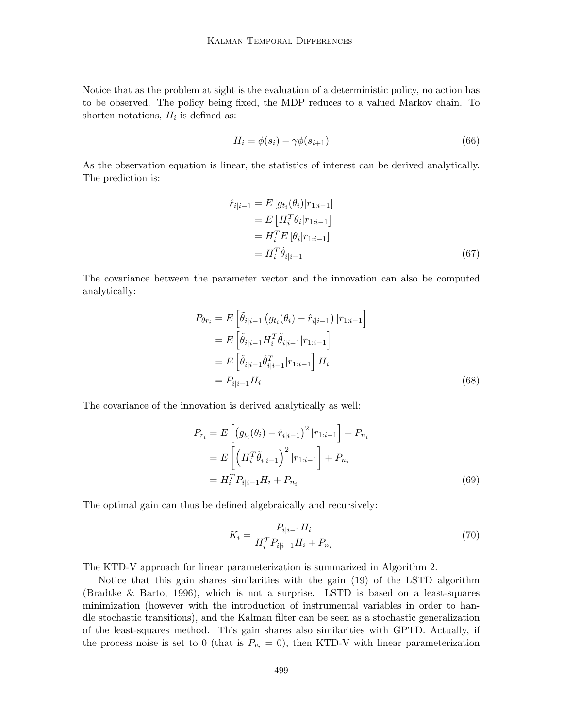Notice that as the problem at sight is the evaluation of a deterministic policy, no action has to be observed. The policy being fixed, the MDP reduces to a valued Markov chain. To shorten notations, $H_i$ is defined as:

$$H_i = \phi(s_i) - \gamma\phi(s_{i+1}) \tag{66}$$

As the observation equation is linear, the statistics of interest can be derived analytically. The prediction is:

$$\begin{aligned}
\hat{r}_{i|i-1} &= E\left[g_{t_i}(\theta_i)|r_{1:i-1}\right] \\
&= E\left[H_i^T\theta_i|r_{1:i-1}\right] \\
&= H_i^T E\left[\theta_i|r_{1:i-1}\right] \\
&= H_i^T\hat{\theta}_{i|i-1}
\end{aligned} \tag{67}$$

The covariance between the parameter vector and the innovation can also be computed analytically:

$$\begin{aligned}
P_{\theta r_i} &= E\left[\tilde{\theta}_{i|i-1}\left(g_{t_i}(\theta_i) - \hat{r}_{i|i-1}\right)|r_{1:i-1}\right] \\
&= E\left[\tilde{\theta}_{i|i-1}H_i^T\tilde{\theta}_{i|i-1}|r_{1:i-1}\right] \\
&= E\left[\tilde{\theta}_{i|i-1}\tilde{\theta}_{i|i-1}^T|r_{1:i-1}\right]H_i \\
&= P_{i|i-1}H_i
\end{aligned} \tag{68}$$

The covariance of the innovation is derived analytically as well:

$$\begin{aligned}
P_{r_i} &= E\left[\left(g_{t_i}(\theta_i) - \hat{r}_{i|i-1}\right)^2|r_{1:i-1}\right] + P_{n_i} \\
&= E\left[\left(H_i^T\tilde{\theta}_{i|i-1}\right)^2|r_{1:i-1}\right] + P_{n_i} \\
&= H_i^T P_{i|i-1}H_i + P_{n_i}
\end{aligned} \tag{69}$$

The optimal gain can thus be defined algebraically and recursively:

$$K_i = \frac{P_{i|i-1}H_i}{H_i^T P_{i|i-1}H_i + P_{n_i}} \tag{70}$$

The KTD-V approach for linear parameterization is summarized in Algorithm 2.

Notice that this gain shares similarities with the gain (19) of the LSTD algorithm (Bradtke & Barto, 1996), which is not a surprise. LSTD is based on a least-squares minimization (however with the introduction of instrumental variables in order to handle stochastic transitions), and the Kalman filter can be seen as a stochastic generalization of the least-squares method. This gain shares also similarities with GPTD. Actually, if the process noise is set to 0 (that is $P_{v_i} = 0$), then KTD-V with linear parameterization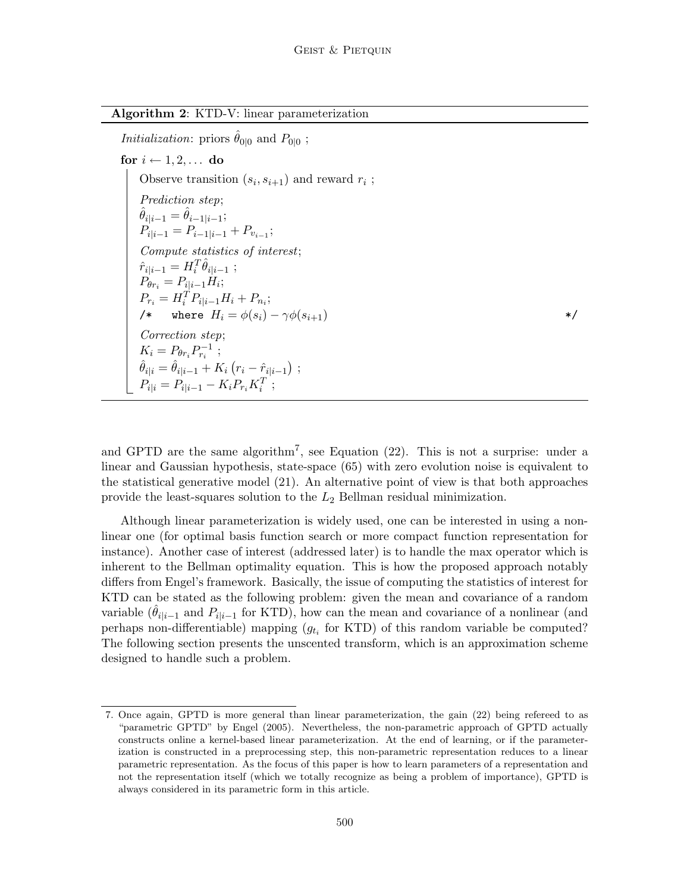**Algorithm 2**: KTD-V: linear parameterization

```
Initialization: priors θ̂_{0|0} and P_{0|0} ;
for i ← 1, 2, . . . do
    Observe transition (s_i, s_{i+1}) and reward r_i ;
    Prediction step;
    θ̂_{i|i-1} = θ̂_{i-1|i-1};
    P_{i|i-1} = P_{i-1|i-1} + P_{v_{i-1}};
    Compute statistics of interest;
    r̂_{i|i-1} = H_i^T θ̂_{i|i-1} ;
    P_{θr_i} = P_{i|i-1} H_i;
    P_{r_i} = H_i^T P_{i|i-1} H_i + P_{n_i};
    /*  where H_i = φ(s_i) − γφ(s_{i+1})                                    */
    Correction step;
    K_i = P_{θr_i} P_{r_i}^{-1} ;
    θ̂_{i|i} = θ̂_{i|i-1} + K_i (r_i − r̂_{i|i-1}) ;
    P_{i|i} = P_{i|i-1} − K_i P_{r_i} K_i^T ;
```

and GPTD are the same algorithm[7], see Equation (22). This is not a surprise: under a linear and Gaussian hypothesis, state-space (65) with zero evolution noise is equivalent to the statistical generative model (21). An alternative point of view is that both approaches provide the least-squares solution to the $L_2$ Bellman residual minimization.

Although linear parameterization is widely used, one can be interested in using a nonlinear one (for optimal basis function search or more compact function representation for instance). Another case of interest (addressed later) is to handle the max operator which is inherent to the Bellman optimality equation. This is how the proposed approach notably differs from Engel's framework. Basically, the issue of computing the statistics of interest for KTD can be stated as the following problem: given the mean and covariance of a random variable ($\hat{\theta}_{i|i-1}$ and $P_{i|i-1}$ for KTD), how can the mean and covariance of a nonlinear (and perhaps non-differentiable) mapping ($g_{t_i}$ for KTD) of this random variable be computed? The following section presents the unscented transform, which is an approximation scheme designed to handle such a problem.

---

7. Once again, GPTD is more general than linear parameterization, the gain (22) being refereed to as "parametric GPTD" by Engel (2005). Nevertheless, the non-parametric approach of GPTD actually constructs online a kernel-based linear parameterization. At the end of learning, or if the parameterization is constructed in a preprocessing step, this non-parametric representation reduces to a linear parametric representation. As the focus of this paper is how to learn parameters of a representation and not the representation itself (which we totally recognize as being a problem of importance), GPTD is always considered in its parametric form in this article.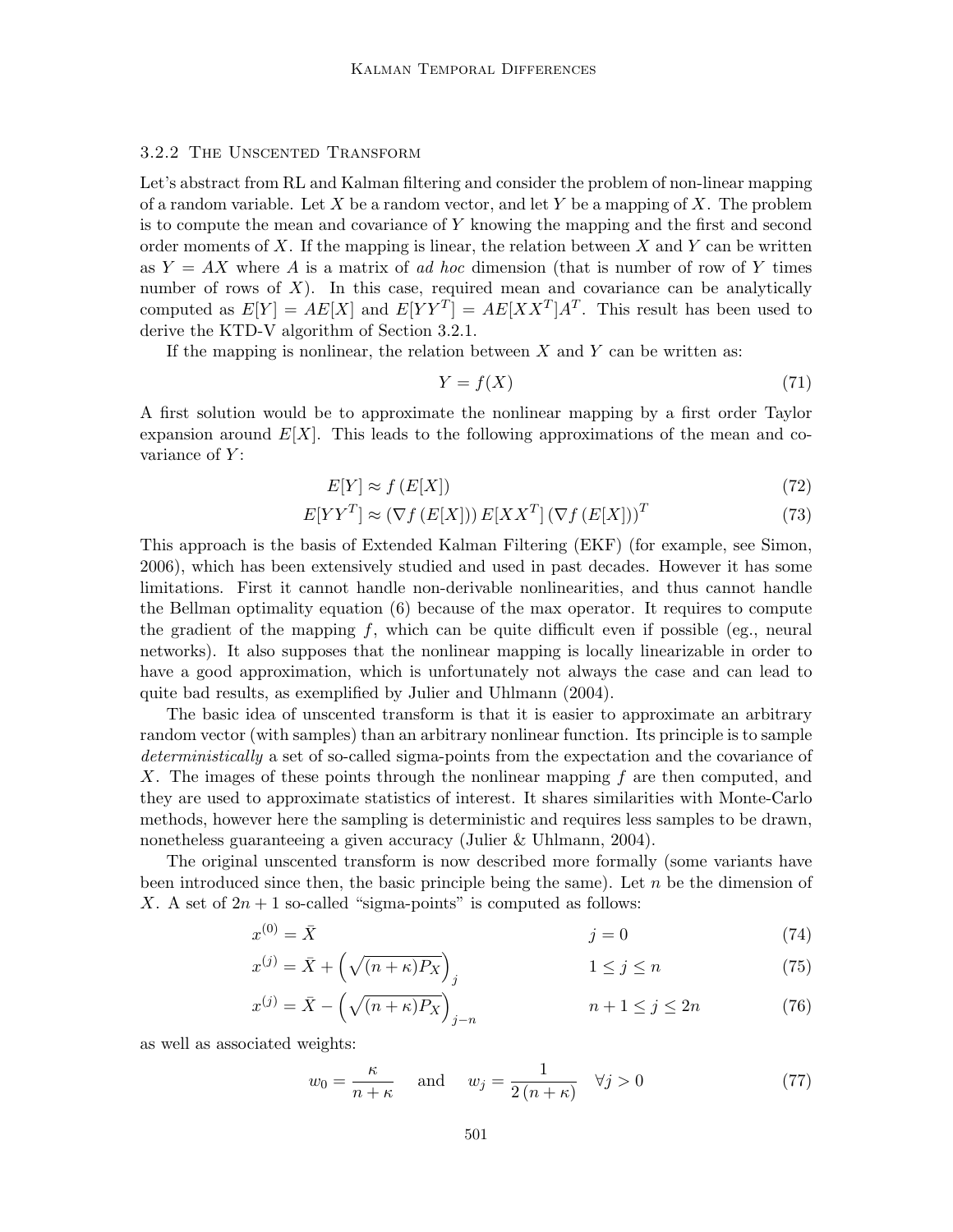#### 3.2.2 The Unscented Transform

Let's abstract from RL and Kalman filtering and consider the problem of non-linear mapping of a random variable. Let $X$ be a random vector, and let $Y$ be a mapping of $X$. The problem is to compute the mean and covariance of $Y$ knowing the mapping and the first and second order moments of $X$. If the mapping is linear, the relation between $X$ and $Y$ can be written as $Y = AX$ where $A$ is a matrix of *ad hoc* dimension (that is number of row of $Y$ times number of rows of $X$). In this case, required mean and covariance can be analytically computed as $E[Y] = AE[X]$ and $E[YY^T] = AE[XX^T]A^T$. This result has been used to derive the KTD-V algorithm of Section 3.2.1.

If the mapping is nonlinear, the relation between $X$ and $Y$ can be written as:

$$Y = f(X) \tag{71}$$

A first solution would be to approximate the nonlinear mapping by a first order Taylor expansion around $E[X]$. This leads to the following approximations of the mean and covariance of $Y$:

$$E[Y] \approx f(E[X]) \tag{72}$$

$$E[YY^T] \approx (\nabla f(E[X]))\, E[XX^T]\, (\nabla f(E[X]))^T \tag{73}$$

This approach is the basis of Extended Kalman Filtering (EKF) (for example, see Simon, 2006), which has been extensively studied and used in past decades. However it has some limitations. First it cannot handle non-derivable nonlinearities, and thus cannot handle the Bellman optimality equation (6) because of the max operator. It requires to compute the gradient of the mapping $f$, which can be quite difficult even if possible (eg., neural networks). It also supposes that the nonlinear mapping is locally linearizable in order to have a good approximation, which is unfortunately not always the case and can lead to quite bad results, as exemplified by Julier and Uhlmann (2004).

The basic idea of unscented transform is that it is easier to approximate an arbitrary random vector (with samples) than an arbitrary nonlinear function. Its principle is to sample *deterministically* a set of so-called sigma-points from the expectation and the covariance of $X$. The images of these points through the nonlinear mapping $f$ are then computed, and they are used to approximate statistics of interest. It shares similarities with Monte-Carlo methods, however here the sampling is deterministic and requires less samples to be drawn, nonetheless guaranteeing a given accuracy (Julier & Uhlmann, 2004).

The original unscented transform is now described more formally (some variants have been introduced since then, the basic principle being the same). Let $n$ be the dimension of $X$. A set of $2n + 1$ so-called "sigma-points" is computed as follows:

$$x^{(0)} = \bar{X} \qquad j = 0 \tag{74}$$

$$x^{(j)} = \bar{X} + \left(\sqrt{(n+\kappa)P_X}\right)_j \qquad 1 \leq j \leq n \tag{75}$$

$$x^{(j)} = \bar{X} - \left(\sqrt{(n+\kappa)P_X}\right)_{j-n} \qquad n+1 \leq j \leq 2n \tag{76}$$

as well as associated weights:

$$w_0 = \frac{\kappa}{n+\kappa} \quad \text{and} \quad w_j = \frac{1}{2(n+\kappa)} \quad \forall j > 0 \tag{77}$$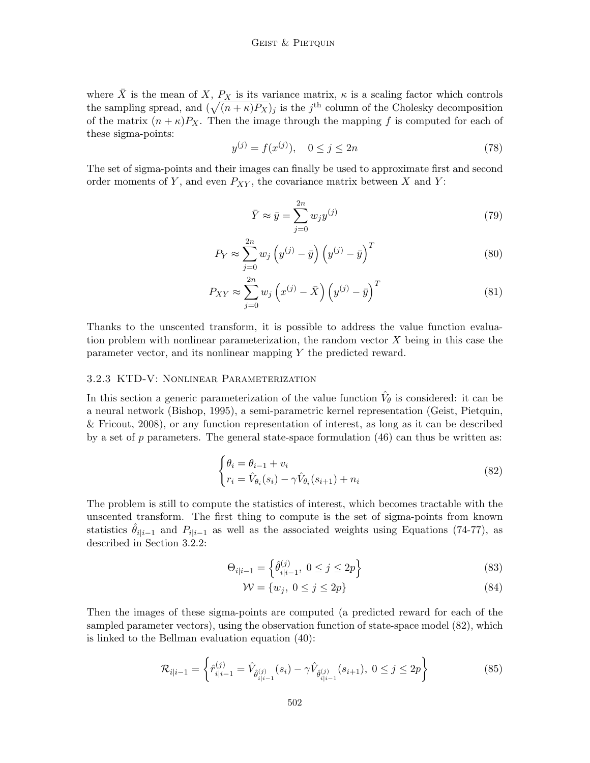where $\bar{X}$ is the mean of $X$, $P_X$ is its variance matrix, $\kappa$ is a scaling factor which controls the sampling spread, and $(\sqrt{(n+\kappa)P_X})_j$ is the $j^{\text{th}}$ column of the Cholesky decomposition of the matrix $(n+\kappa)P_X$. Then the image through the mapping $f$ is computed for each of these sigma-points:

$$y^{(j)} = f(x^{(j)}), \quad 0 \leq j \leq 2n \tag{78}$$

The set of sigma-points and their images can finally be used to approximate first and second order moments of $Y$, and even $P_{XY}$, the covariance matrix between $X$ and $Y$:

$$\bar{Y} \approx \bar{y} = \sum_{j=0}^{2n} w_j y^{(j)} \tag{79}$$

$$P_Y \approx \sum_{j=0}^{2n} w_j \left(y^{(j)} - \bar{y}\right)\left(y^{(j)} - \bar{y}\right)^T \tag{80}$$

$$P_{XY} \approx \sum_{j=0}^{2n} w_j \left(x^{(j)} - \bar{X}\right)\left(y^{(j)} - \bar{y}\right)^T \tag{81}$$

Thanks to the unscented transform, it is possible to address the value function evaluation problem with nonlinear parameterization, the random vector $X$ being in this case the parameter vector, and its nonlinear mapping $Y$ the predicted reward.

### 3.2.3 KTD-V: Nonlinear Parameterization

In this section a generic parameterization of the value function $\hat{V}_\theta$ is considered: it can be a neural network (Bishop, 1995), a semi-parametric kernel representation (Geist, Pietquin, & Fricout, 2008), or any function representation of interest, as long as it can be described by a set of $p$ parameters. The general state-space formulation (46) can thus be written as:

$$\begin{cases} \theta_i = \theta_{i-1} + v_i \\ r_i = \hat{V}_{\theta_i}(s_i) - \gamma \hat{V}_{\theta_i}(s_{i+1}) + n_i \end{cases} \tag{82}$$

The problem is still to compute the statistics of interest, which becomes tractable with the unscented transform. The first thing to compute is the set of sigma-points from known statistics $\hat{\theta}_{i|i-1}$ and $P_{i|i-1}$ as well as the associated weights using Equations (74-77), as described in Section 3.2.2:

$$\Theta_{i|i-1} = \left\{\hat{\theta}^{(j)}_{i|i-1},\ 0 \leq j \leq 2p\right\} \tag{83}$$

$$\mathcal{W} = \{w_j,\ 0 \leq j \leq 2p\} \tag{84}$$

Then the images of these sigma-points are computed (a predicted reward for each of the sampled parameter vectors), using the observation function of state-space model (82), which is linked to the Bellman evaluation equation (40):

$$\mathcal{R}_{i|i-1} = \left\{\hat{r}^{(j)}_{i|i-1} = \hat{V}_{\hat{\theta}^{(j)}_{i|i-1}}(s_i) - \gamma \hat{V}_{\hat{\theta}^{(j)}_{i|i-1}}(s_{i+1}),\ 0 \leq j \leq 2p\right\} \tag{85}$$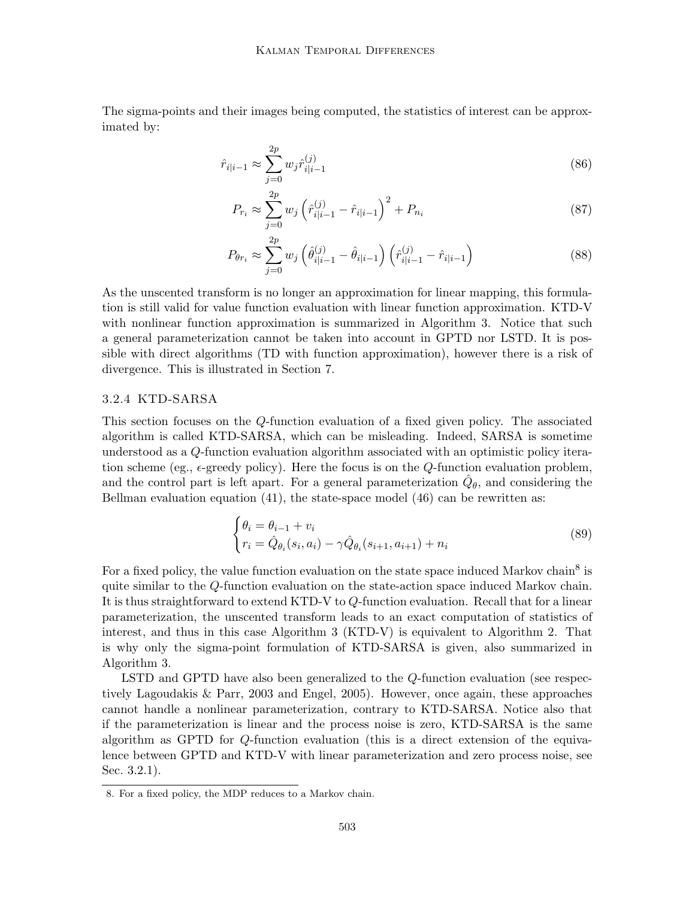The sigma-points and their images being computed, the statistics of interest can be approximated by:

$$\hat{r}_{i|i-1} \approx \sum_{j=0}^{2p} w_j \hat{r}_{i|i-1}^{(j)} \tag{86}$$

$$P_{r_i} \approx \sum_{j=0}^{2p} w_j \left(\hat{r}_{i|i-1}^{(j)} - \hat{r}_{i|i-1}\right)^2 + P_{n_i} \tag{87}$$

$$P_{\theta r_i} \approx \sum_{j=0}^{2p} w_j \left(\hat{\theta}_{i|i-1}^{(j)} - \hat{\theta}_{i|i-1}\right)\left(\hat{r}_{i|i-1}^{(j)} - \hat{r}_{i|i-1}\right) \tag{88}$$

As the unscented transform is no longer an approximation for linear mapping, this formulation is still valid for value function evaluation with linear function approximation. KTD-V with nonlinear function approximation is summarized in Algorithm 3. Notice that such a general parameterization cannot be taken into account in GPTD nor LSTD. It is possible with direct algorithms (TD with function approximation), however there is a risk of divergence. This is illustrated in Section 7.

#### 3.2.4 KTD-SARSA

This section focuses on the $Q$-function evaluation of a fixed given policy. The associated algorithm is called KTD-SARSA, which can be misleading. Indeed, SARSA is sometime understood as a $Q$-function evaluation algorithm associated with an optimistic policy iteration scheme (eg., $\epsilon$-greedy policy). Here the focus is on the $Q$-function evaluation problem, and the control part is left apart. For a general parameterization $\hat{Q}_\theta$, and considering the Bellman evaluation equation (41), the state-space model (46) can be rewritten as:

$$\begin{cases} \theta_i = \theta_{i-1} + v_i \\ r_i = \hat{Q}_{\theta_i}(s_i, a_i) - \gamma \hat{Q}_{\theta_i}(s_{i+1}, a_{i+1}) + n_i \end{cases} \tag{89}$$

For a fixed policy, the value function evaluation on the state space induced Markov chain[8] is quite similar to the $Q$-function evaluation on the state-action space induced Markov chain. It is thus straightforward to extend KTD-V to $Q$-function evaluation. Recall that for a linear parameterization, the unscented transform leads to an exact computation of statistics of interest, and thus in this case Algorithm 3 (KTD-V) is equivalent to Algorithm 2. That is why only the sigma-point formulation of KTD-SARSA is given, also summarized in Algorithm 3.

LSTD and GPTD have also been generalized to the $Q$-function evaluation (see respectively Lagoudakis & Parr, 2003 and Engel, 2005). However, once again, these approaches cannot handle a nonlinear parameterization, contrary to KTD-SARSA. Notice also that if the parameterization is linear and the process noise is zero, KTD-SARSA is the same algorithm as GPTD for $Q$-function evaluation (this is a direct extension of the equivalence between GPTD and KTD-V with linear parameterization and zero process noise, see Sec. 3.2.1).

8. For a fixed policy, the MDP reduces to a Markov chain.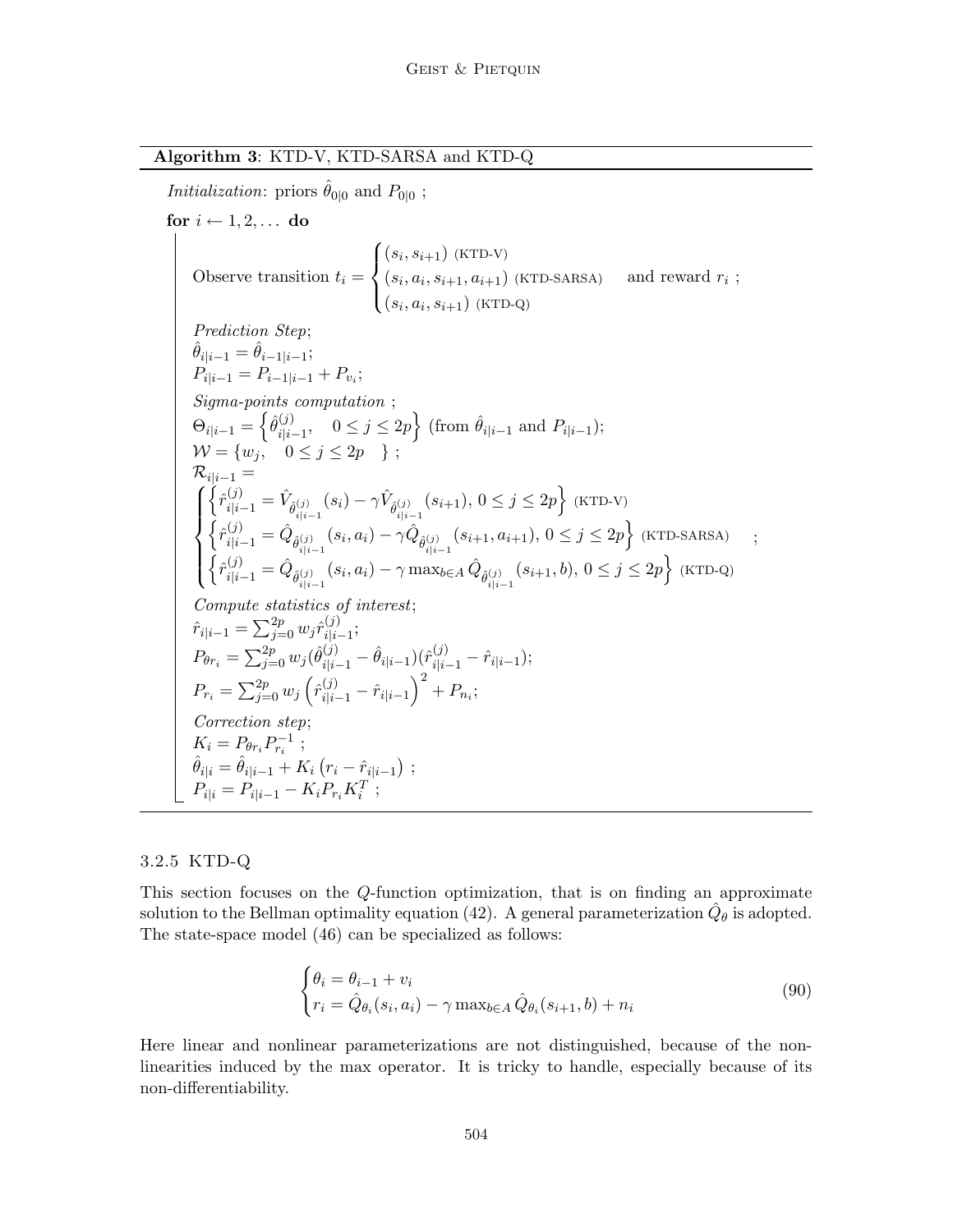**Algorithm 3**: KTD-V, KTD-SARSA and KTD-Q

*Initialization*: priors $\hat{\theta}_{0|0}$ and $P_{0|0}$ ;

**for** $i \leftarrow 1, 2, \dots$ **do**

Observe transition $t_i = \begin{cases} (s_i, s_{i+1}) \text{ (KTD-V)} \\ (s_i, a_i, s_{i+1}, a_{i+1}) \text{ (KTD-SARSA)} \\ (s_i, a_i, s_{i+1}) \text{ (KTD-Q)} \end{cases}$ and reward $r_i$ ;

*Prediction Step*;

$\hat{\theta}_{i|i-1} = \hat{\theta}_{i-1|i-1}$;

$P_{i|i-1} = P_{i-1|i-1} + P_{v_i}$;

*Sigma-points computation* ;

$\Theta_{i|i-1} = \left\{ \hat{\theta}^{(j)}_{i|i-1}, \quad 0 \leq j \leq 2p \right\}$ (from $\hat{\theta}_{i|i-1}$ and $P_{i|i-1}$);

$\mathcal{W} = \{ w_j, \quad 0 \leq j \leq 2p \quad \}$ ;

$\mathcal{R}_{i|i-1} =$

$$\begin{cases} \left\{ \hat{r}^{(j)}_{i|i-1} = \hat{V}_{\hat{\theta}^{(j)}_{i|i-1}}(s_i) - \gamma \hat{V}_{\hat{\theta}^{(j)}_{i|i-1}}(s_{i+1}), \, 0 \leq j \leq 2p \right\} \text{ (KTD-V)} \\ \left\{ \hat{r}^{(j)}_{i|i-1} = \hat{Q}_{\hat{\theta}^{(j)}_{i|i-1}}(s_i, a_i) - \gamma \hat{Q}_{\hat{\theta}^{(j)}_{i|i-1}}(s_{i+1}, a_{i+1}), \, 0 \leq j \leq 2p \right\} \text{ (KTD-SARSA)} \\ \left\{ \hat{r}^{(j)}_{i|i-1} = \hat{Q}_{\hat{\theta}^{(j)}_{i|i-1}}(s_i, a_i) - \gamma \max_{b \in A} \hat{Q}_{\hat{\theta}^{(j)}_{i|i-1}}(s_{i+1}, b), \, 0 \leq j \leq 2p \right\} \text{ (KTD-Q)} \end{cases} ;$$

*Compute statistics of interest*;

$\hat{r}_{i|i-1} = \sum_{j=0}^{2p} w_j \hat{r}^{(j)}_{i|i-1}$;

$P_{\theta r_i} = \sum_{j=0}^{2p} w_j (\hat{\theta}^{(j)}_{i|i-1} - \hat{\theta}_{i|i-1})(\hat{r}^{(j)}_{i|i-1} - \hat{r}_{i|i-1})$;

$P_{r_i} = \sum_{j=0}^{2p} w_j \left( \hat{r}^{(j)}_{i|i-1} - \hat{r}_{i|i-1} \right)^2 + P_{n_i}$;

*Correction step*;

$K_i = P_{\theta r_i} P_{r_i}^{-1}$ ;

$\hat{\theta}_{i|i} = \hat{\theta}_{i|i-1} + K_i \left( r_i - \hat{r}_{i|i-1} \right)$ ;

$P_{i|i} = P_{i|i-1} - K_i P_{r_i} K_i^T$ ;

### 3.2.5 KTD-Q

This section focuses on the $Q$-function optimization, that is on finding an approximate solution to the Bellman optimality equation (42). A general parameterization $\hat{Q}_\theta$ is adopted. The state-space model (46) can be specialized as follows:

$$\begin{cases} \theta_i = \theta_{i-1} + v_i \\ r_i = \hat{Q}_{\theta_i}(s_i, a_i) - \gamma \max_{b \in A} \hat{Q}_{\theta_i}(s_{i+1}, b) + n_i \end{cases} \tag{90}$$

Here linear and nonlinear parameterizations are not distinguished, because of the non-linearities induced by the max operator. It is tricky to handle, especially because of its non-differentiability.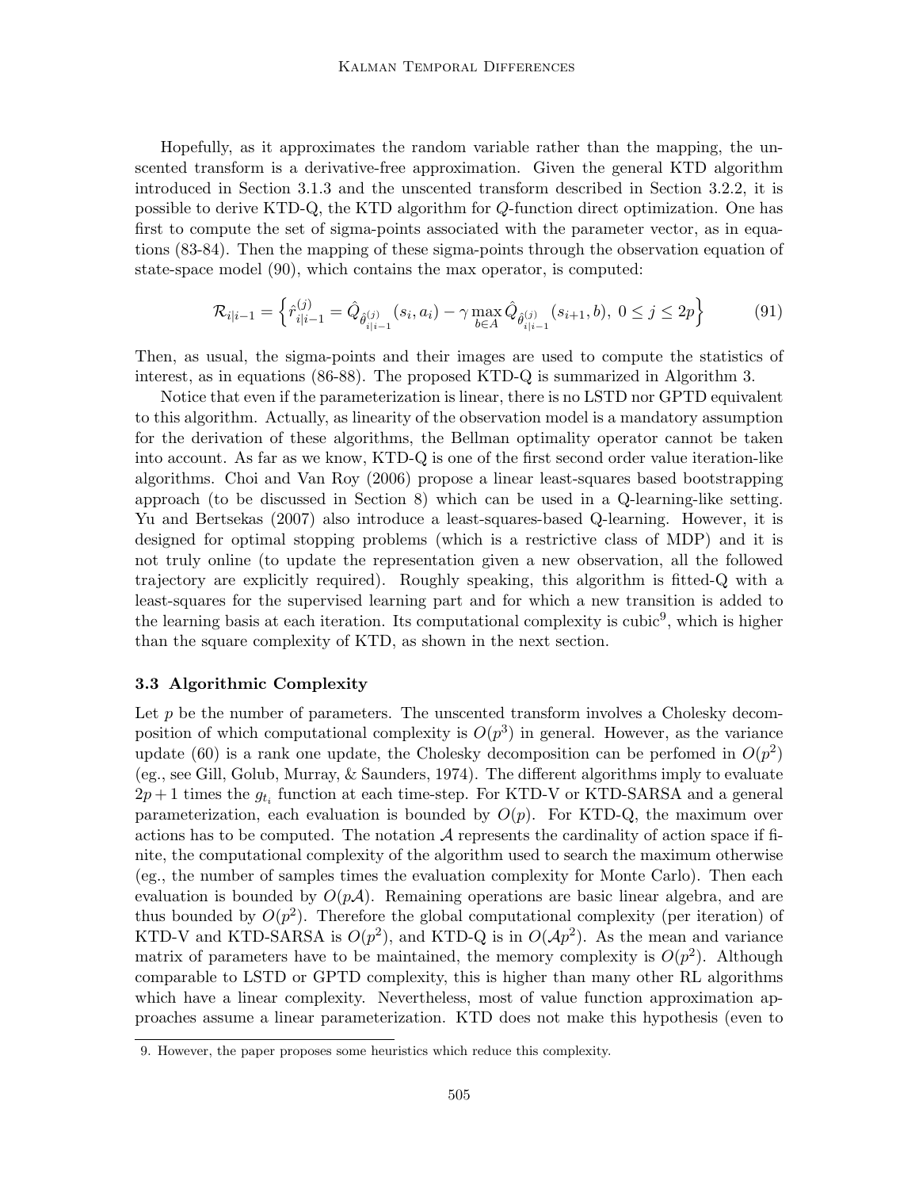Hopefully, as it approximates the random variable rather than the mapping, the unscented transform is a derivative-free approximation. Given the general KTD algorithm introduced in Section 3.1.3 and the unscented transform described in Section 3.2.2, it is possible to derive KTD-Q, the KTD algorithm for $Q$-function direct optimization. One has first to compute the set of sigma-points associated with the parameter vector, as in equations (83-84). Then the mapping of these sigma-points through the observation equation of state-space model (90), which contains the max operator, is computed:

$$\mathcal{R}_{i|i-1} = \left\{ \hat{r}^{(j)}_{i|i-1} = \hat{Q}_{\hat{\theta}^{(j)}_{i|i-1}}(s_i, a_i) - \gamma \max_{b \in A} \hat{Q}_{\hat{\theta}^{(j)}_{i|i-1}}(s_{i+1}, b),\ 0 \leq j \leq 2p \right\} \tag{91}$$

Then, as usual, the sigma-points and their images are used to compute the statistics of interest, as in equations (86-88). The proposed KTD-Q is summarized in Algorithm 3.

Notice that even if the parameterization is linear, there is no LSTD nor GPTD equivalent to this algorithm. Actually, as linearity of the observation model is a mandatory assumption for the derivation of these algorithms, the Bellman optimality operator cannot be taken into account. As far as we know, KTD-Q is one of the first second order value iteration-like algorithms. Choi and Van Roy (2006) propose a linear least-squares based bootstrapping approach (to be discussed in Section 8) which can be used in a Q-learning-like setting. Yu and Bertsekas (2007) also introduce a least-squares-based Q-learning. However, it is designed for optimal stopping problems (which is a restrictive class of MDP) and it is not truly online (to update the representation given a new observation, all the followed trajectory are explicitly required). Roughly speaking, this algorithm is fitted-Q with a least-squares for the supervised learning part and for which a new transition is added to the learning basis at each iteration. Its computational complexity is cubic[9], which is higher than the square complexity of KTD, as shown in the next section.

### 3.3 Algorithmic Complexity

Let $p$ be the number of parameters. The unscented transform involves a Cholesky decomposition of which computational complexity is $O(p^3)$ in general. However, as the variance update (60) is a rank one update, the Cholesky decomposition can be perfomed in $O(p^2)$ (eg., see Gill, Golub, Murray, & Saunders, 1974). The different algorithms imply to evaluate $2p+1$ times the $g_{t_i}$ function at each time-step. For KTD-V or KTD-SARSA and a general parameterization, each evaluation is bounded by $O(p)$. For KTD-Q, the maximum over actions has to be computed. The notation $\mathcal{A}$ represents the cardinality of action space if finite, the computational complexity of the algorithm used to search the maximum otherwise (eg., the number of samples times the evaluation complexity for Monte Carlo). Then each evaluation is bounded by $O(p\mathcal{A})$. Remaining operations are basic linear algebra, and are thus bounded by $O(p^2)$. Therefore the global computational complexity (per iteration) of KTD-V and KTD-SARSA is $O(p^2)$, and KTD-Q is in $O(\mathcal{A}p^2)$. As the mean and variance matrix of parameters have to be maintained, the memory complexity is $O(p^2)$. Although comparable to LSTD or GPTD complexity, this is higher than many other RL algorithms which have a linear complexity. Nevertheless, most of value function approximation approaches assume a linear parameterization. KTD does not make this hypothesis (even to

9. However, the paper proposes some heuristics which reduce this complexity.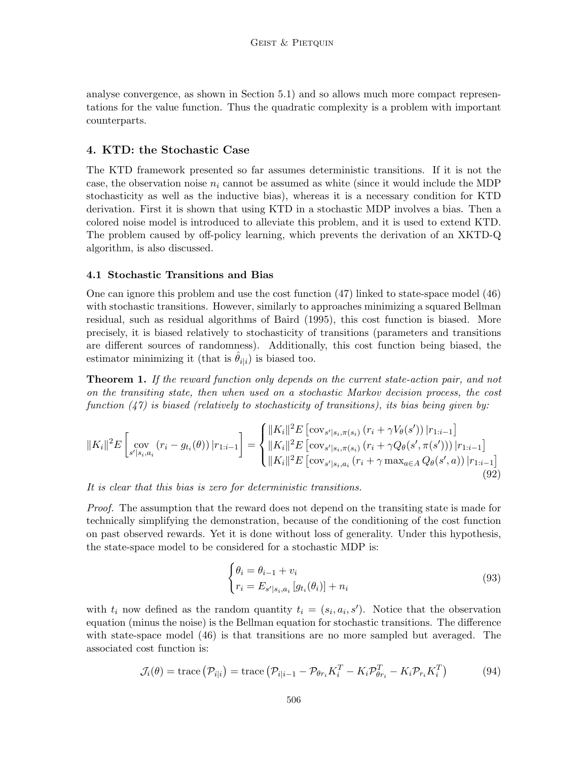analyse convergence, as shown in Section 5.1) and so allows much more compact representations for the value function. Thus the quadratic complexity is a problem with important counterparts.

## 4. KTD: the Stochastic Case

The KTD framework presented so far assumes deterministic transitions. If it is not the case, the observation noise $n_i$ cannot be assumed as white (since it would include the MDP stochasticity as well as the inductive bias), whereas it is a necessary condition for KTD derivation. First it is shown that using KTD in a stochastic MDP involves a bias. Then a colored noise model is introduced to alleviate this problem, and it is used to extend KTD. The problem caused by off-policy learning, which prevents the derivation of an XKTD-Q algorithm, is also discussed.

### 4.1 Stochastic Transitions and Bias

One can ignore this problem and use the cost function (47) linked to state-space model (46) with stochastic transitions. However, similarly to approaches minimizing a squared Bellman residual, such as residual algorithms of Baird (1995), this cost function is biased. More precisely, it is biased relatively to stochasticity of transitions (parameters and transitions are different sources of randomness). Additionally, this cost function being biased, the estimator minimizing it (that is $\hat{\theta}_{i|i}$) is biased too.

**Theorem 1.** *If the reward function only depends on the current state-action pair, and not on the transiting state, then when used on a stochastic Markov decision process, the cost function (47) is biased (relatively to stochasticity of transitions), its bias being given by:*

$$\|K_i\|^2 E\left[\operatorname*{cov}_{s'|s_i,a_i}\left(r_i - g_{t_i}(\theta)\right)|r_{1:i-1}\right] = \begin{cases} \|K_i\|^2 E\left[\operatorname{cov}_{s'|s_i,\pi(s_i)}\left(r_i + \gamma V_\theta(s')\right)|r_{1:i-1}\right] \\ \|K_i\|^2 E\left[\operatorname{cov}_{s'|s_i,\pi(s_i)}\left(r_i + \gamma Q_\theta(s',\pi(s'))\right)|r_{1:i-1}\right] \\ \|K_i\|^2 E\left[\operatorname{cov}_{s'|s_i,a_i}\left(r_i + \gamma \max_{a\in A} Q_\theta(s',a)\right)|r_{1:i-1}\right] \end{cases} \tag{92}$$

*It is clear that this bias is zero for deterministic transitions.*

*Proof.* The assumption that the reward does not depend on the transiting state is made for technically simplifying the demonstration, because of the conditioning of the cost function on past observed rewards. Yet it is done without loss of generality. Under this hypothesis, the state-space model to be considered for a stochastic MDP is:

$$\begin{cases} \theta_i = \theta_{i-1} + v_i \\ r_i = E_{s'|s_i,a_i}\left[g_{t_i}(\theta_i)\right] + n_i \end{cases} \tag{93}$$

with $t_i$ now defined as the random quantity $t_i = (s_i, a_i, s')$. Notice that the observation equation (minus the noise) is the Bellman equation for stochastic transitions. The difference with state-space model (46) is that transitions are no more sampled but averaged. The associated cost function is:

$$\mathcal{J}_i(\theta) = \operatorname{trace}\left(\mathcal{P}_{i|i}\right) = \operatorname{trace}\left(\mathcal{P}_{i|i-1} - \mathcal{P}_{\theta r_i} K_i^T - K_i \mathcal{P}_{\theta r_i}^T - K_i \mathcal{P}_{r_i} K_i^T\right) \tag{94}$$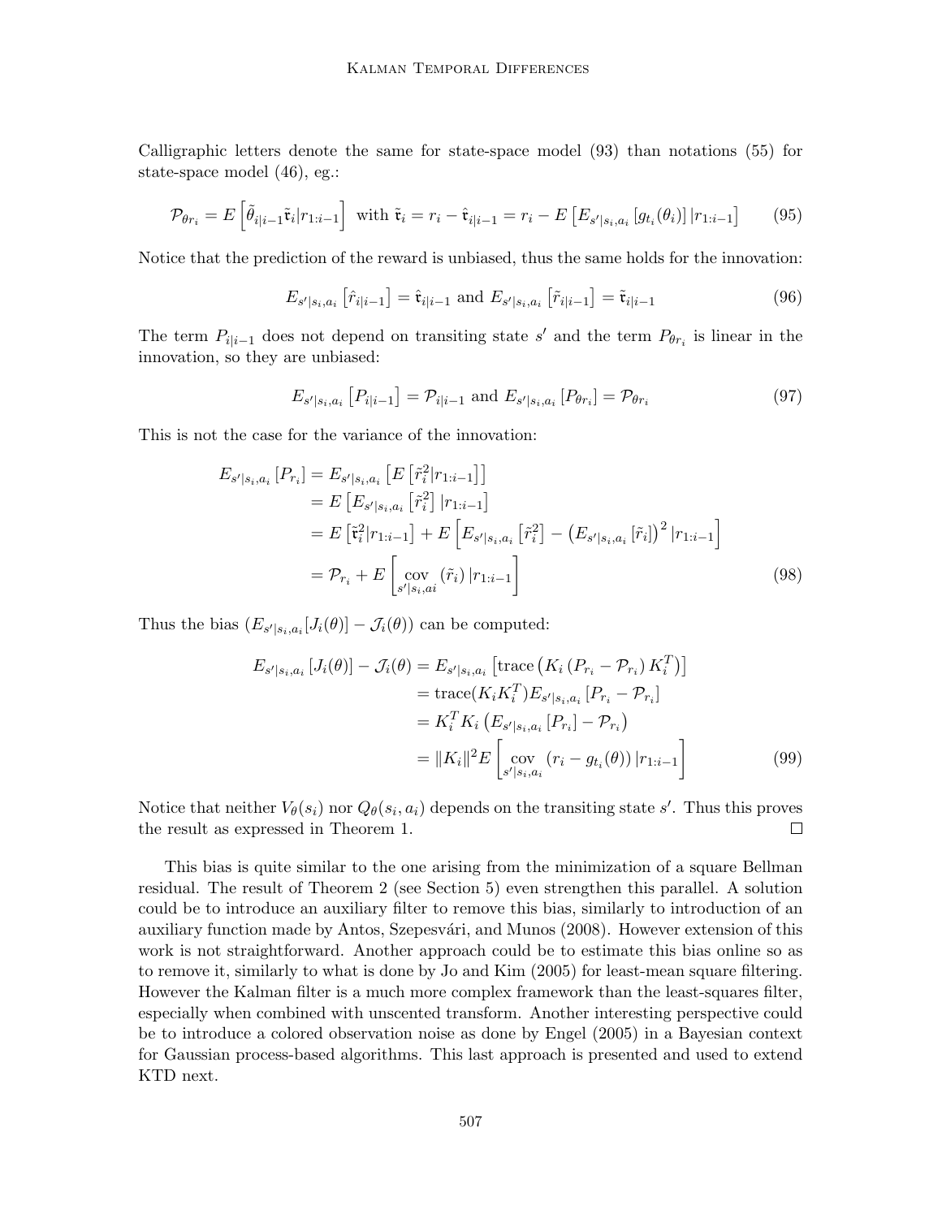Calligraphic letters denote the same for state-space model (93) than notations (55) for state-space model (46), eg.:

$$\mathcal{P}_{\theta r_i} = E\left[\tilde{\theta}_{i|i-1}\tilde{\mathfrak{r}}_i|r_{1:i-1}\right] \text{ with } \tilde{\mathfrak{r}}_i = r_i - \hat{\mathfrak{r}}_{i|i-1} = r_i - E\left[E_{s'|s_i,a_i}\left[g_{t_i}(\theta_i)\right]|r_{1:i-1}\right] \tag{95}$$

Notice that the prediction of the reward is unbiased, thus the same holds for the innovation:

$$E_{s'|s_i,a_i}\left[\hat{r}_{i|i-1}\right] = \hat{\mathfrak{r}}_{i|i-1} \text{ and } E_{s'|s_i,a_i}\left[\tilde{r}_{i|i-1}\right] = \tilde{\mathfrak{r}}_{i|i-1} \tag{96}$$

The term $P_{i|i-1}$ does not depend on transiting state $s'$ and the term $P_{\theta r_i}$ is linear in the innovation, so they are unbiased:

$$E_{s'|s_i,a_i}\left[P_{i|i-1}\right] = \mathcal{P}_{i|i-1} \text{ and } E_{s'|s_i,a_i}\left[P_{\theta r_i}\right] = \mathcal{P}_{\theta r_i} \tag{97}$$

This is not the case for the variance of the innovation:

$$\begin{aligned}
E_{s'|s_i,a_i}\left[P_{r_i}\right] &= E_{s'|s_i,a_i}\left[E\left[\tilde{r}_i^2|r_{1:i-1}\right]\right] \\
&= E\left[E_{s'|s_i,a_i}\left[\tilde{r}_i^2\right]|r_{1:i-1}\right] \\
&= E\left[\tilde{\mathfrak{r}}_i^2|r_{1:i-1}\right] + E\left[E_{s'|s_i,a_i}\left[\tilde{r}_i^2\right] - \left(E_{s'|s_i,a_i}\left[\tilde{r}_i\right]\right)^2|r_{1:i-1}\right] \\
&= \mathcal{P}_{r_i} + E\left[\underset{s'|s_i,ai}{\text{cov}}\left(\tilde{r}_i\right)|r_{1:i-1}\right]
\end{aligned} \tag{98}$$

Thus the bias $(E_{s'|s_i,a_i}[J_i(\theta)] - \mathcal{J}_i(\theta))$ can be computed:

$$\begin{aligned}
E_{s'|s_i,a_i}\left[J_i(\theta)\right] - \mathcal{J}_i(\theta) &= E_{s'|s_i,a_i}\left[\text{trace}\left(K_i\left(P_{r_i} - \mathcal{P}_{r_i}\right)K_i^T\right)\right] \\
&= \text{trace}(K_i K_i^T)E_{s'|s_i,a_i}\left[P_{r_i} - \mathcal{P}_{r_i}\right] \\
&= K_i^T K_i\left(E_{s'|s_i,a_i}\left[P_{r_i}\right] - \mathcal{P}_{r_i}\right) \\
&= \|K_i\|^2 E\left[\underset{s'|s_i,a_i}{\text{cov}}\left(r_i - g_{t_i}(\theta)\right)|r_{1:i-1}\right]
\end{aligned} \tag{99}$$

Notice that neither $V_\theta(s_i)$ nor $Q_\theta(s_i, a_i)$ depends on the transiting state $s'$. Thus this proves the result as expressed in Theorem 1. □

This bias is quite similar to the one arising from the minimization of a square Bellman residual. The result of Theorem 2 (see Section 5) even strengthen this parallel. A solution could be to introduce an auxiliary filter to remove this bias, similarly to introduction of an auxiliary function made by Antos, Szepesvári, and Munos (2008). However extension of this work is not straightforward. Another approach could be to estimate this bias online so as to remove it, similarly to what is done by Jo and Kim (2005) for least-mean square filtering. However the Kalman filter is a much more complex framework than the least-squares filter, especially when combined with unscented transform. Another interesting perspective could be to introduce a colored observation noise as done by Engel (2005) in a Bayesian context for Gaussian process-based algorithms. This last approach is presented and used to extend KTD next.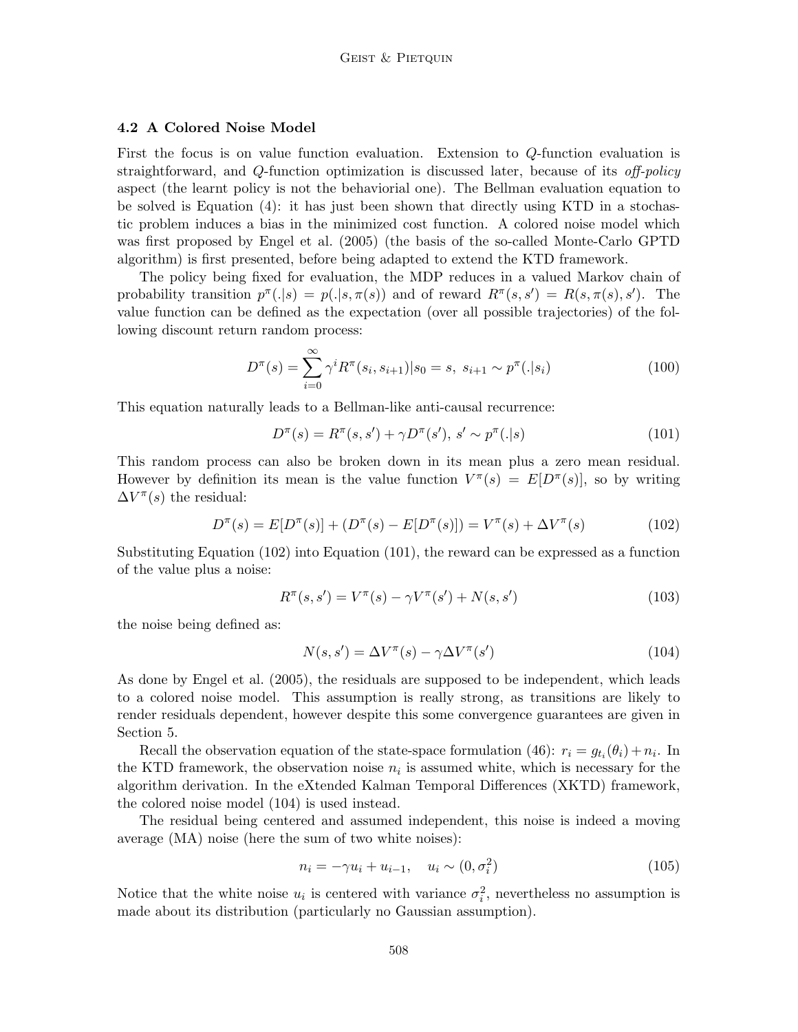### 4.2 A Colored Noise Model

First the focus is on value function evaluation. Extension to $Q$-function evaluation is straightforward, and $Q$-function optimization is discussed later, because of its *off-policy* aspect (the learnt policy is not the behaviorial one). The Bellman evaluation equation to be solved is Equation (4): it has just been shown that directly using KTD in a stochastic problem induces a bias in the minimized cost function. A colored noise model which was first proposed by Engel et al. (2005) (the basis of the so-called Monte-Carlo GPTD algorithm) is first presented, before being adapted to extend the KTD framework.

The policy being fixed for evaluation, the MDP reduces in a valued Markov chain of probability transition $p^\pi(.|s) = p(.|s, \pi(s))$ and of reward $R^\pi(s, s') = R(s, \pi(s), s')$. The value function can be defined as the expectation (over all possible trajectories) of the following discount return random process:

$$D^\pi(s) = \sum_{i=0}^{\infty} \gamma^i R^\pi(s_i, s_{i+1}) | s_0 = s,\ s_{i+1} \sim p^\pi(.|s_i) \tag{100}$$

This equation naturally leads to a Bellman-like anti-causal recurrence:

$$D^\pi(s) = R^\pi(s, s') + \gamma D^\pi(s'),\ s' \sim p^\pi(.|s) \tag{101}$$

This random process can also be broken down in its mean plus a zero mean residual. However by definition its mean is the value function $V^\pi(s) = E[D^\pi(s)]$, so by writing $\Delta V^\pi(s)$ the residual:

$$D^\pi(s) = E[D^\pi(s)] + (D^\pi(s) - E[D^\pi(s)]) = V^\pi(s) + \Delta V^\pi(s) \tag{102}$$

Substituting Equation (102) into Equation (101), the reward can be expressed as a function of the value plus a noise:

$$R^\pi(s, s') = V^\pi(s) - \gamma V^\pi(s') + N(s, s') \tag{103}$$

the noise being defined as:

$$N(s, s') = \Delta V^\pi(s) - \gamma \Delta V^\pi(s') \tag{104}$$

As done by Engel et al. (2005), the residuals are supposed to be independent, which leads to a colored noise model. This assumption is really strong, as transitions are likely to render residuals dependent, however despite this some convergence guarantees are given in Section 5.

Recall the observation equation of the state-space formulation (46): $r_i = g_{t_i}(\theta_i) + n_i$. In the KTD framework, the observation noise $n_i$ is assumed white, which is necessary for the algorithm derivation. In the eXtended Kalman Temporal Differences (XKTD) framework, the colored noise model (104) is used instead.

The residual being centered and assumed independent, this noise is indeed a moving average (MA) noise (here the sum of two white noises):

$$n_i = -\gamma u_i + u_{i-1}, \quad u_i \sim (0, \sigma_i^2) \tag{105}$$

Notice that the white noise $u_i$ is centered with variance $\sigma_i^2$, nevertheless no assumption is made about its distribution (particularly no Gaussian assumption).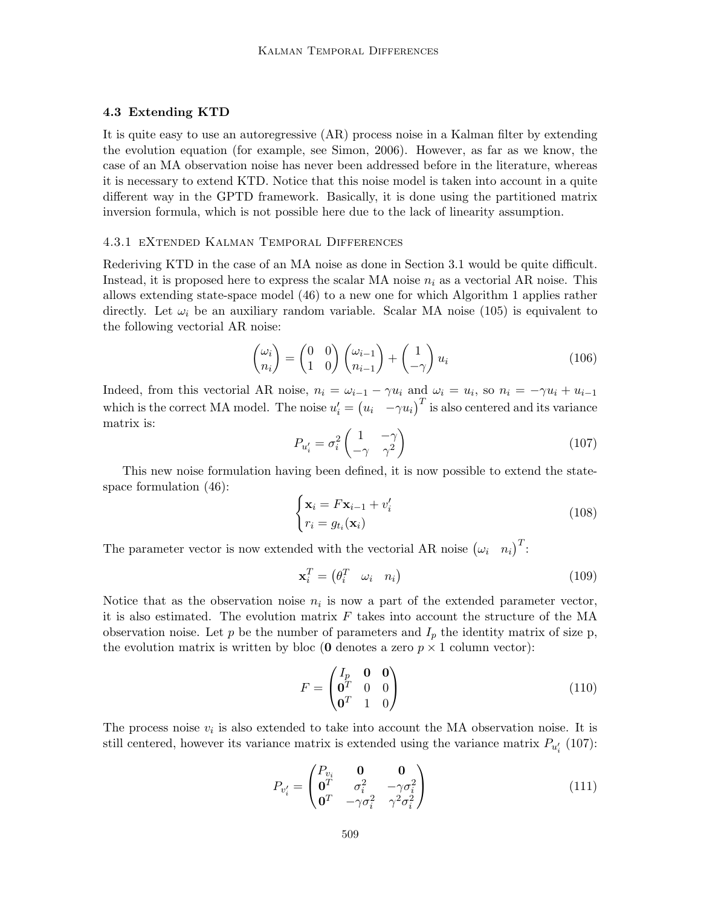### 4.3 Extending KTD

It is quite easy to use an autoregressive (AR) process noise in a Kalman filter by extending the evolution equation (for example, see Simon, 2006). However, as far as we know, the case of an MA observation noise has never been addressed before in the literature, whereas it is necessary to extend KTD. Notice that this noise model is taken into account in a quite different way in the GPTD framework. Basically, it is done using the partitioned matrix inversion formula, which is not possible here due to the lack of linearity assumption.

#### 4.3.1 eXtended Kalman Temporal Differences

Rederiving KTD in the case of an MA noise as done in Section 3.1 would be quite difficult. Instead, it is proposed here to express the scalar MA noise $n_i$ as a vectorial AR noise. This allows extending state-space model (46) to a new one for which Algorithm 1 applies rather directly. Let $\omega_i$ be an auxiliary random variable. Scalar MA noise (105) is equivalent to the following vectorial AR noise:

$$\begin{pmatrix} \omega_i \\ n_i \end{pmatrix} = \begin{pmatrix} 0 & 0 \\ 1 & 0 \end{pmatrix} \begin{pmatrix} \omega_{i-1} \\ n_{i-1} \end{pmatrix} + \begin{pmatrix} 1 \\ -\gamma \end{pmatrix} u_i \tag{106}$$

Indeed, from this vectorial AR noise, $n_i = \omega_{i-1} - \gamma u_i$ and $\omega_i = u_i$, so $n_i = -\gamma u_i + u_{i-1}$ which is the correct MA model. The noise $u'_i = \begin{pmatrix} u_i & -\gamma u_i \end{pmatrix}^T$ is also centered and its variance matrix is:

$$P_{u'_i} = \sigma_i^2 \begin{pmatrix} 1 & -\gamma \\ -\gamma & \gamma^2 \end{pmatrix} \tag{107}$$

This new noise formulation having been defined, it is now possible to extend the state-space formulation (46):

$$\begin{cases} \mathbf{x}_i = F\mathbf{x}_{i-1} + v'_i \\ r_i = g_{t_i}(\mathbf{x}_i) \end{cases} \tag{108}$$

The parameter vector is now extended with the vectorial AR noise $\begin{pmatrix} \omega_i & n_i \end{pmatrix}^T$:

$$\mathbf{x}_i^T = \begin{pmatrix} \theta_i^T & \omega_i & n_i \end{pmatrix} \tag{109}$$

Notice that as the observation noise $n_i$ is now a part of the extended parameter vector, it is also estimated. The evolution matrix $F$ takes into account the structure of the MA observation noise. Let $p$ be the number of parameters and $I_p$ the identity matrix of size p, the evolution matrix is written by bloc ($\mathbf{0}$ denotes a zero $p \times 1$ column vector):

$$F = \begin{pmatrix} I_p & \mathbf{0} & \mathbf{0} \\ \mathbf{0}^T & 0 & 0 \\ \mathbf{0}^T & 1 & 0 \end{pmatrix} \tag{110}$$

The process noise $v_i$ is also extended to take into account the MA observation noise. It is still centered, however its variance matrix is extended using the variance matrix $P_{u'_i}$ (107):

$$P_{v'_i} = \begin{pmatrix} P_{v_i} & \mathbf{0} & \mathbf{0} \\ \mathbf{0}^T & \sigma_i^2 & -\gamma\sigma_i^2 \\ \mathbf{0}^T & -\gamma\sigma_i^2 & \gamma^2\sigma_i^2 \end{pmatrix} \tag{111}$$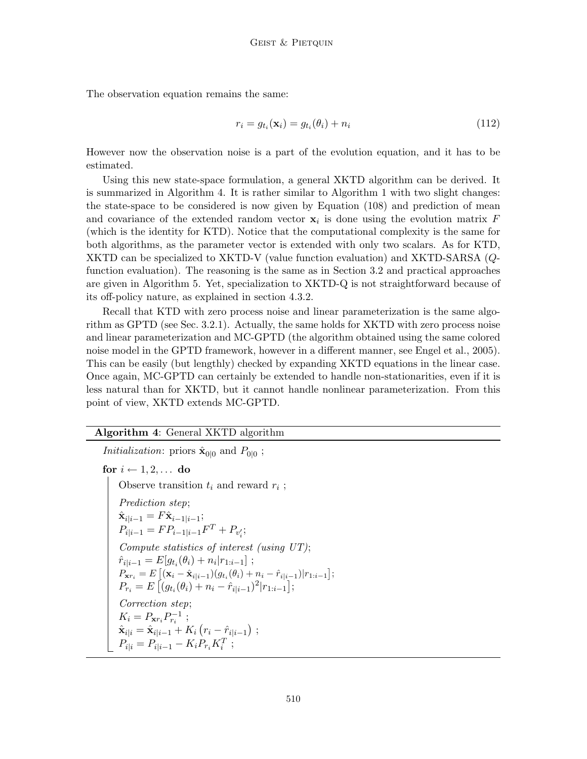The observation equation remains the same:

$$r_i = g_{t_i}(\mathbf{x}_i) = g_{t_i}(\theta_i) + n_i \tag{112}$$

However now the observation noise is a part of the evolution equation, and it has to be estimated.

Using this new state-space formulation, a general XKTD algorithm can be derived. It is summarized in Algorithm 4. It is rather similar to Algorithm 1 with two slight changes: the state-space to be considered is now given by Equation (108) and prediction of mean and covariance of the extended random vector $\mathbf{x}_i$ is done using the evolution matrix $F$ (which is the identity for KTD). Notice that the computational complexity is the same for both algorithms, as the parameter vector is extended with only two scalars. As for KTD, XKTD can be specialized to XKTD-V (value function evaluation) and XKTD-SARSA ($Q$-function evaluation). The reasoning is the same as in Section 3.2 and practical approaches are given in Algorithm 5. Yet, specialization to XKTD-Q is not straightforward because of its off-policy nature, as explained in section 4.3.2.

Recall that KTD with zero process noise and linear parameterization is the same algorithm as GPTD (see Sec. 3.2.1). Actually, the same holds for XKTD with zero process noise and linear parameterization and MC-GPTD (the algorithm obtained using the same colored noise model in the GPTD framework, however in a different manner, see Engel et al., 2005). This can be easily (but lengthly) checked by expanding XKTD equations in the linear case. Once again, MC-GPTD can certainly be extended to handle non-stationarities, even if it is less natural than for XKTD, but it cannot handle nonlinear parameterization. From this point of view, XKTD extends MC-GPTD.

---

**Algorithm 4**: General XKTD algorithm

---

*Initialization*: priors $\hat{\mathbf{x}}_{0|0}$ and $P_{0|0}$ ;

**for** $i \leftarrow 1, 2, \dots$ **do**

  Observe transition $t_i$ and reward $r_i$ ;

  *Prediction step*;

  $\hat{\mathbf{x}}_{i|i-1} = F\hat{\mathbf{x}}_{i-1|i-1}$;

  $P_{i|i-1} = FP_{i-1|i-1}F^T + P_{v'_i}$;

  *Compute statistics of interest (using UT)*;

  $\hat{r}_{i|i-1} = E[g_{t_i}(\theta_i) + n_i | r_{1:i-1}]$ ;

  $P_{\mathbf{x}r_i} = E\left[(\mathbf{x}_i - \hat{\mathbf{x}}_{i|i-1})(g_{t_i}(\theta_i) + n_i - \hat{r}_{i|i-1}) | r_{1:i-1}\right]$;

  $P_{r_i} = E\left[(g_{t_i}(\theta_i) + n_i - \hat{r}_{i|i-1})^2 | r_{1:i-1}\right]$;

  *Correction step*;

  $K_i = P_{\mathbf{x}r_i} P_{r_i}^{-1}$ ;

  $\hat{\mathbf{x}}_{i|i} = \hat{\mathbf{x}}_{i|i-1} + K_i\left(r_i - \hat{r}_{i|i-1}\right)$ ;

  $P_{i|i} = P_{i|i-1} - K_i P_{r_i} K_i^T$ ;

---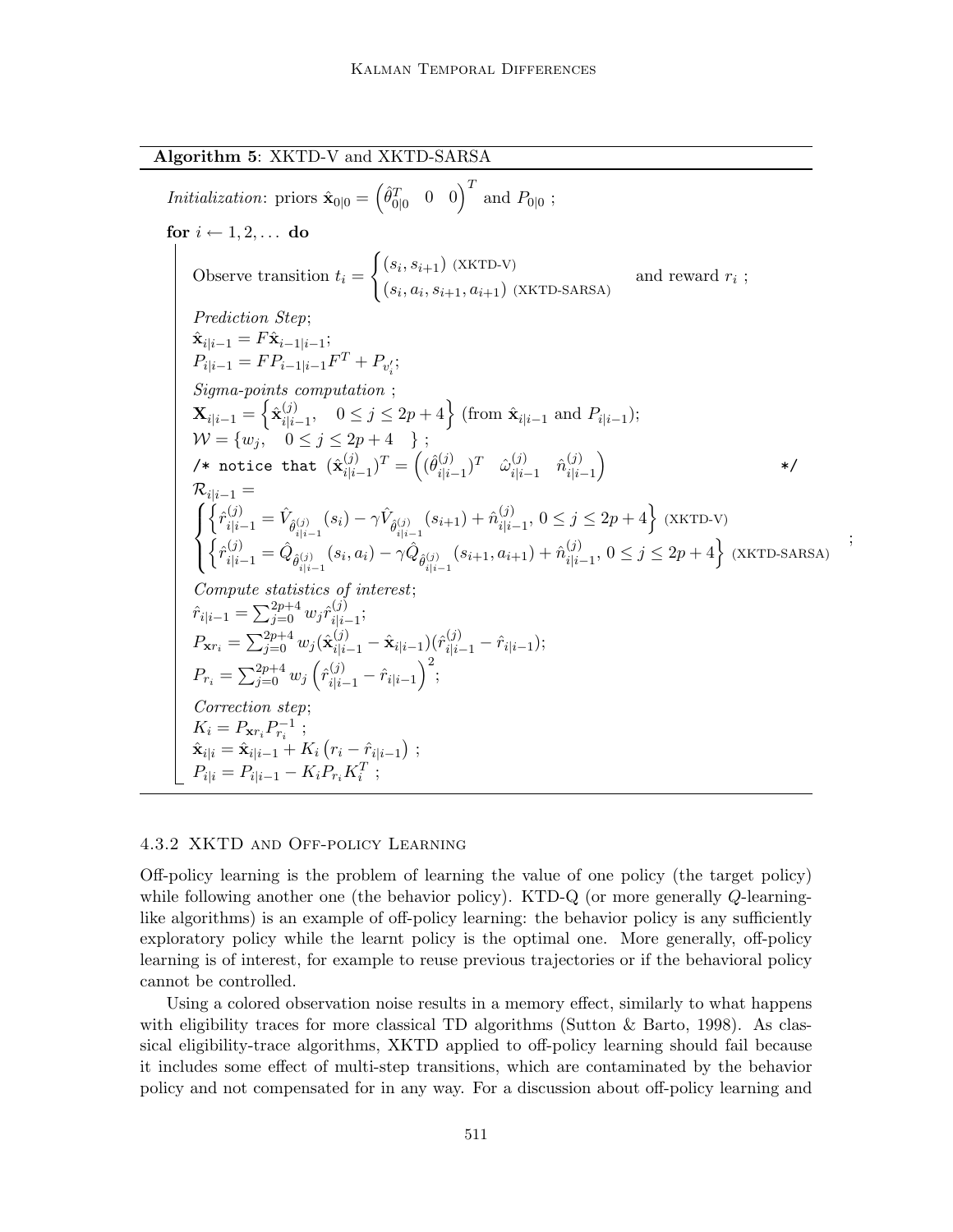**Algorithm 5**: XKTD-V and XKTD-SARSA

*Initialization*: priors $\hat{\mathbf{x}}_{0|0} = \begin{pmatrix} \hat{\theta}_{0|0}^T & 0 & 0 \end{pmatrix}^T$ and $P_{0|0}$ ;

**for** $i \leftarrow 1, 2, \ldots$ **do**

Observe transition $t_i = \begin{cases} (s_i, s_{i+1}) \text{ (XKTD-V)} \\ (s_i, a_i, s_{i+1}, a_{i+1}) \text{ (XKTD-SARSA)} \end{cases}$ and reward $r_i$ ;

*Prediction Step*;

$\hat{\mathbf{x}}_{i|i-1} = F\hat{\mathbf{x}}_{i-1|i-1}$;

$P_{i|i-1} = FP_{i-1|i-1}F^T + P_{v_i'}$;

*Sigma-points computation* ;

$\mathbf{X}_{i|i-1} = \left\{ \hat{\mathbf{x}}_{i|i-1}^{(j)}, \quad 0 \leq j \leq 2p+4 \right\}$ (from $\hat{\mathbf{x}}_{i|i-1}$ and $P_{i|i-1}$);

$\mathcal{W} = \{ w_j, \quad 0 \leq j \leq 2p+4 \quad \}$ ;

```
/* notice that (x̂^(j)_{i|i-1})^T = ((θ̂^(j)_{i|i-1})^T  ω̂^(j)_{i|i-1}  n̂^(j)_{i|i-1})  */
```

$\mathcal{R}_{i|i-1} =$

$$\begin{cases} \left\{ \hat{r}_{i|i-1}^{(j)} = \hat{V}_{\hat{\theta}_{i|i-1}^{(j)}}(s_i) - \gamma \hat{V}_{\hat{\theta}_{i|i-1}^{(j)}}(s_{i+1}) + \hat{n}_{i|i-1}^{(j)}, \; 0 \leq j \leq 2p+4 \right\} \text{ (XKTD-V)} \\ \left\{ \hat{r}_{i|i-1}^{(j)} = \hat{Q}_{\hat{\theta}_{i|i-1}^{(j)}}(s_i, a_i) - \gamma \hat{Q}_{\hat{\theta}_{i|i-1}^{(j)}}(s_{i+1}, a_{i+1}) + \hat{n}_{i|i-1}^{(j)}, \; 0 \leq j \leq 2p+4 \right\} \text{ (XKTD-SARSA)} \end{cases};$$

*Compute statistics of interest*;

$\hat{r}_{i|i-1} = \sum_{j=0}^{2p+4} w_j \hat{r}_{i|i-1}^{(j)}$;

$P_{\mathbf{x}r_i} = \sum_{j=0}^{2p+4} w_j (\hat{\mathbf{x}}_{i|i-1}^{(j)} - \hat{\mathbf{x}}_{i|i-1})(\hat{r}_{i|i-1}^{(j)} - \hat{r}_{i|i-1})$;

$P_{r_i} = \sum_{j=0}^{2p+4} w_j \left( \hat{r}_{i|i-1}^{(j)} - \hat{r}_{i|i-1} \right)^2$;

*Correction step*;

$K_i = P_{\mathbf{x}r_i} P_{r_i}^{-1}$ ;

$\hat{\mathbf{x}}_{i|i} = \hat{\mathbf{x}}_{i|i-1} + K_i \left( r_i - \hat{r}_{i|i-1} \right)$ ;

$P_{i|i} = P_{i|i-1} - K_i P_{r_i} K_i^T$ ;

#### 4.3.2 XKTD and Off-policy Learning

Off-policy learning is the problem of learning the value of one policy (the target policy) while following another one (the behavior policy). KTD-Q (or more generally $Q$-learning-like algorithms) is an example of off-policy learning: the behavior policy is any sufficiently exploratory policy while the learnt policy is the optimal one. More generally, off-policy learning is of interest, for example to reuse previous trajectories or if the behavioral policy cannot be controlled.

Using a colored observation noise results in a memory effect, similarly to what happens with eligibility traces for more classical TD algorithms (Sutton & Barto, 1998). As classical eligibility-trace algorithms, XKTD applied to off-policy learning should fail because it includes some effect of multi-step transitions, which are contaminated by the behavior policy and not compensated for in any way. For a discussion about off-policy learning and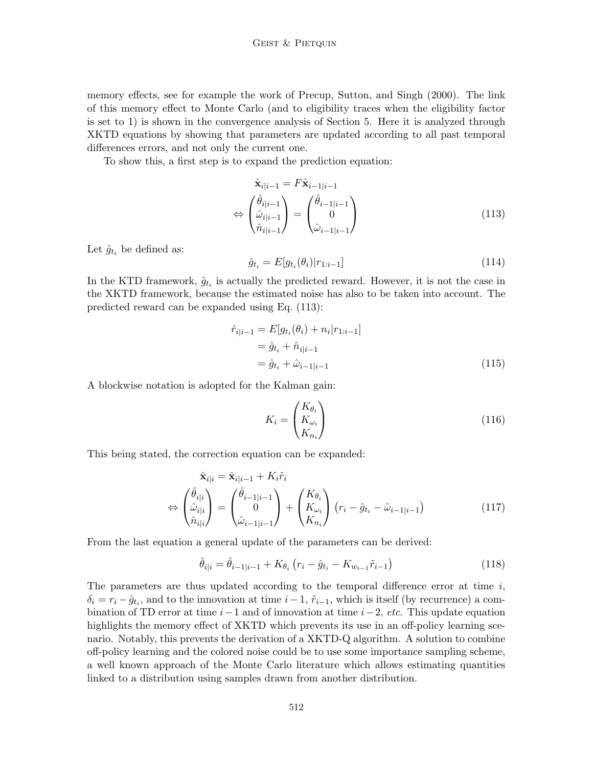memory effects, see for example the work of Precup, Sutton, and Singh (2000). The link of this memory effect to Monte Carlo (and to eligibility traces when the eligibility factor is set to 1) is shown in the convergence analysis of Section 5. Here it is analyzed through XKTD equations by showing that parameters are updated according to all past temporal differences errors, and not only the current one.

To show this, a first step is to expand the prediction equation:

$$\begin{aligned}
&\hat{\mathbf{x}}_{i|i-1} = F\hat{\mathbf{x}}_{i-1|i-1} \\
\Leftrightarrow &\begin{pmatrix} \hat{\theta}_{i|i-1} \\ \hat{\omega}_{i|i-1} \\ \hat{n}_{i|i-1} \end{pmatrix} = \begin{pmatrix} \hat{\theta}_{i-1|i-1} \\ 0 \\ \hat{\omega}_{i-1|i-1} \end{pmatrix}
\end{aligned} \tag{113}$$

Let $\hat{g}_{t_i}$ be defined as:

$$\hat{g}_{t_i} = E[g_{t_i}(\theta_i)|r_{1:i-1}] \tag{114}$$

In the KTD framework, $\hat{g}_{t_i}$ is actually the predicted reward. However, it is not the case in the XKTD framework, because the estimated noise has also to be taken into account. The predicted reward can be expanded using Eq. (113):

$$\begin{aligned}
\hat{r}_{i|i-1} &= E[g_{t_i}(\theta_i) + n_i|r_{1:i-1}] \\
&= \hat{g}_{t_i} + \hat{n}_{i|i-1} \\
&= \hat{g}_{t_i} + \hat{\omega}_{i-1|i-1}
\end{aligned} \tag{115}$$

A blockwise notation is adopted for the Kalman gain:

$$K_i = \begin{pmatrix} K_{\theta_i} \\ K_{\omega_i} \\ K_{n_i} \end{pmatrix} \tag{116}$$

This being stated, the correction equation can be expanded:

$$\begin{aligned}
&\hat{\mathbf{x}}_{i|i} = \hat{\mathbf{x}}_{i|i-1} + K_i\tilde{r}_i \\
\Leftrightarrow &\begin{pmatrix} \hat{\theta}_{i|i} \\ \hat{\omega}_{i|i} \\ \hat{n}_{i|i} \end{pmatrix} = \begin{pmatrix} \hat{\theta}_{i-1|i-1} \\ 0 \\ \hat{\omega}_{i-1|i-1} \end{pmatrix} + \begin{pmatrix} K_{\theta_i} \\ K_{\omega_i} \\ K_{n_i} \end{pmatrix} \left(r_i - \hat{g}_{t_i} - \hat{\omega}_{i-1|i-1}\right)
\end{aligned} \tag{117}$$

From the last equation a general update of the parameters can be derived:

$$\hat{\theta}_{i|i} = \hat{\theta}_{i-1|i-1} + K_{\theta_i}\left(r_i - \hat{g}_{t_i} - K_{w_{i-1}}\tilde{r}_{i-1}\right) \tag{118}$$

The parameters are thus updated according to the temporal difference error at time $i$, $\delta_i = r_i - \hat{g}_{t_i}$, and to the innovation at time $i-1$, $\tilde{r}_{i-1}$, which is itself (by recurrence) a combination of TD error at time $i-1$ and of innovation at time $i-2$, *etc.* This update equation highlights the memory effect of XKTD which prevents its use in an off-policy learning scenario. Notably, this prevents the derivation of a XKTD-Q algorithm. A solution to combine off-policy learning and the colored noise could be to use some importance sampling scheme, a well known approach of the Monte Carlo literature which allows estimating quantities linked to a distribution using samples drawn from another distribution.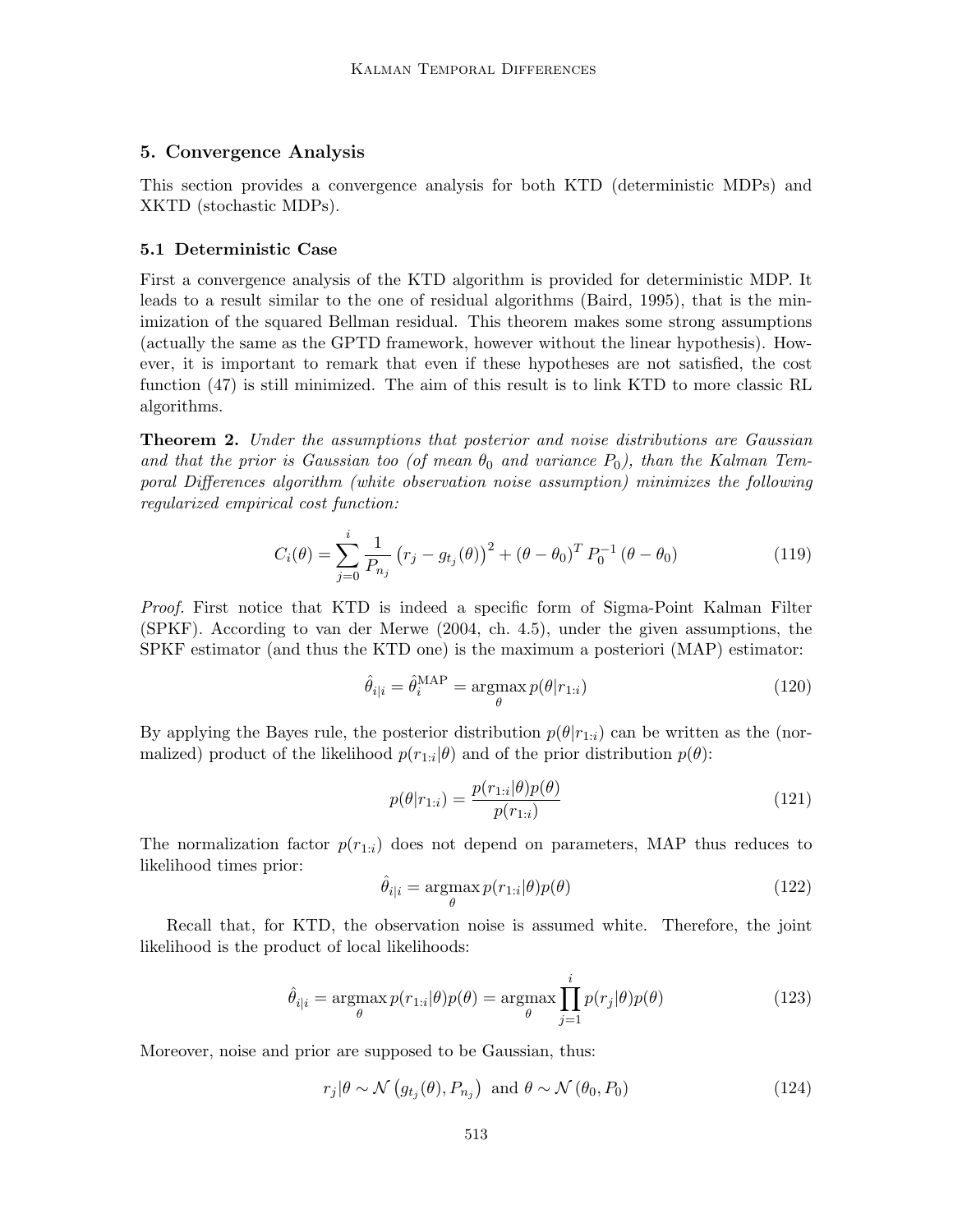## 5. Convergence Analysis

This section provides a convergence analysis for both KTD (deterministic MDPs) and XKTD (stochastic MDPs).

### 5.1 Deterministic Case

First a convergence analysis of the KTD algorithm is provided for deterministic MDP. It leads to a result similar to the one of residual algorithms (Baird, 1995), that is the minimization of the squared Bellman residual. This theorem makes some strong assumptions (actually the same as the GPTD framework, however without the linear hypothesis). However, it is important to remark that even if these hypotheses are not satisfied, the cost function (47) is still minimized. The aim of this result is to link KTD to more classic RL algorithms.

**Theorem 2.** *Under the assumptions that posterior and noise distributions are Gaussian and that the prior is Gaussian too (of mean $\theta_0$ and variance $P_0$), than the Kalman Temporal Differences algorithm (white observation noise assumption) minimizes the following regularized empirical cost function:*

$$C_i(\theta) = \sum_{j=0}^{i} \frac{1}{P_{n_j}} \left(r_j - g_{t_j}(\theta)\right)^2 + (\theta - \theta_0)^T P_0^{-1} (\theta - \theta_0) \tag{119}$$

*Proof.* First notice that KTD is indeed a specific form of Sigma-Point Kalman Filter (SPKF). According to van der Merwe (2004, ch. 4.5), under the given assumptions, the SPKF estimator (and thus the KTD one) is the maximum a posteriori (MAP) estimator:

$$\hat{\theta}_{i|i} = \hat{\theta}_i^{\text{MAP}} = \underset{\theta}{\operatorname{argmax}}\, p(\theta | r_{1:i}) \tag{120}$$

By applying the Bayes rule, the posterior distribution $p(\theta|r_{1:i})$ can be written as the (normalized) product of the likelihood $p(r_{1:i}|\theta)$ and of the prior distribution $p(\theta)$:

$$p(\theta|r_{1:i}) = \frac{p(r_{1:i}|\theta)p(\theta)}{p(r_{1:i})} \tag{121}$$

The normalization factor $p(r_{1:i})$ does not depend on parameters, MAP thus reduces to likelihood times prior:

$$\hat{\theta}_{i|i} = \underset{\theta}{\operatorname{argmax}}\, p(r_{1:i}|\theta)p(\theta) \tag{122}$$

Recall that, for KTD, the observation noise is assumed white. Therefore, the joint likelihood is the product of local likelihoods:

$$\hat{\theta}_{i|i} = \underset{\theta}{\operatorname{argmax}}\, p(r_{1:i}|\theta)p(\theta) = \underset{\theta}{\operatorname{argmax}} \prod_{j=1}^{i} p(r_j|\theta)p(\theta) \tag{123}$$

Moreover, noise and prior are supposed to be Gaussian, thus:

$$r_j|\theta \sim \mathcal{N}\left(g_{t_j}(\theta), P_{n_j}\right) \text{ and } \theta \sim \mathcal{N}\left(\theta_0, P_0\right) \tag{124}$$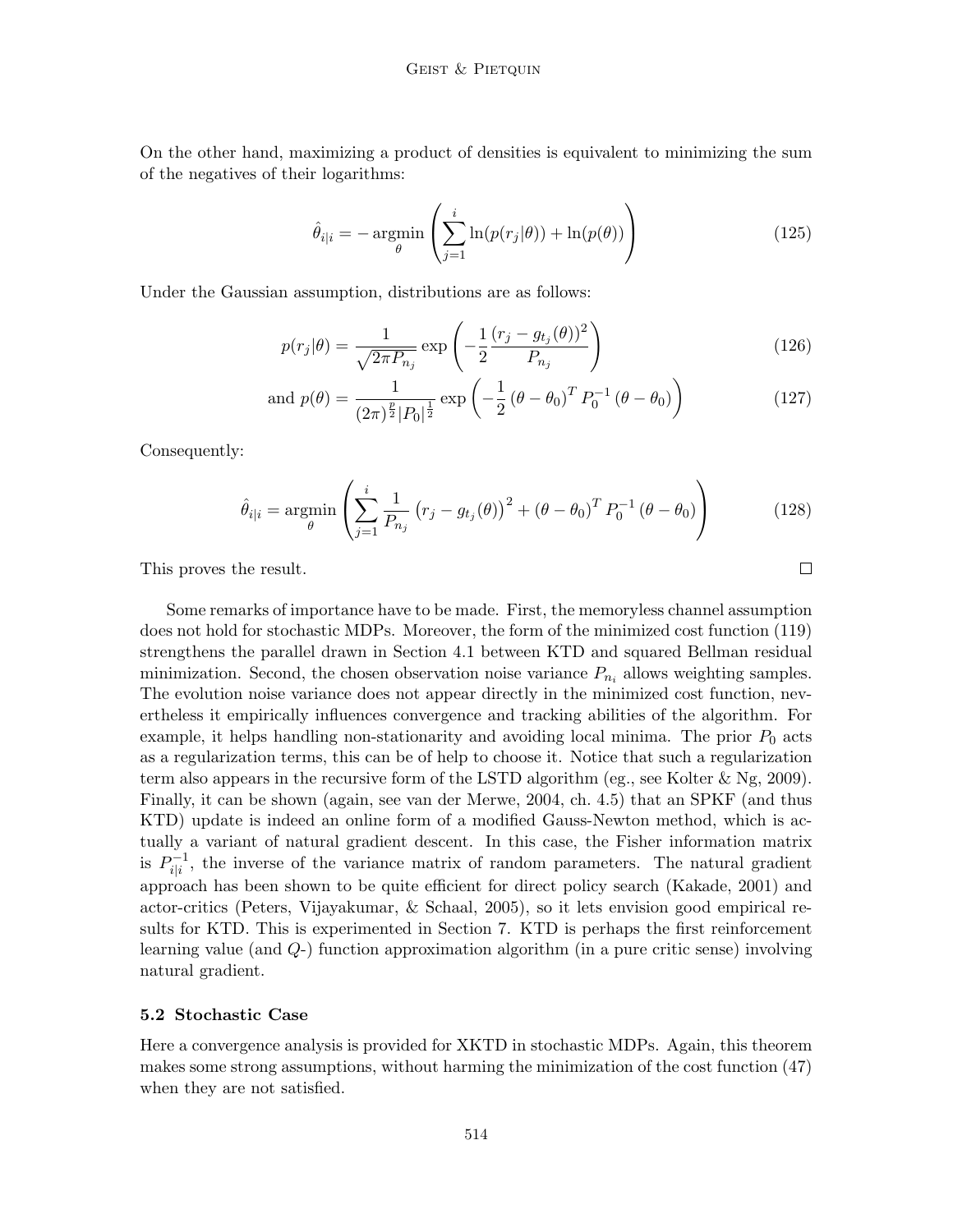On the other hand, maximizing a product of densities is equivalent to minimizing the sum of the negatives of their logarithms:

$$\hat{\theta}_{i|i} = -\operatorname*{argmin}_{\theta} \left( \sum_{j=1}^{i} \ln(p(r_j|\theta)) + \ln(p(\theta)) \right) \tag{125}$$

Under the Gaussian assumption, distributions are as follows:

$$p(r_j|\theta) = \frac{1}{\sqrt{2\pi P_{n_j}}} \exp\left( -\frac{1}{2} \frac{(r_j - g_{t_j}(\theta))^2}{P_{n_j}} \right) \tag{126}$$

$$\text{and } p(\theta) = \frac{1}{(2\pi)^{\frac{p}{2}} |P_0|^{\frac{1}{2}}} \exp\left( -\frac{1}{2} \left(\theta - \theta_0\right)^T P_0^{-1} \left(\theta - \theta_0\right) \right) \tag{127}$$

Consequently:

$$\hat{\theta}_{i|i} = \operatorname*{argmin}_{\theta} \left( \sum_{j=1}^{i} \frac{1}{P_{n_j}} \left(r_j - g_{t_j}(\theta)\right)^2 + \left(\theta - \theta_0\right)^T P_0^{-1} \left(\theta - \theta_0\right) \right) \tag{128}$$

This proves the result. □

Some remarks of importance have to be made. First, the memoryless channel assumption does not hold for stochastic MDPs. Moreover, the form of the minimized cost function (119) strengthens the parallel drawn in Section 4.1 between KTD and squared Bellman residual minimization. Second, the chosen observation noise variance $P_{n_i}$ allows weighting samples. The evolution noise variance does not appear directly in the minimized cost function, nevertheless it empirically influences convergence and tracking abilities of the algorithm. For example, it helps handling non-stationarity and avoiding local minima. The prior $P_0$ acts as a regularization terms, this can be of help to choose it. Notice that such a regularization term also appears in the recursive form of the LSTD algorithm (eg., see Kolter & Ng, 2009). Finally, it can be shown (again, see van der Merwe, 2004, ch. 4.5) that an SPKF (and thus KTD) update is indeed an online form of a modified Gauss-Newton method, which is actually a variant of natural gradient descent. In this case, the Fisher information matrix is $P_{i|i}^{-1}$, the inverse of the variance matrix of random parameters. The natural gradient approach has been shown to be quite efficient for direct policy search (Kakade, 2001) and actor-critics (Peters, Vijayakumar, & Schaal, 2005), so it lets envision good empirical results for KTD. This is experimented in Section 7. KTD is perhaps the first reinforcement learning value (and $Q$-) function approximation algorithm (in a pure critic sense) involving natural gradient.

### 5.2 Stochastic Case

Here a convergence analysis is provided for XKTD in stochastic MDPs. Again, this theorem makes some strong assumptions, without harming the minimization of the cost function (47) when they are not satisfied.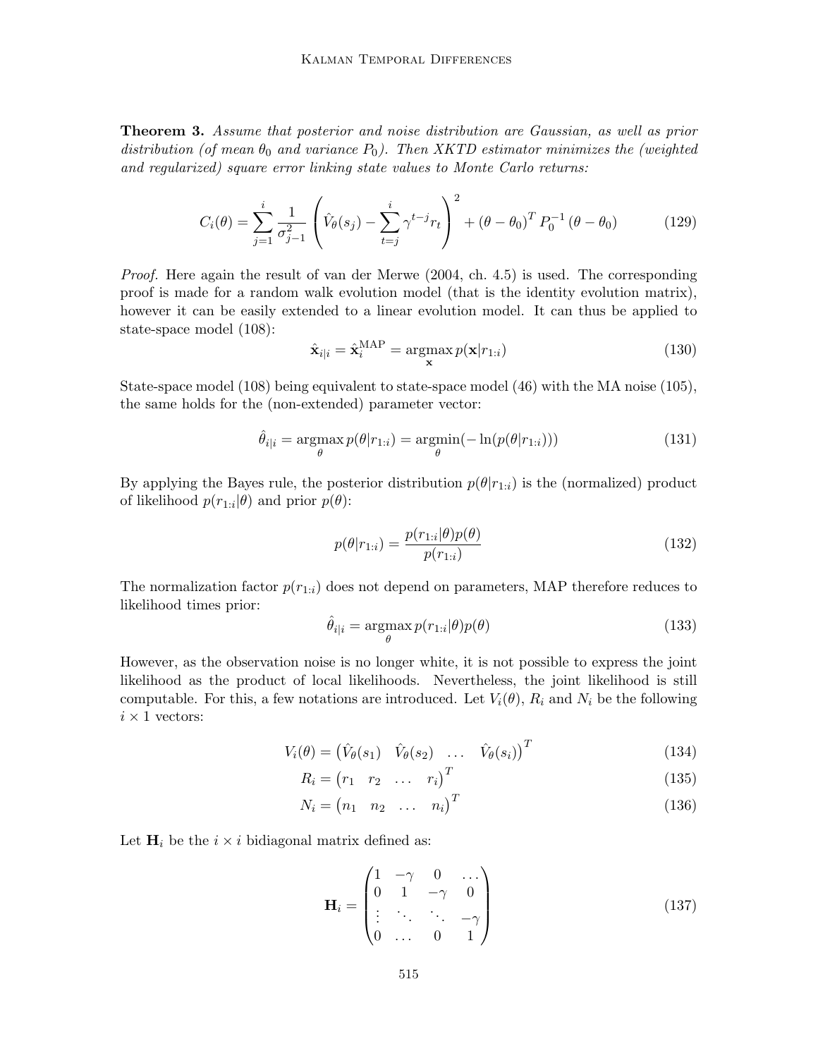**Theorem 3.** *Assume that posterior and noise distribution are Gaussian, as well as prior distribution (of mean $\theta_0$ and variance $P_0$). Then XKTD estimator minimizes the (weighted and regularized) square error linking state values to Monte Carlo returns:*

$$C_i(\theta) = \sum_{j=1}^{i} \frac{1}{\sigma_{j-1}^2} \left( \hat{V}_\theta(s_j) - \sum_{t=j}^{i} \gamma^{t-j} r_t \right)^2 + (\theta - \theta_0)^T P_0^{-1} (\theta - \theta_0) \tag{129}$$

*Proof.* Here again the result of van der Merwe (2004, ch. 4.5) is used. The corresponding proof is made for a random walk evolution model (that is the identity evolution matrix), however it can be easily extended to a linear evolution model. It can thus be applied to state-space model (108):

$$\hat{\mathbf{x}}_{i|i} = \hat{\mathbf{x}}_i^{\text{MAP}} = \operatorname*{argmax}_{\mathbf{x}} p(\mathbf{x}|r_{1:i}) \tag{130}$$

State-space model (108) being equivalent to state-space model (46) with the MA noise (105), the same holds for the (non-extended) parameter vector:

$$\hat{\theta}_{i|i} = \operatorname*{argmax}_{\theta} p(\theta|r_{1:i}) = \operatorname*{argmin}_{\theta} (-\ln(p(\theta|r_{1:i}))) \tag{131}$$

By applying the Bayes rule, the posterior distribution $p(\theta|r_{1:i})$ is the (normalized) product of likelihood $p(r_{1:i}|\theta)$ and prior $p(\theta)$:

$$p(\theta|r_{1:i}) = \frac{p(r_{1:i}|\theta)p(\theta)}{p(r_{1:i})} \tag{132}$$

The normalization factor $p(r_{1:i})$ does not depend on parameters, MAP therefore reduces to likelihood times prior:

$$\hat{\theta}_{i|i} = \operatorname*{argmax}_{\theta} p(r_{1:i}|\theta)p(\theta) \tag{133}$$

However, as the observation noise is no longer white, it is not possible to express the joint likelihood as the product of local likelihoods. Nevertheless, the joint likelihood is still computable. For this, a few notations are introduced. Let $V_i(\theta)$, $R_i$ and $N_i$ be the following $i \times 1$ vectors:

$$V_i(\theta) = \begin{pmatrix} \hat{V}_\theta(s_1) & \hat{V}_\theta(s_2) & \dots & \hat{V}_\theta(s_i) \end{pmatrix}^T \tag{134}$$

$$R_i = \begin{pmatrix} r_1 & r_2 & \dots & r_i \end{pmatrix}^T \tag{135}$$

$$N_i = \begin{pmatrix} n_1 & n_2 & \dots & n_i \end{pmatrix}^T \tag{136}$$

Let $\mathbf{H}_i$ be the $i \times i$ bidiagonal matrix defined as:

$$\mathbf{H}_i = \begin{pmatrix} 1 & -\gamma & 0 & \dots \\ 0 & 1 & -\gamma & 0 \\ \vdots & \ddots & \ddots & -\gamma \\ 0 & \dots & 0 & 1 \end{pmatrix} \tag{137}$$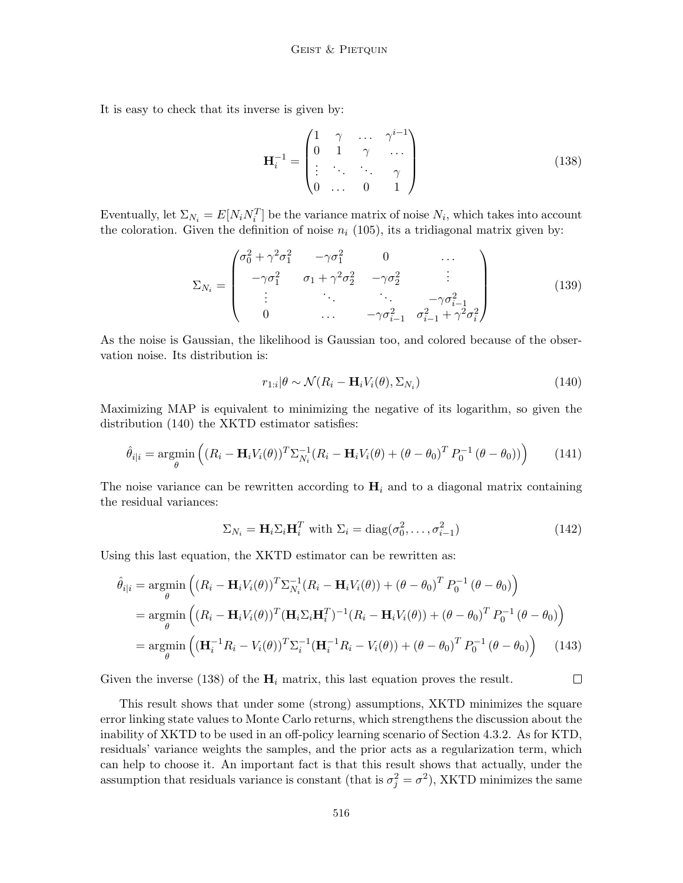It is easy to check that its inverse is given by:

$$
\mathbf{H}_i^{-1} = \begin{pmatrix} 1 & \gamma & \dots & \gamma^{i-1} \\ 0 & 1 & \gamma & \dots \\ \vdots & \ddots & \ddots & \gamma \\ 0 & \dots & 0 & 1 \end{pmatrix} \tag{138}
$$

Eventually, let $\Sigma_{N_i} = E[N_i N_i^T]$ be the variance matrix of noise $N_i$, which takes into account the coloration. Given the definition of noise $n_i$ (105), its a tridiagonal matrix given by:

$$
\Sigma_{N_i} = \begin{pmatrix} \sigma_0^2 + \gamma^2 \sigma_1^2 & -\gamma \sigma_1^2 & 0 & \dots \\ -\gamma \sigma_1^2 & \sigma_1 + \gamma^2 \sigma_2^2 & -\gamma \sigma_2^2 & \vdots \\ \vdots & \ddots & \ddots & -\gamma \sigma_{i-1}^2 \\ 0 & \dots & -\gamma \sigma_{i-1}^2 & \sigma_{i-1}^2 + \gamma^2 \sigma_i^2 \end{pmatrix} \tag{139}
$$

As the noise is Gaussian, the likelihood is Gaussian too, and colored because of the observation noise. Its distribution is:

$$
r_{1:i} | \theta \sim \mathcal{N}(R_i - \mathbf{H}_i V_i(\theta), \Sigma_{N_i}) \tag{140}
$$

Maximizing MAP is equivalent to minimizing the negative of its logarithm, so given the distribution (140) the XKTD estimator satisfies:

$$
\hat{\theta}_{i|i} = \underset{\theta}{\operatorname{argmin}} \left( (R_i - \mathbf{H}_i V_i(\theta))^T \Sigma_{N_i}^{-1} (R_i - \mathbf{H}_i V_i(\theta) + (\theta - \theta_0)^T P_0^{-1} (\theta - \theta_0)) \right) \tag{141}
$$

The noise variance can be rewritten according to $\mathbf{H}_i$ and to a diagonal matrix containing the residual variances:

$$
\Sigma_{N_i} = \mathbf{H}_i \Sigma_i \mathbf{H}_i^T \text{ with } \Sigma_i = \operatorname{diag}(\sigma_0^2, \dots, \sigma_{i-1}^2) \tag{142}
$$

Using this last equation, the XKTD estimator can be rewritten as:

$$
\begin{aligned}
\hat{\theta}_{i|i} &= \underset{\theta}{\operatorname{argmin}} \left( (R_i - \mathbf{H}_i V_i(\theta))^T \Sigma_{N_i}^{-1} (R_i - \mathbf{H}_i V_i(\theta)) + (\theta - \theta_0)^T P_0^{-1} (\theta - \theta_0) \right) \\
&= \underset{\theta}{\operatorname{argmin}} \left( (R_i - \mathbf{H}_i V_i(\theta))^T (\mathbf{H}_i \Sigma_i \mathbf{H}_i^T)^{-1} (R_i - \mathbf{H}_i V_i(\theta)) + (\theta - \theta_0)^T P_0^{-1} (\theta - \theta_0) \right) \\
&= \underset{\theta}{\operatorname{argmin}} \left( (\mathbf{H}_i^{-1} R_i - V_i(\theta))^T \Sigma_i^{-1} (\mathbf{H}_i^{-1} R_i - V_i(\theta)) + (\theta - \theta_0)^T P_0^{-1} (\theta - \theta_0) \right)
\end{aligned} \tag{143}
$$

Given the inverse (138) of the $\mathbf{H}_i$ matrix, this last equation proves the result. $\square$

This result shows that under some (strong) assumptions, XKTD minimizes the square error linking state values to Monte Carlo returns, which strengthens the discussion about the inability of XKTD to be used in an off-policy learning scenario of Section 4.3.2. As for KTD, residuals' variance weights the samples, and the prior acts as a regularization term, which can help to choose it. An important fact is that this result shows that actually, under the assumption that residuals variance is constant (that is $\sigma_j^2 = \sigma^2$), XKTD minimizes the same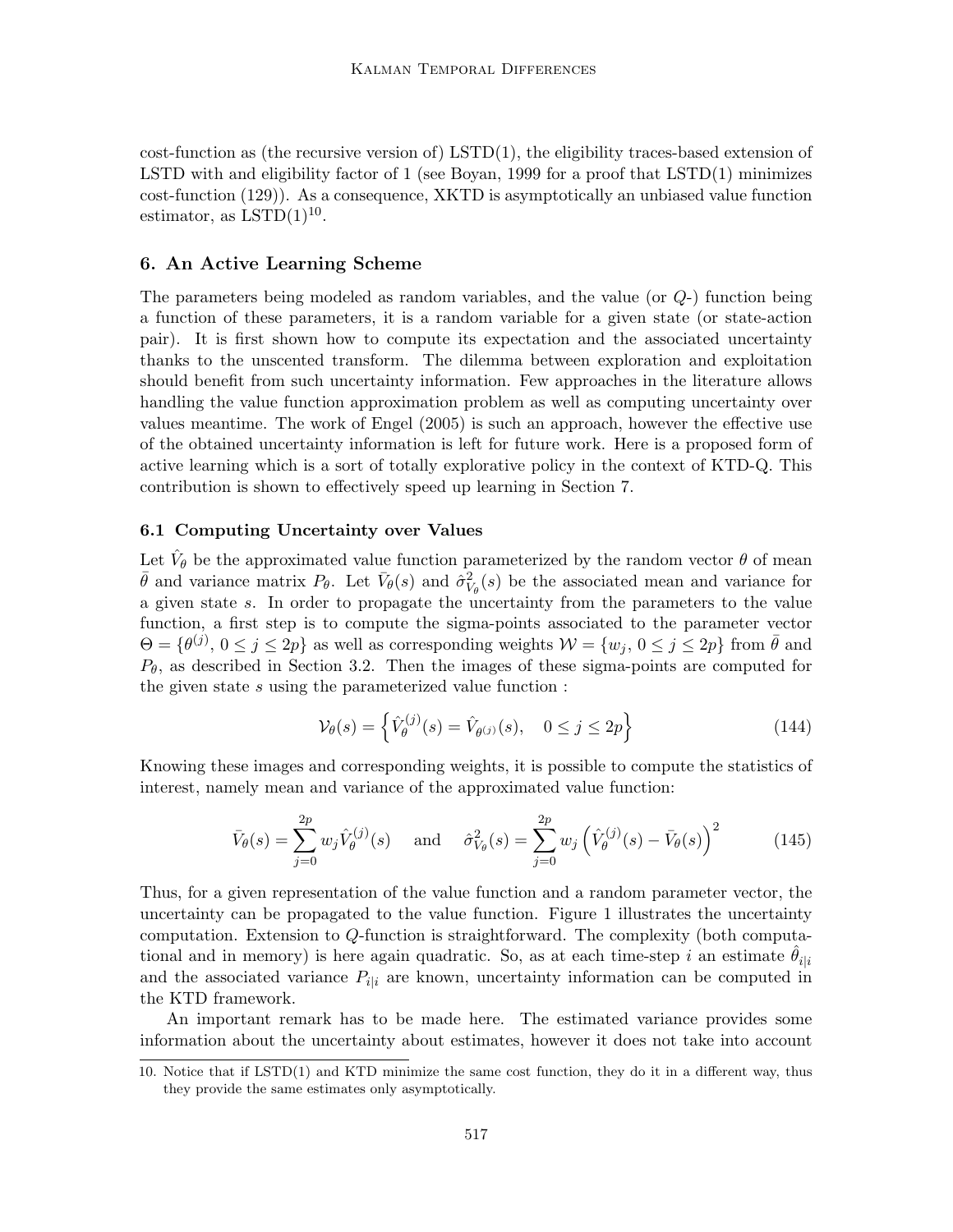cost-function as (the recursive version of) LSTD(1), the eligibility traces-based extension of LSTD with and eligibility factor of 1 (see Boyan, 1999 for a proof that LSTD(1) minimizes cost-function (129)). As a consequence, XKTD is asymptotically an unbiased value function estimator, as LSTD(1)[10].

## 6. An Active Learning Scheme

The parameters being modeled as random variables, and the value (or $Q$-) function being a function of these parameters, it is a random variable for a given state (or state-action pair). It is first shown how to compute its expectation and the associated uncertainty thanks to the unscented transform. The dilemma between exploration and exploitation should benefit from such uncertainty information. Few approaches in the literature allows handling the value function approximation problem as well as computing uncertainty over values meantime. The work of Engel (2005) is such an approach, however the effective use of the obtained uncertainty information is left for future work. Here is a proposed form of active learning which is a sort of totally explorative policy in the context of KTD-Q. This contribution is shown to effectively speed up learning in Section 7.

### 6.1 Computing Uncertainty over Values

Let $\hat{V}_\theta$ be the approximated value function parameterized by the random vector $\theta$ of mean $\bar{\theta}$ and variance matrix $P_\theta$. Let $\bar{V}_\theta(s)$ and $\hat{\sigma}^2_{V_\theta}(s)$ be the associated mean and variance for a given state $s$. In order to propagate the uncertainty from the parameters to the value function, a first step is to compute the sigma-points associated to the parameter vector $\Theta = \{\theta^{(j)},\, 0 \leq j \leq 2p\}$ as well as corresponding weights $\mathcal{W} = \{w_j,\, 0 \leq j \leq 2p\}$ from $\bar{\theta}$ and $P_\theta$, as described in Section 3.2. Then the images of these sigma-points are computed for the given state $s$ using the parameterized value function :

$$\mathcal{V}_\theta(s) = \left\{ \hat{V}_\theta^{(j)}(s) = \hat{V}_{\theta^{(j)}}(s), \quad 0 \leq j \leq 2p \right\} \tag{144}$$

Knowing these images and corresponding weights, it is possible to compute the statistics of interest, namely mean and variance of the approximated value function:

$$\bar{V}_\theta(s) = \sum_{j=0}^{2p} w_j \hat{V}_\theta^{(j)}(s) \quad \text{and} \quad \hat{\sigma}^2_{V_\theta}(s) = \sum_{j=0}^{2p} w_j \left( \hat{V}_\theta^{(j)}(s) - \bar{V}_\theta(s) \right)^2 \tag{145}$$

Thus, for a given representation of the value function and a random parameter vector, the uncertainty can be propagated to the value function. Figure 1 illustrates the uncertainty computation. Extension to $Q$-function is straightforward. The complexity (both computational and in memory) is here again quadratic. So, as at each time-step $i$ an estimate $\hat{\theta}_{i|i}$ and the associated variance $P_{i|i}$ are known, uncertainty information can be computed in the KTD framework.

An important remark has to be made here. The estimated variance provides some information about the uncertainty about estimates, however it does not take into account

10. Notice that if LSTD(1) and KTD minimize the same cost function, they do it in a different way, thus they provide the same estimates only asymptotically.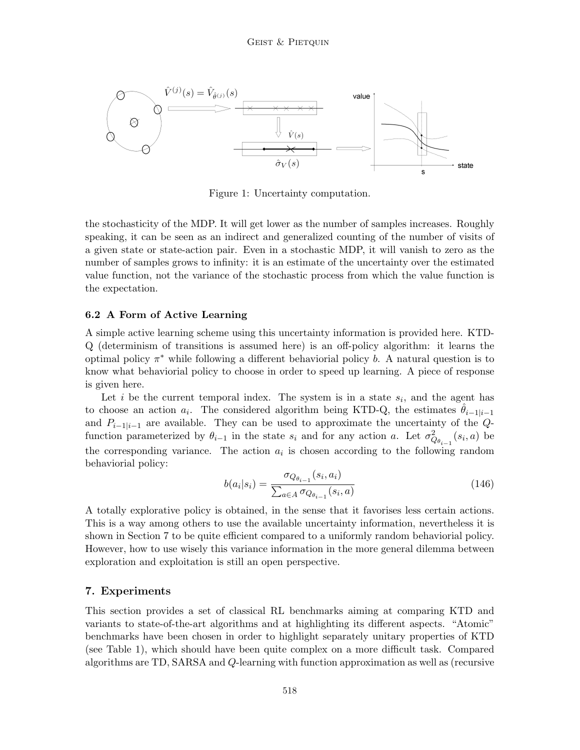Figure 1: Uncertainty computation.

the stochasticity of the MDP. It will get lower as the number of samples increases. Roughly speaking, it can be seen as an indirect and generalized counting of the number of visits of a given state or state-action pair. Even in a stochastic MDP, it will vanish to zero as the number of samples grows to infinity: it is an estimate of the uncertainty over the estimated value function, not the variance of the stochastic process from which the value function is the expectation.

### 6.2 A Form of Active Learning

A simple active learning scheme using this uncertainty information is provided here. KTD-Q (determinism of transitions is assumed here) is an off-policy algorithm: it learns the optimal policy $\pi^*$ while following a different behaviorial policy $b$. A natural question is to know what behaviorial policy to choose in order to speed up learning. A piece of response is given here.

Let $i$ be the current temporal index. The system is in a state $s_i$, and the agent has to choose an action $a_i$. The considered algorithm being KTD-Q, the estimates $\hat{\theta}_{i-1|i-1}$ and $P_{i-1|i-1}$ are available. They can be used to approximate the uncertainty of the $Q$-function parameterized by $\theta_{i-1}$ in the state $s_i$ and for any action $a$. Let $\sigma^2_{Q_{\theta_{i-1}}}(s_i, a)$ be the corresponding variance. The action $a_i$ is chosen according to the following random behaviorial policy:

$$b(a_i|s_i) = \frac{\sigma_{Q_{\theta_{i-1}}}(s_i, a_i)}{\sum_{a \in A} \sigma_{Q_{\theta_{i-1}}}(s_i, a)} \tag{146}$$

A totally explorative policy is obtained, in the sense that it favorises less certain actions. This is a way among others to use the available uncertainty information, nevertheless it is shown in Section 7 to be quite efficient compared to a uniformly random behaviorial policy. However, how to use wisely this variance information in the more general dilemma between exploration and exploitation is still an open perspective.

## 7. Experiments

This section provides a set of classical RL benchmarks aiming at comparing KTD and variants to state-of-the-art algorithms and at highlighting its different aspects. "Atomic" benchmarks have been chosen in order to highlight separately unitary properties of KTD (see Table 1), which should have been quite complex on a more difficult task. Compared algorithms are TD, SARSA and $Q$-learning with function approximation as well as (recursive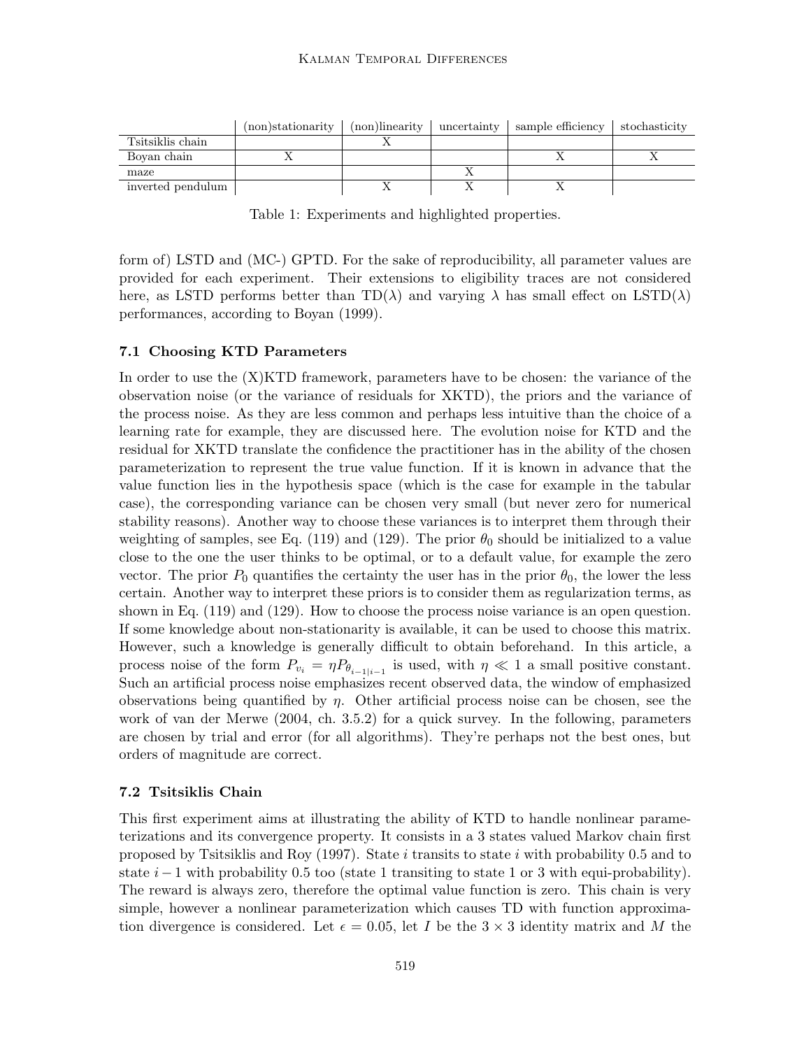| | (non)stationarity | (non)linearity | uncertainty | sample efficiency | stochasticity |
|---|---|---|---|---|---|
| Tsitsiklis chain | | X | | | |
| Boyan chain | X | | | X | X |
| maze | | | X | | |
| inverted pendulum | | X | X | X | |

Table 1: Experiments and highlighted properties.

form of) LSTD and (MC-) GPTD. For the sake of reproducibility, all parameter values are provided for each experiment. Their extensions to eligibility traces are not considered here, as LSTD performs better than TD($\lambda$) and varying $\lambda$ has small effect on LSTD($\lambda$) performances, according to Boyan (1999).

### 7.1 Choosing KTD Parameters

In order to use the (X)KTD framework, parameters have to be chosen: the variance of the observation noise (or the variance of residuals for XKTD), the priors and the variance of the process noise. As they are less common and perhaps less intuitive than the choice of a learning rate for example, they are discussed here. The evolution noise for KTD and the residual for XKTD translate the confidence the practitioner has in the ability of the chosen parameterization to represent the true value function. If it is known in advance that the value function lies in the hypothesis space (which is the case for example in the tabular case), the corresponding variance can be chosen very small (but never zero for numerical stability reasons). Another way to choose these variances is to interpret them through their weighting of samples, see Eq. (119) and (129). The prior $\theta_0$ should be initialized to a value close to the one the user thinks to be optimal, or to a default value, for example the zero vector. The prior $P_0$ quantifies the certainty the user has in the prior $\theta_0$, the lower the less certain. Another way to interpret these priors is to consider them as regularization terms, as shown in Eq. (119) and (129). How to choose the process noise variance is an open question. If some knowledge about non-stationarity is available, it can be used to choose this matrix. However, such a knowledge is generally difficult to obtain beforehand. In this article, a process noise of the form $P_{v_i} = \eta P_{\theta_{i-1|i-1}}$ is used, with $\eta \ll 1$ a small positive constant. Such an artificial process noise emphasizes recent observed data, the window of emphasized observations being quantified by $\eta$. Other artificial process noise can be chosen, see the work of van der Merwe (2004, ch. 3.5.2) for a quick survey. In the following, parameters are chosen by trial and error (for all algorithms). They're perhaps not the best ones, but orders of magnitude are correct.

### 7.2 Tsitsiklis Chain

This first experiment aims at illustrating the ability of KTD to handle nonlinear parameterizations and its convergence property. It consists in a 3 states valued Markov chain first proposed by Tsitsiklis and Roy (1997). State $i$ transits to state $i$ with probability 0.5 and to state $i-1$ with probability 0.5 too (state 1 transiting to state 1 or 3 with equi-probability). The reward is always zero, therefore the optimal value function is zero. This chain is very simple, however a nonlinear parameterization which causes TD with function approximation divergence is considered. Let $\epsilon = 0.05$, let $I$ be the $3 \times 3$ identity matrix and $M$ the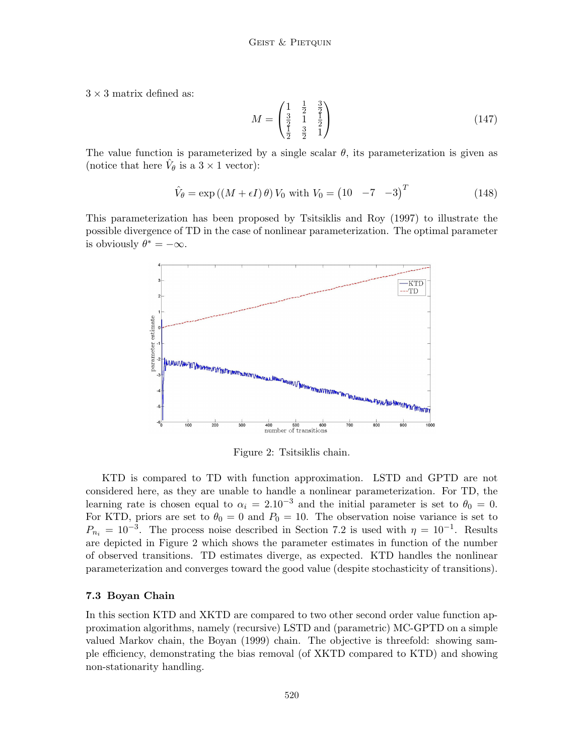$3 \times 3$ matrix defined as:

$$M = \begin{pmatrix} 1 & \frac{1}{2} & \frac{3}{2} \\ \frac{3}{2} & 1 & \frac{1}{2} \\ \frac{1}{2} & \frac{3}{2} & 1 \end{pmatrix} \tag{147}$$

The value function is parameterized by a single scalar $\theta$, its parameterization is given as (notice that here $\hat{V}_\theta$ is a $3 \times 1$ vector):

$$\hat{V}_\theta = \exp\left((M + \epsilon I)\,\theta\right) V_0 \text{ with } V_0 = \begin{pmatrix} 10 & -7 & -3 \end{pmatrix}^T \tag{148}$$

This parameterization has been proposed by Tsitsiklis and Roy (1997) to illustrate the possible divergence of TD in the case of nonlinear parameterization. The optimal parameter is obviously $\theta^* = -\infty$.

Figure 2: Tsitsiklis chain.

KTD is compared to TD with function approximation. LSTD and GPTD are not considered here, as they are unable to handle a nonlinear parameterization. For TD, the learning rate is chosen equal to $\alpha_i = 2.10^{-3}$ and the initial parameter is set to $\theta_0 = 0$. For KTD, priors are set to $\theta_0 = 0$ and $P_0 = 10$. The observation noise variance is set to $P_{n_i} = 10^{-3}$. The process noise described in Section 7.2 is used with $\eta = 10^{-1}$. Results are depicted in Figure 2 which shows the parameter estimates in function of the number of observed transitions. TD estimates diverge, as expected. KTD handles the nonlinear parameterization and converges toward the good value (despite stochasticity of transitions).

### 7.3 Boyan Chain

In this section KTD and XKTD are compared to two other second order value function approximation algorithms, namely (recursive) LSTD and (parametric) MC-GPTD on a simple valued Markov chain, the Boyan (1999) chain. The objective is threefold: showing sample efficiency, demonstrating the bias removal (of XKTD compared to KTD) and showing non-stationarity handling.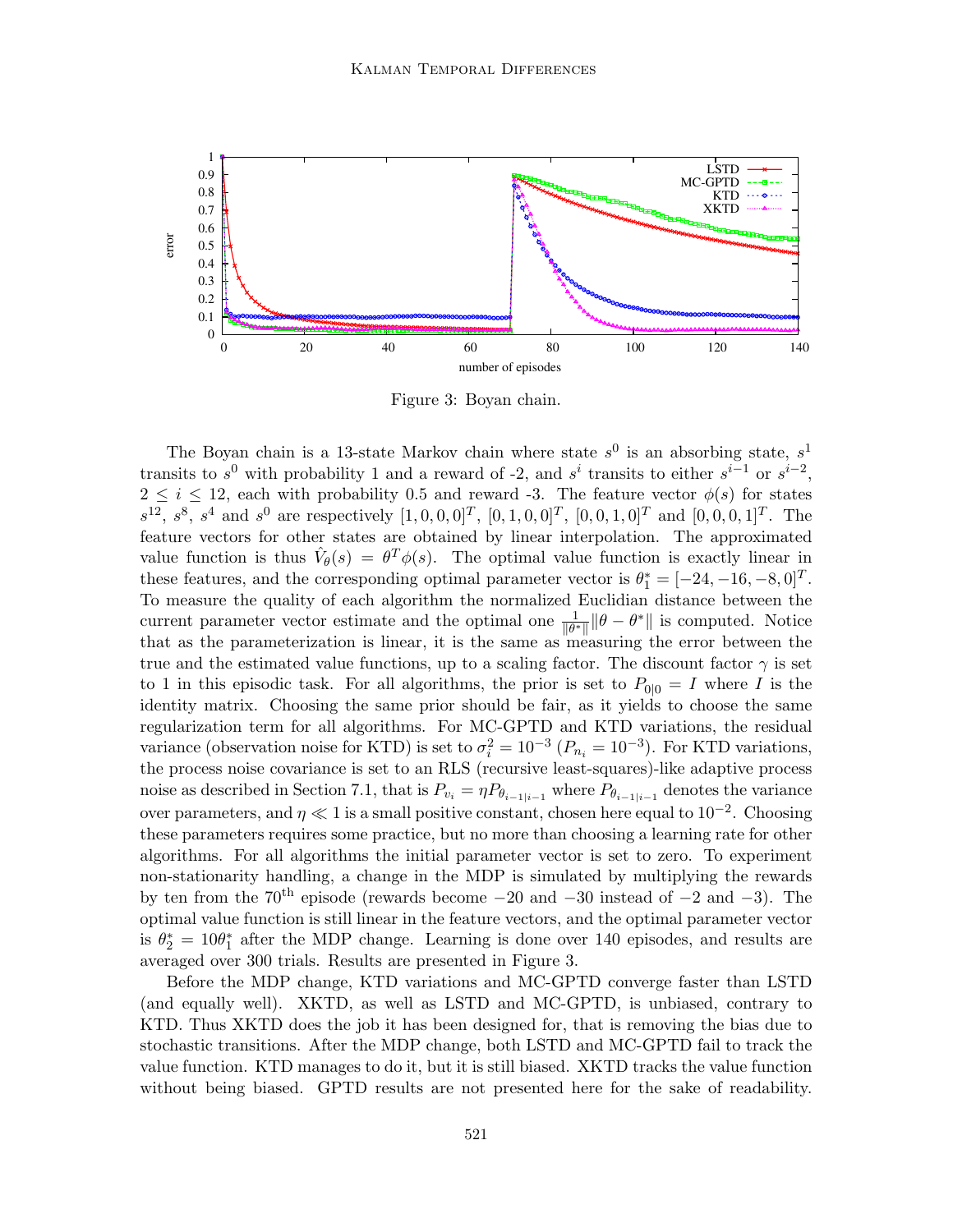Figure 3: Boyan chain.

The Boyan chain is a 13-state Markov chain where state $s^0$ is an absorbing state, $s^1$ transits to $s^0$ with probability 1 and a reward of -2, and $s^i$ transits to either $s^{i-1}$ or $s^{i-2}$, $2 \leq i \leq 12$, each with probability 0.5 and reward -3. The feature vector $\phi(s)$ for states $s^{12}$, $s^8$, $s^4$ and $s^0$ are respectively $[1,0,0,0]^T$, $[0,1,0,0]^T$, $[0,0,1,0]^T$ and $[0,0,0,1]^T$. The feature vectors for other states are obtained by linear interpolation. The approximated value function is thus $\hat{V}_\theta(s) = \theta^T \phi(s)$. The optimal value function is exactly linear in these features, and the corresponding optimal parameter vector is $\theta_1^* = [-24, -16, -8, 0]^T$. To measure the quality of each algorithm the normalized Euclidian distance between the current parameter vector estimate and the optimal one $\frac{1}{\|\theta^*\|}\|\theta - \theta^*\|$ is computed. Notice that as the parameterization is linear, it is the same as measuring the error between the true and the estimated value functions, up to a scaling factor. The discount factor $\gamma$ is set to 1 in this episodic task. For all algorithms, the prior is set to $P_{0|0} = I$ where $I$ is the identity matrix. Choosing the same prior should be fair, as it yields to choose the same regularization term for all algorithms. For MC-GPTD and KTD variations, the residual variance (observation noise for KTD) is set to $\sigma_i^2 = 10^{-3}$ ($P_{n_i} = 10^{-3}$). For KTD variations, the process noise covariance is set to an RLS (recursive least-squares)-like adaptive process noise as described in Section 7.1, that is $P_{v_i} = \eta P_{\theta_{i-1|i-1}}$ where $P_{\theta_{i-1|i-1}}$ denotes the variance over parameters, and $\eta \ll 1$ is a small positive constant, chosen here equal to $10^{-2}$. Choosing these parameters requires some practice, but no more than choosing a learning rate for other algorithms. For all algorithms the initial parameter vector is set to zero. To experiment non-stationarity handling, a change in the MDP is simulated by multiplying the rewards by ten from the 70$^{\text{th}}$ episode (rewards become $-20$ and $-30$ instead of $-2$ and $-3$). The optimal value function is still linear in the feature vectors, and the optimal parameter vector is $\theta_2^* = 10\theta_1^*$ after the MDP change. Learning is done over 140 episodes, and results are averaged over 300 trials. Results are presented in Figure 3.

Before the MDP change, KTD variations and MC-GPTD converge faster than LSTD (and equally well). XKTD, as well as LSTD and MC-GPTD, is unbiased, contrary to KTD. Thus XKTD does the job it has been designed for, that is removing the bias due to stochastic transitions. After the MDP change, both LSTD and MC-GPTD fail to track the value function. KTD manages to do it, but it is still biased. XKTD tracks the value function without being biased. GPTD results are not presented here for the sake of readability.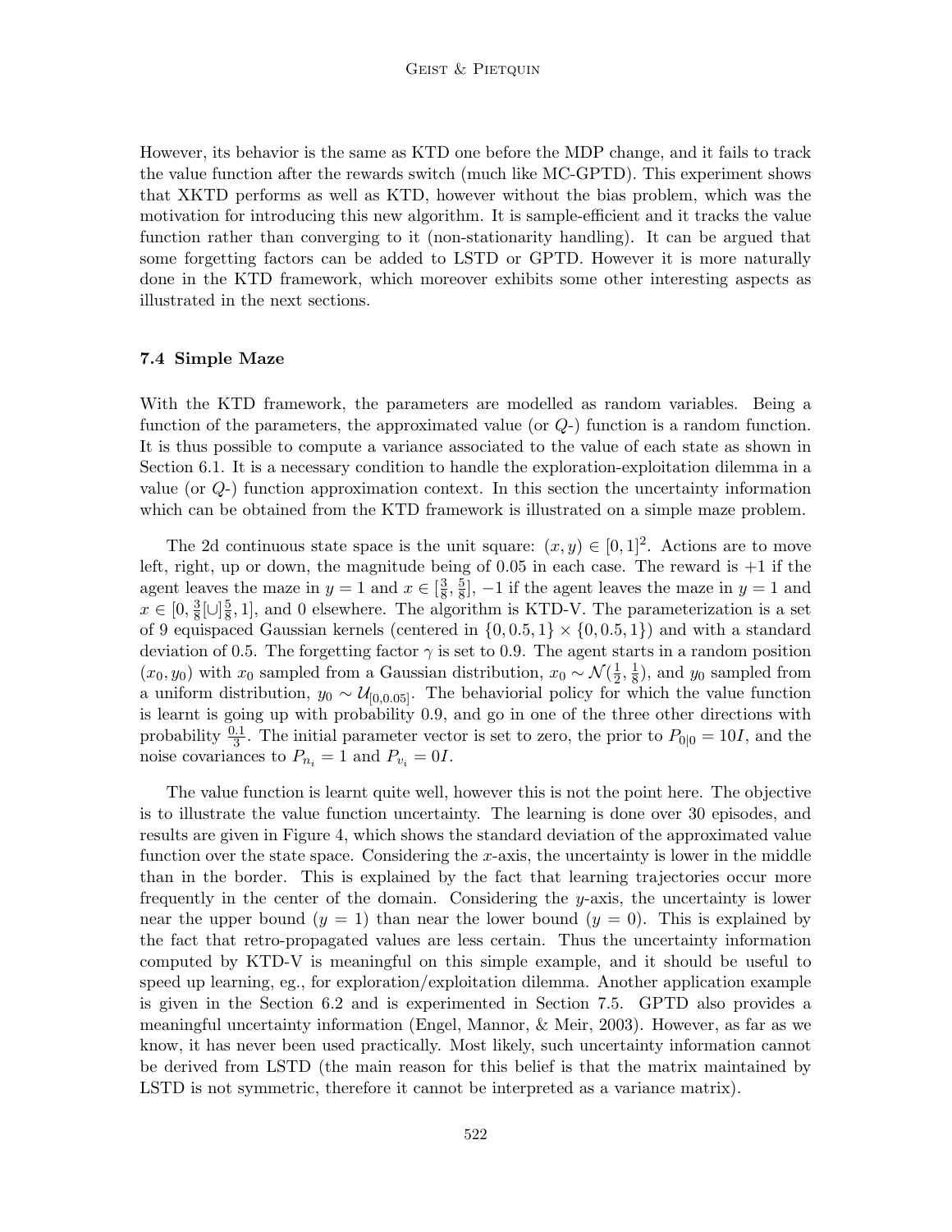However, its behavior is the same as KTD one before the MDP change, and it fails to track the value function after the rewards switch (much like MC-GPTD). This experiment shows that XKTD performs as well as KTD, however without the bias problem, which was the motivation for introducing this new algorithm. It is sample-efficient and it tracks the value function rather than converging to it (non-stationarity handling). It can be argued that some forgetting factors can be added to LSTD or GPTD. However it is more naturally done in the KTD framework, which moreover exhibits some other interesting aspects as illustrated in the next sections.

### 7.4 Simple Maze

With the KTD framework, the parameters are modelled as random variables. Being a function of the parameters, the approximated value (or $Q$-) function is a random function. It is thus possible to compute a variance associated to the value of each state as shown in Section 6.1. It is a necessary condition to handle the exploration-exploitation dilemma in a value (or $Q$-) function approximation context. In this section the uncertainty information which can be obtained from the KTD framework is illustrated on a simple maze problem.

The 2d continuous state space is the unit square: $(x, y) \in [0, 1]^2$. Actions are to move left, right, up or down, the magnitude being of 0.05 in each case. The reward is +1 if the agent leaves the maze in $y = 1$ and $x \in [\frac{3}{8}, \frac{5}{8}]$, −1 if the agent leaves the maze in $y = 1$ and $x \in [0, \frac{3}{8}[\cup]\frac{5}{8}, 1]$, and 0 elsewhere. The algorithm is KTD-V. The parameterization is a set of 9 equispaced Gaussian kernels (centered in $\{0, 0.5, 1\} \times \{0, 0.5, 1\}$) and with a standard deviation of 0.5. The forgetting factor $\gamma$ is set to 0.9. The agent starts in a random position $(x_0, y_0)$ with $x_0$ sampled from a Gaussian distribution, $x_0 \sim \mathcal{N}(\frac{1}{2}, \frac{1}{8})$, and $y_0$ sampled from a uniform distribution, $y_0 \sim \mathcal{U}_{[0,0.05]}$. The behaviorial policy for which the value function is learnt is going up with probability 0.9, and go in one of the three other directions with probability $\frac{0.1}{3}$. The initial parameter vector is set to zero, the prior to $P_{0|0} = 10I$, and the noise covariances to $P_{n_i} = 1$ and $P_{v_i} = 0I$.

The value function is learnt quite well, however this is not the point here. The objective is to illustrate the value function uncertainty. The learning is done over 30 episodes, and results are given in Figure 4, which shows the standard deviation of the approximated value function over the state space. Considering the $x$-axis, the uncertainty is lower in the middle than in the border. This is explained by the fact that learning trajectories occur more frequently in the center of the domain. Considering the $y$-axis, the uncertainty is lower near the upper bound ($y = 1$) than near the lower bound ($y = 0$). This is explained by the fact that retro-propagated values are less certain. Thus the uncertainty information computed by KTD-V is meaningful on this simple example, and it should be useful to speed up learning, eg., for exploration/exploitation dilemma. Another application example is given in the Section 6.2 and is experimented in Section 7.5. GPTD also provides a meaningful uncertainty information (Engel, Mannor, & Meir, 2003). However, as far as we know, it has never been used practically. Most likely, such uncertainty information cannot be derived from LSTD (the main reason for this belief is that the matrix maintained by LSTD is not symmetric, therefore it cannot be interpreted as a variance matrix).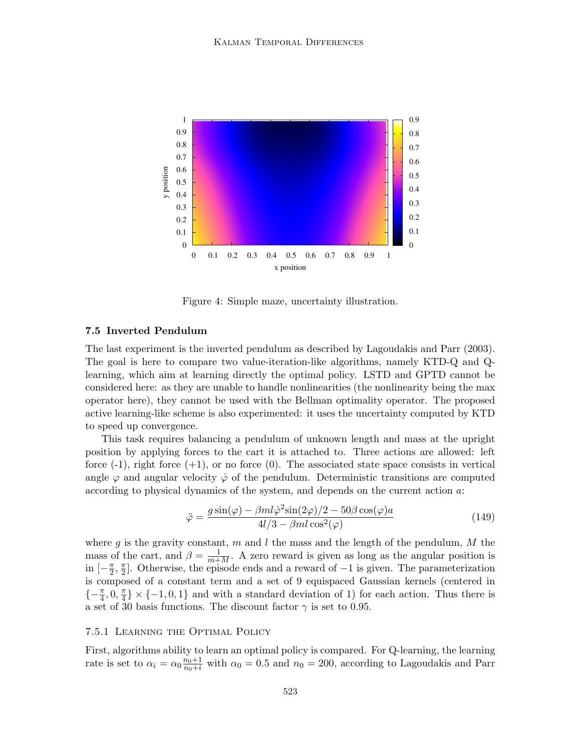Figure 4: Simple maze, uncertainty illustration.

### 7.5 Inverted Pendulum

The last experiment is the inverted pendulum as described by Lagoudakis and Parr (2003). The goal is here to compare two value-iteration-like algorithms, namely KTD-Q and Q-learning, which aim at learning directly the optimal policy. LSTD and GPTD cannot be considered here: as they are unable to handle nonlinearities (the nonlinearity being the max operator here), they cannot be used with the Bellman optimality operator. The proposed active learning-like scheme is also experimented: it uses the uncertainty computed by KTD to speed up convergence.

This task requires balancing a pendulum of unknown length and mass at the upright position by applying forces to the cart it is attached to. Three actions are allowed: left force (-1), right force (+1), or no force (0). The associated state space consists in vertical angle $\varphi$ and angular velocity $\dot{\varphi}$ of the pendulum. Deterministic transitions are computed according to physical dynamics of the system, and depends on the current action $a$:

$$\ddot{\varphi} = \frac{g\sin(\varphi) - \beta m l \dot{\varphi}^2 \sin(2\varphi)/2 - 50\beta\cos(\varphi)a}{4l/3 - \beta m l \cos^2(\varphi)} \tag{149}$$

where $g$ is the gravity constant, $m$ and $l$ the mass and the length of the pendulum, $M$ the mass of the cart, and $\beta = \frac{1}{m+M}$. A zero reward is given as long as the angular position is in $[-\frac{\pi}{2}, \frac{\pi}{2}]$. Otherwise, the episode ends and a reward of $-1$ is given. The parameterization is composed of a constant term and a set of 9 equispaced Gaussian kernels (centered in $\{-\frac{\pi}{4}, 0, \frac{\pi}{4}\} \times \{-1, 0, 1\}$ and with a standard deviation of 1) for each action. Thus there is a set of 30 basis functions. The discount factor $\gamma$ is set to 0.95.

#### 7.5.1 Learning the Optimal Policy

First, algorithms ability to learn an optimal policy is compared. For Q-learning, the learning rate is set to $\alpha_i = \alpha_0 \frac{n_0+1}{n_0+i}$ with $\alpha_0 = 0.5$ and $n_0 = 200$, according to Lagoudakis and Parr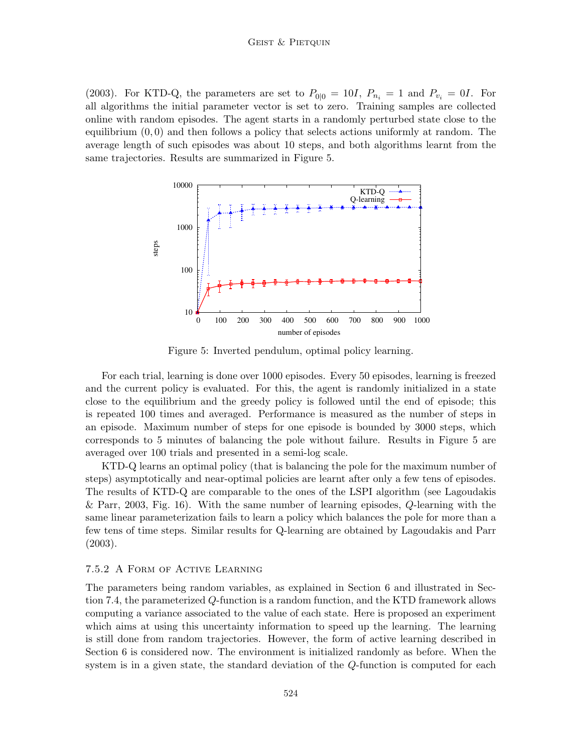(2003). For KTD-Q, the parameters are set to $P_{0|0} = 10I$, $P_{n_i} = 1$ and $P_{v_i} = 0I$. For all algorithms the initial parameter vector is set to zero. Training samples are collected online with random episodes. The agent starts in a randomly perturbed state close to the equilibrium $(0, 0)$ and then follows a policy that selects actions uniformly at random. The average length of such episodes was about 10 steps, and both algorithms learnt from the same trajectories. Results are summarized in Figure 5.

Figure 5: Inverted pendulum, optimal policy learning.

For each trial, learning is done over 1000 episodes. Every 50 episodes, learning is freezed and the current policy is evaluated. For this, the agent is randomly initialized in a state close to the equilibrium and the greedy policy is followed until the end of episode; this is repeated 100 times and averaged. Performance is measured as the number of steps in an episode. Maximum number of steps for one episode is bounded by 3000 steps, which corresponds to 5 minutes of balancing the pole without failure. Results in Figure 5 are averaged over 100 trials and presented in a semi-log scale.

KTD-Q learns an optimal policy (that is balancing the pole for the maximum number of steps) asymptotically and near-optimal policies are learnt after only a few tens of episodes. The results of KTD-Q are comparable to the ones of the LSPI algorithm (see Lagoudakis & Parr, 2003, Fig. 16). With the same number of learning episodes, $Q$-learning with the same linear parameterization fails to learn a policy which balances the pole for more than a few tens of time steps. Similar results for Q-learning are obtained by Lagoudakis and Parr (2003).

### 7.5.2 A Form of Active Learning

The parameters being random variables, as explained in Section 6 and illustrated in Section 7.4, the parameterized $Q$-function is a random function, and the KTD framework allows computing a variance associated to the value of each state. Here is proposed an experiment which aims at using this uncertainty information to speed up the learning. The learning is still done from random trajectories. However, the form of active learning described in Section 6 is considered now. The environment is initialized randomly as before. When the system is in a given state, the standard deviation of the $Q$-function is computed for each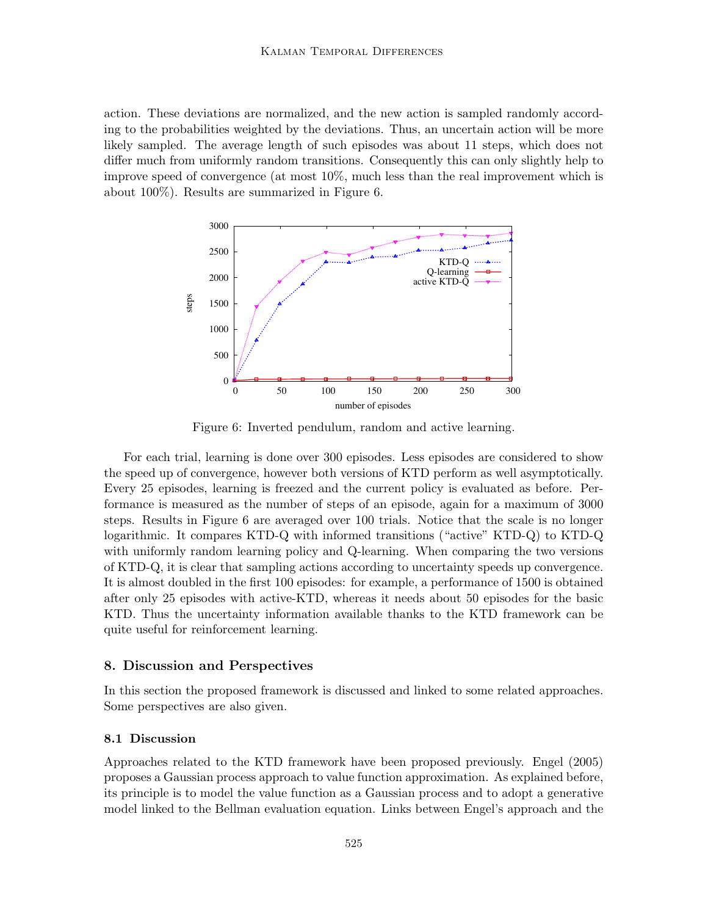action. These deviations are normalized, and the new action is sampled randomly according to the probabilities weighted by the deviations. Thus, an uncertain action will be more likely sampled. The average length of such episodes was about 11 steps, which does not differ much from uniformly random transitions. Consequently this can only slightly help to improve speed of convergence (at most 10%, much less than the real improvement which is about 100%). Results are summarized in Figure 6.

Figure 6: Inverted pendulum, random and active learning.

For each trial, learning is done over 300 episodes. Less episodes are considered to show the speed up of convergence, however both versions of KTD perform as well asymptotically. Every 25 episodes, learning is freezed and the current policy is evaluated as before. Performance is measured as the number of steps of an episode, again for a maximum of 3000 steps. Results in Figure 6 are averaged over 100 trials. Notice that the scale is no longer logarithmic. It compares KTD-Q with informed transitions ("active" KTD-Q) to KTD-Q with uniformly random learning policy and Q-learning. When comparing the two versions of KTD-Q, it is clear that sampling actions according to uncertainty speeds up convergence. It is almost doubled in the first 100 episodes: for example, a performance of 1500 is obtained after only 25 episodes with active-KTD, whereas it needs about 50 episodes for the basic KTD. Thus the uncertainty information available thanks to the KTD framework can be quite useful for reinforcement learning.

## 8. Discussion and Perspectives

In this section the proposed framework is discussed and linked to some related approaches. Some perspectives are also given.

### 8.1 Discussion

Approaches related to the KTD framework have been proposed previously. Engel (2005) proposes a Gaussian process approach to value function approximation. As explained before, its principle is to model the value function as a Gaussian process and to adopt a generative model linked to the Bellman evaluation equation. Links between Engel's approach and the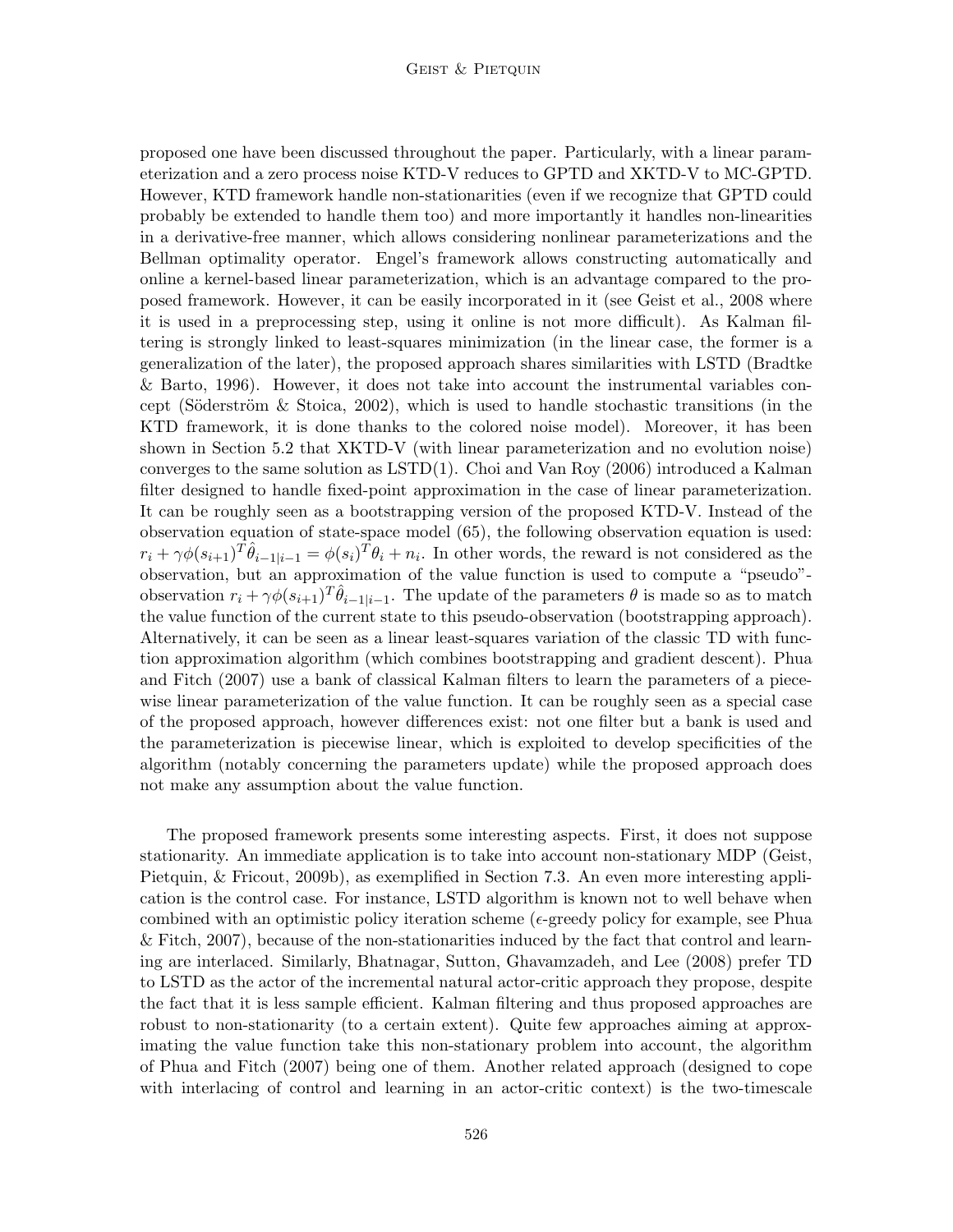proposed one have been discussed throughout the paper. Particularly, with a linear parameterization and a zero process noise KTD-V reduces to GPTD and XKTD-V to MC-GPTD. However, KTD framework handle non-stationarities (even if we recognize that GPTD could probably be extended to handle them too) and more importantly it handles non-linearities in a derivative-free manner, which allows considering nonlinear parameterizations and the Bellman optimality operator. Engel's framework allows constructing automatically and online a kernel-based linear parameterization, which is an advantage compared to the proposed framework. However, it can be easily incorporated in it (see Geist et al., 2008 where it is used in a preprocessing step, using it online is not more difficult). As Kalman filtering is strongly linked to least-squares minimization (in the linear case, the former is a generalization of the later), the proposed approach shares similarities with LSTD (Bradtke & Barto, 1996). However, it does not take into account the instrumental variables concept (Söderström & Stoica, 2002), which is used to handle stochastic transitions (in the KTD framework, it is done thanks to the colored noise model). Moreover, it has been shown in Section 5.2 that XKTD-V (with linear parameterization and no evolution noise) converges to the same solution as LSTD(1). Choi and Van Roy (2006) introduced a Kalman filter designed to handle fixed-point approximation in the case of linear parameterization. It can be roughly seen as a bootstrapping version of the proposed KTD-V. Instead of the observation equation of state-space model (65), the following observation equation is used: $r_i + \gamma\phi(s_{i+1})^T\hat{\theta}_{i-1|i-1} = \phi(s_i)^T\theta_i + n_i$. In other words, the reward is not considered as the observation, but an approximation of the value function is used to compute a "pseudo"-observation $r_i + \gamma\phi(s_{i+1})^T\hat{\theta}_{i-1|i-1}$. The update of the parameters $\theta$ is made so as to match the value function of the current state to this pseudo-observation (bootstrapping approach). Alternatively, it can be seen as a linear least-squares variation of the classic TD with function approximation algorithm (which combines bootstrapping and gradient descent). Phua and Fitch (2007) use a bank of classical Kalman filters to learn the parameters of a piecewise linear parameterization of the value function. It can be roughly seen as a special case of the proposed approach, however differences exist: not one filter but a bank is used and the parameterization is piecewise linear, which is exploited to develop specificities of the algorithm (notably concerning the parameters update) while the proposed approach does not make any assumption about the value function.

The proposed framework presents some interesting aspects. First, it does not suppose stationarity. An immediate application is to take into account non-stationary MDP (Geist, Pietquin, & Fricout, 2009b), as exemplified in Section 7.3. An even more interesting application is the control case. For instance, LSTD algorithm is known not to well behave when combined with an optimistic policy iteration scheme ($\epsilon$-greedy policy for example, see Phua & Fitch, 2007), because of the non-stationarities induced by the fact that control and learning are interlaced. Similarly, Bhatnagar, Sutton, Ghavamzadeh, and Lee (2008) prefer TD to LSTD as the actor of the incremental natural actor-critic approach they propose, despite the fact that it is less sample efficient. Kalman filtering and thus proposed approaches are robust to non-stationarity (to a certain extent). Quite few approaches aiming at approximating the value function take this non-stationary problem into account, the algorithm of Phua and Fitch (2007) being one of them. Another related approach (designed to cope with interlacing of control and learning in an actor-critic context) is the two-timescale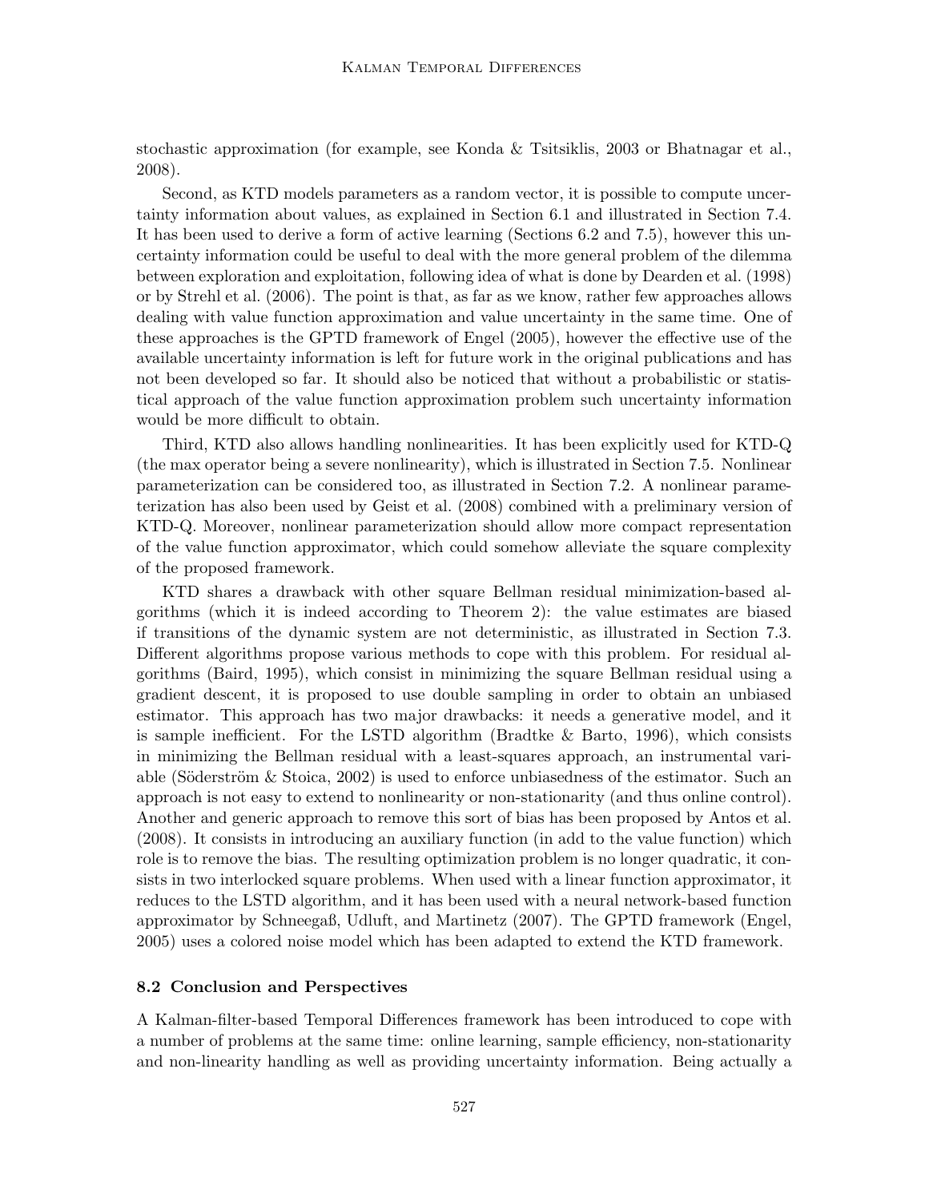stochastic approximation (for example, see Konda & Tsitsiklis, 2003 or Bhatnagar et al., 2008).

Second, as KTD models parameters as a random vector, it is possible to compute uncertainty information about values, as explained in Section 6.1 and illustrated in Section 7.4. It has been used to derive a form of active learning (Sections 6.2 and 7.5), however this uncertainty information could be useful to deal with the more general problem of the dilemma between exploration and exploitation, following idea of what is done by Dearden et al. (1998) or by Strehl et al. (2006). The point is that, as far as we know, rather few approaches allows dealing with value function approximation and value uncertainty in the same time. One of these approaches is the GPTD framework of Engel (2005), however the effective use of the available uncertainty information is left for future work in the original publications and has not been developed so far. It should also be noticed that without a probabilistic or statistical approach of the value function approximation problem such uncertainty information would be more difficult to obtain.

Third, KTD also allows handling nonlinearities. It has been explicitly used for KTD-Q (the max operator being a severe nonlinearity), which is illustrated in Section 7.5. Nonlinear parameterization can be considered too, as illustrated in Section 7.2. A nonlinear parameterization has also been used by Geist et al. (2008) combined with a preliminary version of KTD-Q. Moreover, nonlinear parameterization should allow more compact representation of the value function approximator, which could somehow alleviate the square complexity of the proposed framework.

KTD shares a drawback with other square Bellman residual minimization-based algorithms (which it is indeed according to Theorem 2): the value estimates are biased if transitions of the dynamic system are not deterministic, as illustrated in Section 7.3. Different algorithms propose various methods to cope with this problem. For residual algorithms (Baird, 1995), which consist in minimizing the square Bellman residual using a gradient descent, it is proposed to use double sampling in order to obtain an unbiased estimator. This approach has two major drawbacks: it needs a generative model, and it is sample inefficient. For the LSTD algorithm (Bradtke & Barto, 1996), which consists in minimizing the Bellman residual with a least-squares approach, an instrumental variable (Söderström & Stoica, 2002) is used to enforce unbiasedness of the estimator. Such an approach is not easy to extend to nonlinearity or non-stationarity (and thus online control). Another and generic approach to remove this sort of bias has been proposed by Antos et al. (2008). It consists in introducing an auxiliary function (in add to the value function) which role is to remove the bias. The resulting optimization problem is no longer quadratic, it consists in two interlocked square problems. When used with a linear function approximator, it reduces to the LSTD algorithm, and it has been used with a neural network-based function approximator by Schneegaß, Udluft, and Martinetz (2007). The GPTD framework (Engel, 2005) uses a colored noise model which has been adapted to extend the KTD framework.

### 8.2 Conclusion and Perspectives

A Kalman-filter-based Temporal Differences framework has been introduced to cope with a number of problems at the same time: online learning, sample efficiency, non-stationarity and non-linearity handling as well as providing uncertainty information. Being actually a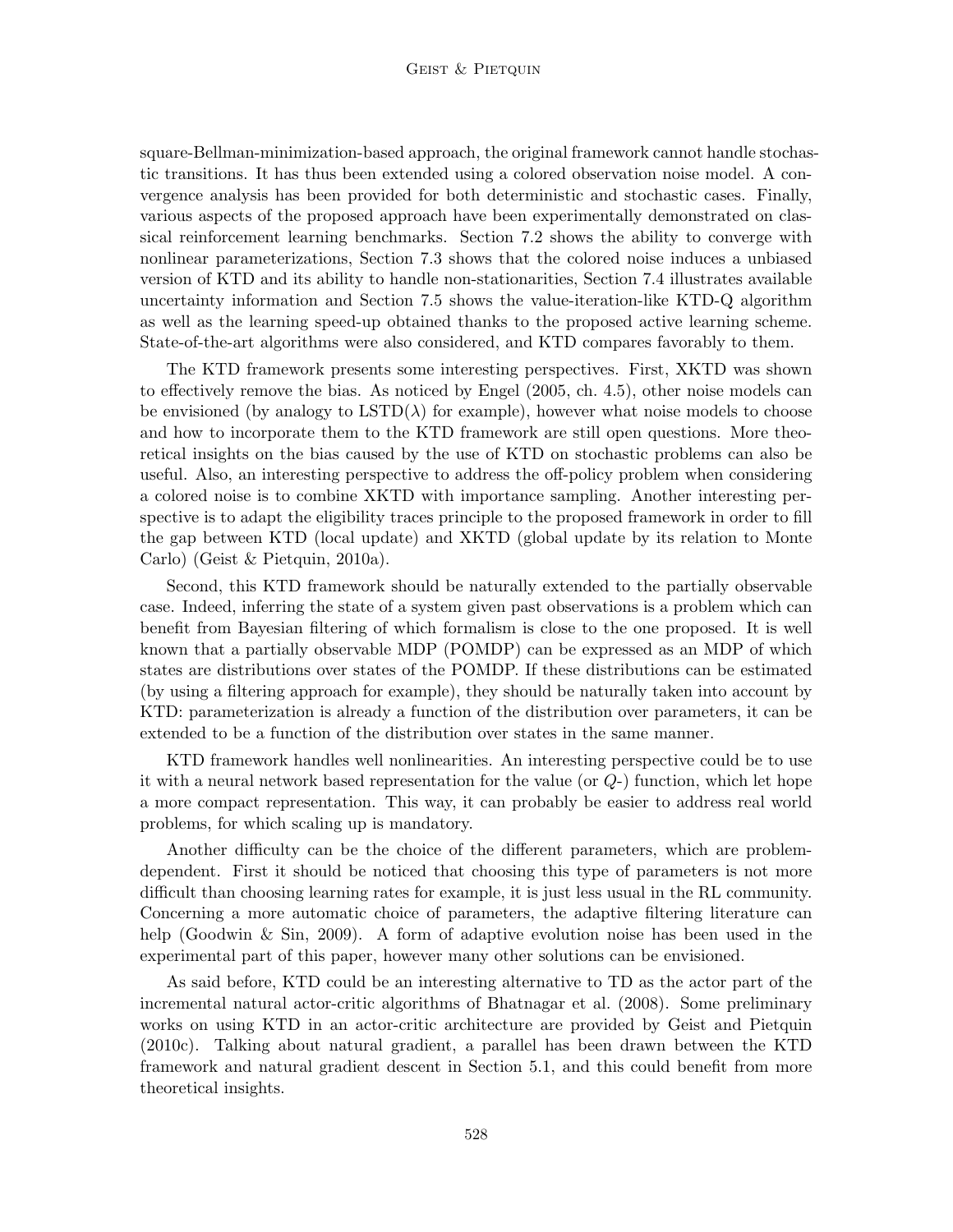square-Bellman-minimization-based approach, the original framework cannot handle stochastic transitions. It has thus been extended using a colored observation noise model. A convergence analysis has been provided for both deterministic and stochastic cases. Finally, various aspects of the proposed approach have been experimentally demonstrated on classical reinforcement learning benchmarks. Section 7.2 shows the ability to converge with nonlinear parameterizations, Section 7.3 shows that the colored noise induces a unbiased version of KTD and its ability to handle non-stationarities, Section 7.4 illustrates available uncertainty information and Section 7.5 shows the value-iteration-like KTD-Q algorithm as well as the learning speed-up obtained thanks to the proposed active learning scheme. State-of-the-art algorithms were also considered, and KTD compares favorably to them.

The KTD framework presents some interesting perspectives. First, XKTD was shown to effectively remove the bias. As noticed by Engel (2005, ch. 4.5), other noise models can be envisioned (by analogy to LSTD($\lambda$) for example), however what noise models to choose and how to incorporate them to the KTD framework are still open questions. More theoretical insights on the bias caused by the use of KTD on stochastic problems can also be useful. Also, an interesting perspective to address the off-policy problem when considering a colored noise is to combine XKTD with importance sampling. Another interesting perspective is to adapt the eligibility traces principle to the proposed framework in order to fill the gap between KTD (local update) and XKTD (global update by its relation to Monte Carlo) (Geist & Pietquin, 2010a).

Second, this KTD framework should be naturally extended to the partially observable case. Indeed, inferring the state of a system given past observations is a problem which can benefit from Bayesian filtering of which formalism is close to the one proposed. It is well known that a partially observable MDP (POMDP) can be expressed as an MDP of which states are distributions over states of the POMDP. If these distributions can be estimated (by using a filtering approach for example), they should be naturally taken into account by KTD: parameterization is already a function of the distribution over parameters, it can be extended to be a function of the distribution over states in the same manner.

KTD framework handles well nonlinearities. An interesting perspective could be to use it with a neural network based representation for the value (or $Q$-) function, which let hope a more compact representation. This way, it can probably be easier to address real world problems, for which scaling up is mandatory.

Another difficulty can be the choice of the different parameters, which are problem-dependent. First it should be noticed that choosing this type of parameters is not more difficult than choosing learning rates for example, it is just less usual in the RL community. Concerning a more automatic choice of parameters, the adaptive filtering literature can help (Goodwin & Sin, 2009). A form of adaptive evolution noise has been used in the experimental part of this paper, however many other solutions can be envisioned.

As said before, KTD could be an interesting alternative to TD as the actor part of the incremental natural actor-critic algorithms of Bhatnagar et al. (2008). Some preliminary works on using KTD in an actor-critic architecture are provided by Geist and Pietquin (2010c). Talking about natural gradient, a parallel has been drawn between the KTD framework and natural gradient descent in Section 5.1, and this could benefit from more theoretical insights.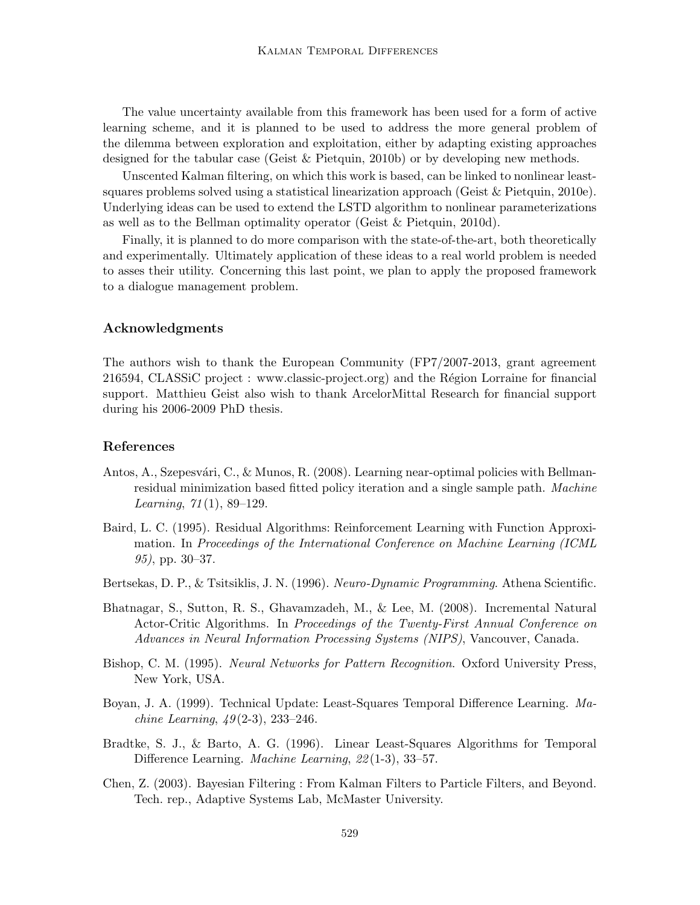The value uncertainty available from this framework has been used for a form of active learning scheme, and it is planned to be used to address the more general problem of the dilemma between exploration and exploitation, either by adapting existing approaches designed for the tabular case (Geist & Pietquin, 2010b) or by developing new methods.

Unscented Kalman filtering, on which this work is based, can be linked to nonlinear least-squares problems solved using a statistical linearization approach (Geist & Pietquin, 2010e). Underlying ideas can be used to extend the LSTD algorithm to nonlinear parameterizations as well as to the Bellman optimality operator (Geist & Pietquin, 2010d).

Finally, it is planned to do more comparison with the state-of-the-art, both theoretically and experimentally. Ultimately application of these ideas to a real world problem is needed to asses their utility. Concerning this last point, we plan to apply the proposed framework to a dialogue management problem.

## Acknowledgments

The authors wish to thank the European Community (FP7/2007-2013, grant agreement 216594, CLASSiC project : www.classic-project.org) and the Région Lorraine for financial support. Matthieu Geist also wish to thank ArcelorMittal Research for financial support during his 2006-2009 PhD thesis.

## References

Antos, A., Szepesvári, C., & Munos, R. (2008). Learning near-optimal policies with Bellman-residual minimization based fitted policy iteration and a single sample path. *Machine Learning*, *71*(1), 89–129.

Baird, L. C. (1995). Residual Algorithms: Reinforcement Learning with Function Approximation. In *Proceedings of the International Conference on Machine Learning (ICML 95)*, pp. 30–37.

Bertsekas, D. P., & Tsitsiklis, J. N. (1996). *Neuro-Dynamic Programming*. Athena Scientific.

Bhatnagar, S., Sutton, R. S., Ghavamzadeh, M., & Lee, M. (2008). Incremental Natural Actor-Critic Algorithms. In *Proceedings of the Twenty-First Annual Conference on Advances in Neural Information Processing Systems (NIPS)*, Vancouver, Canada.

Bishop, C. M. (1995). *Neural Networks for Pattern Recognition*. Oxford University Press, New York, USA.

Boyan, J. A. (1999). Technical Update: Least-Squares Temporal Difference Learning. *Machine Learning*, *49*(2-3), 233–246.

Bradtke, S. J., & Barto, A. G. (1996). Linear Least-Squares Algorithms for Temporal Difference Learning. *Machine Learning*, *22*(1-3), 33–57.

Chen, Z. (2003). Bayesian Filtering : From Kalman Filters to Particle Filters, and Beyond. Tech. rep., Adaptive Systems Lab, McMaster University.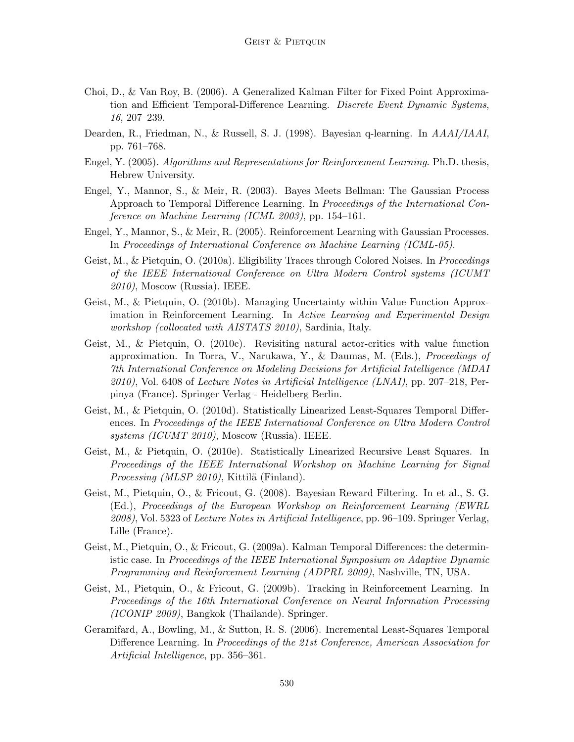Choi, D., & Van Roy, B. (2006). A Generalized Kalman Filter for Fixed Point Approximation and Efficient Temporal-Difference Learning. *Discrete Event Dynamic Systems*, *16*, 207–239.

Dearden, R., Friedman, N., & Russell, S. J. (1998). Bayesian q-learning. In *AAAI/IAAI*, pp. 761–768.

Engel, Y. (2005). *Algorithms and Representations for Reinforcement Learning*. Ph.D. thesis, Hebrew University.

Engel, Y., Mannor, S., & Meir, R. (2003). Bayes Meets Bellman: The Gaussian Process Approach to Temporal Difference Learning. In *Proceedings of the International Conference on Machine Learning (ICML 2003)*, pp. 154–161.

Engel, Y., Mannor, S., & Meir, R. (2005). Reinforcement Learning with Gaussian Processes. In *Proceedings of International Conference on Machine Learning (ICML-05)*.

Geist, M., & Pietquin, O. (2010a). Eligibility Traces through Colored Noises. In *Proceedings of the IEEE International Conference on Ultra Modern Control systems (ICUMT 2010)*, Moscow (Russia). IEEE.

Geist, M., & Pietquin, O. (2010b). Managing Uncertainty within Value Function Approximation in Reinforcement Learning. In *Active Learning and Experimental Design workshop (collocated with AISTATS 2010)*, Sardinia, Italy.

Geist, M., & Pietquin, O. (2010c). Revisiting natural actor-critics with value function approximation. In Torra, V., Narukawa, Y., & Daumas, M. (Eds.), *Proceedings of 7th International Conference on Modeling Decisions for Artificial Intelligence (MDAI 2010)*, Vol. 6408 of *Lecture Notes in Artificial Intelligence (LNAI)*, pp. 207–218, Perpinya (France). Springer Verlag - Heidelberg Berlin.

Geist, M., & Pietquin, O. (2010d). Statistically Linearized Least-Squares Temporal Differences. In *Proceedings of the IEEE International Conference on Ultra Modern Control systems (ICUMT 2010)*, Moscow (Russia). IEEE.

Geist, M., & Pietquin, O. (2010e). Statistically Linearized Recursive Least Squares. In *Proceedings of the IEEE International Workshop on Machine Learning for Signal Processing (MLSP 2010)*, Kittilä (Finland).

Geist, M., Pietquin, O., & Fricout, G. (2008). Bayesian Reward Filtering. In et al., S. G. (Ed.), *Proceedings of the European Workshop on Reinforcement Learning (EWRL 2008)*, Vol. 5323 of *Lecture Notes in Artificial Intelligence*, pp. 96–109. Springer Verlag, Lille (France).

Geist, M., Pietquin, O., & Fricout, G. (2009a). Kalman Temporal Differences: the deterministic case. In *Proceedings of the IEEE International Symposium on Adaptive Dynamic Programming and Reinforcement Learning (ADPRL 2009)*, Nashville, TN, USA.

Geist, M., Pietquin, O., & Fricout, G. (2009b). Tracking in Reinforcement Learning. In *Proceedings of the 16th International Conference on Neural Information Processing (ICONIP 2009)*, Bangkok (Thailande). Springer.

Geramifard, A., Bowling, M., & Sutton, R. S. (2006). Incremental Least-Squares Temporal Difference Learning. In *Proceedings of the 21st Conference, American Association for Artificial Intelligence*, pp. 356–361.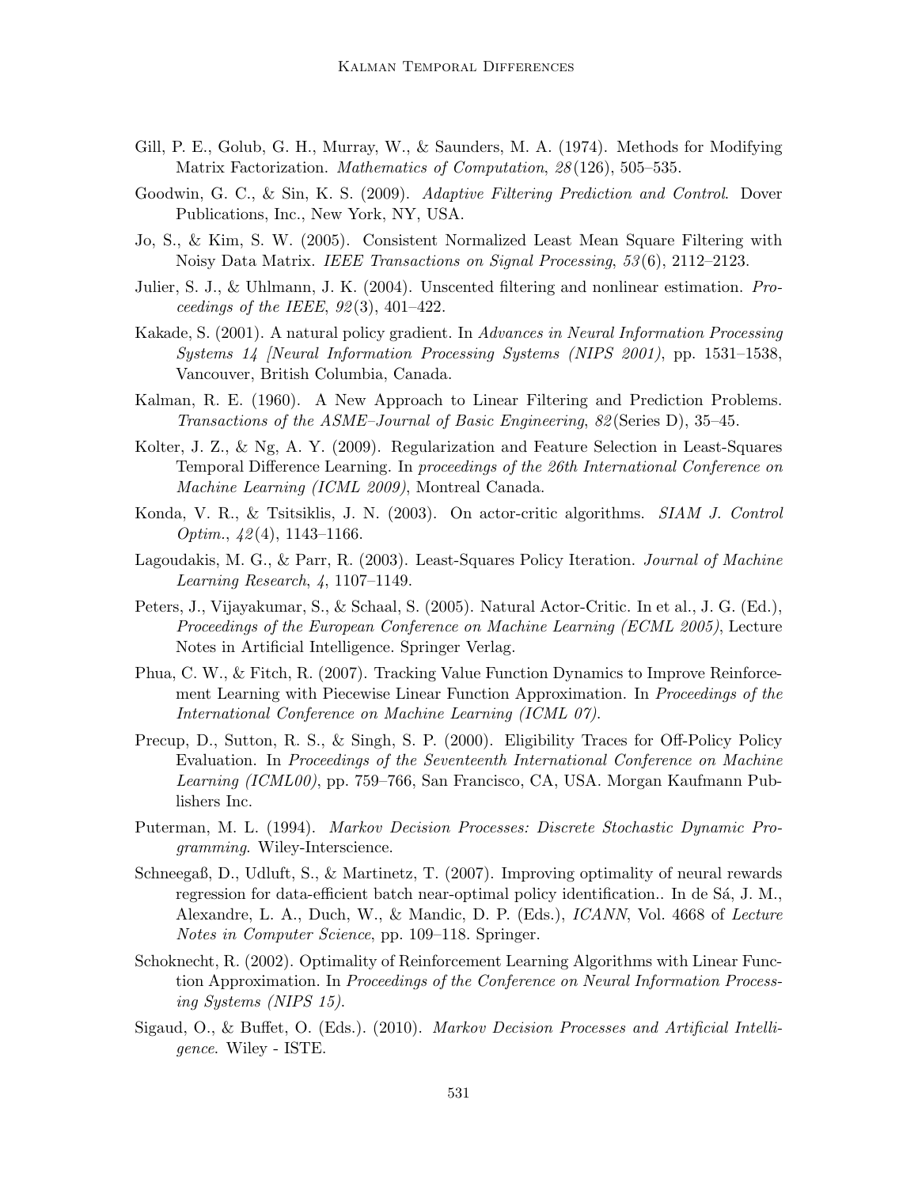Gill, P. E., Golub, G. H., Murray, W., & Saunders, M. A. (1974). Methods for Modifying Matrix Factorization. *Mathematics of Computation*, *28*(126), 505–535.

Goodwin, G. C., & Sin, K. S. (2009). *Adaptive Filtering Prediction and Control*. Dover Publications, Inc., New York, NY, USA.

Jo, S., & Kim, S. W. (2005). Consistent Normalized Least Mean Square Filtering with Noisy Data Matrix. *IEEE Transactions on Signal Processing*, *53*(6), 2112–2123.

Julier, S. J., & Uhlmann, J. K. (2004). Unscented filtering and nonlinear estimation. *Proceedings of the IEEE*, *92*(3), 401–422.

Kakade, S. (2001). A natural policy gradient. In *Advances in Neural Information Processing Systems 14 [Neural Information Processing Systems (NIPS 2001)*, pp. 1531–1538, Vancouver, British Columbia, Canada.

Kalman, R. E. (1960). A New Approach to Linear Filtering and Prediction Problems. *Transactions of the ASME–Journal of Basic Engineering*, *82*(Series D), 35–45.

Kolter, J. Z., & Ng, A. Y. (2009). Regularization and Feature Selection in Least-Squares Temporal Difference Learning. In *proceedings of the 26th International Conference on Machine Learning (ICML 2009)*, Montreal Canada.

Konda, V. R., & Tsitsiklis, J. N. (2003). On actor-critic algorithms. *SIAM J. Control Optim.*, *42*(4), 1143–1166.

Lagoudakis, M. G., & Parr, R. (2003). Least-Squares Policy Iteration. *Journal of Machine Learning Research*, *4*, 1107–1149.

Peters, J., Vijayakumar, S., & Schaal, S. (2005). Natural Actor-Critic. In et al., J. G. (Ed.), *Proceedings of the European Conference on Machine Learning (ECML 2005)*, Lecture Notes in Artificial Intelligence. Springer Verlag.

Phua, C. W., & Fitch, R. (2007). Tracking Value Function Dynamics to Improve Reinforcement Learning with Piecewise Linear Function Approximation. In *Proceedings of the International Conference on Machine Learning (ICML 07)*.

Precup, D., Sutton, R. S., & Singh, S. P. (2000). Eligibility Traces for Off-Policy Policy Evaluation. In *Proceedings of the Seventeenth International Conference on Machine Learning (ICML00)*, pp. 759–766, San Francisco, CA, USA. Morgan Kaufmann Publishers Inc.

Puterman, M. L. (1994). *Markov Decision Processes: Discrete Stochastic Dynamic Programming*. Wiley-Interscience.

Schneegaß, D., Udluft, S., & Martinetz, T. (2007). Improving optimality of neural rewards regression for data-efficient batch near-optimal policy identification.. In de Sá, J. M., Alexandre, L. A., Duch, W., & Mandic, D. P. (Eds.), *ICANN*, Vol. 4668 of *Lecture Notes in Computer Science*, pp. 109–118. Springer.

Schoknecht, R. (2002). Optimality of Reinforcement Learning Algorithms with Linear Function Approximation. In *Proceedings of the Conference on Neural Information Processing Systems (NIPS 15)*.

Sigaud, O., & Buffet, O. (Eds.). (2010). *Markov Decision Processes and Artificial Intelligence*. Wiley - ISTE.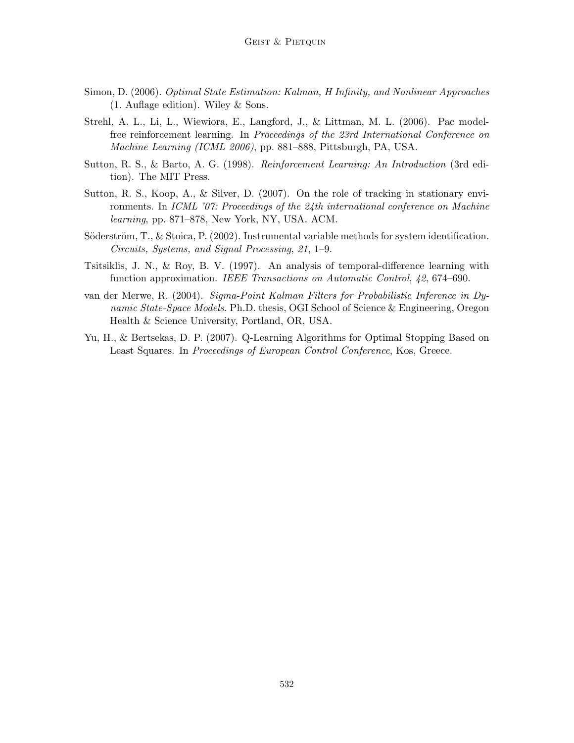Simon, D. (2006). *Optimal State Estimation: Kalman, H Infinity, and Nonlinear Approaches* (1. Auflage edition). Wiley & Sons.

Strehl, A. L., Li, L., Wiewiora, E., Langford, J., & Littman, M. L. (2006). Pac model-free reinforcement learning. In *Proceedings of the 23rd International Conference on Machine Learning (ICML 2006)*, pp. 881–888, Pittsburgh, PA, USA.

Sutton, R. S., & Barto, A. G. (1998). *Reinforcement Learning: An Introduction* (3rd edition). The MIT Press.

Sutton, R. S., Koop, A., & Silver, D. (2007). On the role of tracking in stationary environments. In *ICML '07: Proceedings of the 24th international conference on Machine learning*, pp. 871–878, New York, NY, USA. ACM.

Söderström, T., & Stoica, P. (2002). Instrumental variable methods for system identification. *Circuits, Systems, and Signal Processing*, *21*, 1–9.

Tsitsiklis, J. N., & Roy, B. V. (1997). An analysis of temporal-difference learning with function approximation. *IEEE Transactions on Automatic Control*, *42*, 674–690.

van der Merwe, R. (2004). *Sigma-Point Kalman Filters for Probabilistic Inference in Dynamic State-Space Models*. Ph.D. thesis, OGI School of Science & Engineering, Oregon Health & Science University, Portland, OR, USA.

Yu, H., & Bertsekas, D. P. (2007). Q-Learning Algorithms for Optimal Stopping Based on Least Squares. In *Proceedings of European Control Conference*, Kos, Greece.